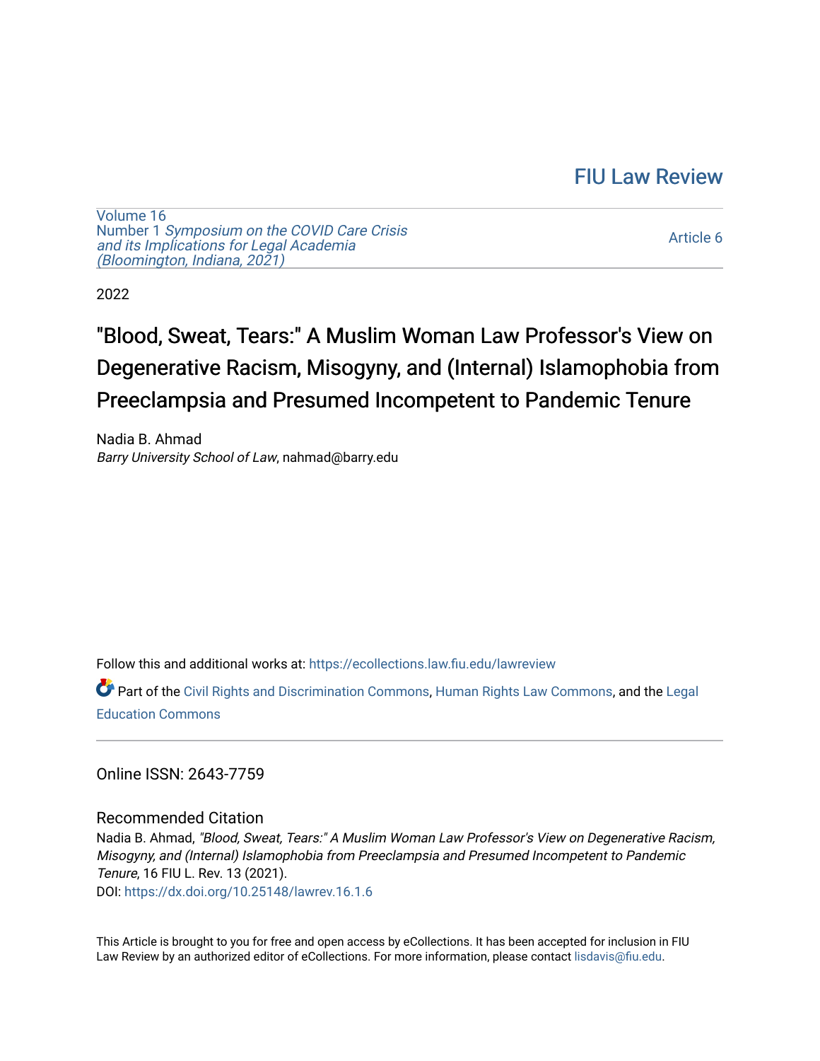FIU Law Review

Volume 16
Number 1 *Symposium on the COVID Care Crisis and its Implications for Legal Academia (Bloomington, Indiana, 2021)*

Article 6

2022

# "Blood, Sweat, Tears:" A Muslim Woman Law Professor's View on Degenerative Racism, Misogyny, and (Internal) Islamophobia from Preeclampsia and Presumed Incompetent to Pandemic Tenure

Nadia B. Ahmad
*Barry University School of Law*, nahmad@barry.edu

Follow this and additional works at: https://ecollections.law.fiu.edu/lawreview

Part of the Civil Rights and Discrimination Commons, Human Rights Law Commons, and the Legal Education Commons

Online ISSN: 2643-7759

## Recommended Citation

Nadia B. Ahmad, *"Blood, Sweat, Tears:" A Muslim Woman Law Professor's View on Degenerative Racism, Misogyny, and (Internal) Islamophobia from Preeclampsia and Presumed Incompetent to Pandemic Tenure*, 16 FIU L. Rev. 13 (2021).
DOI: https://dx.doi.org/10.25148/lawrev.16.1.6

This Article is brought to you for free and open access by eCollections. It has been accepted for inclusion in FIU Law Review by an authorized editor of eCollections. For more information, please contact lisdavis@fiu.edu.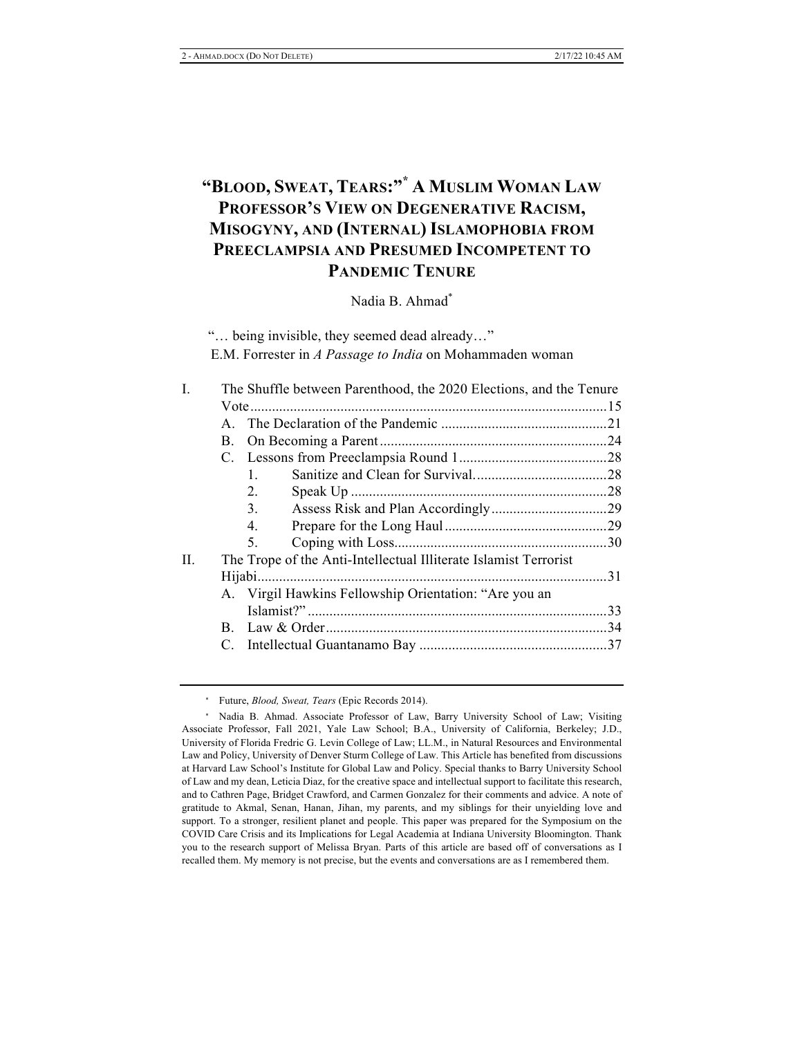# "BLOOD, SWEAT, TEARS:"[*] A MUSLIM WOMAN LAW PROFESSOR'S VIEW ON DEGENERATIVE RACISM, MISOGYNY, AND (INTERNAL) ISLAMOPHOBIA FROM PREECLAMPSIA AND PRESUMED INCOMPETENT TO PANDEMIC TENURE

Nadia B. Ahmad[*]

"… being invisible, they seemed dead already…"
E.M. Forrester in *A Passage to India* on Mohammaden woman

I. The Shuffle between Parenthood, the 2020 Elections, and the Tenure Vote ........................................................................................ 15
  A. The Declaration of the Pandemic .............................................. 21
  B. On Becoming a Parent .............................................................. 24
  C. Lessons from Preeclampsia Round 1 .......................................... 28
    1. Sanitize and Clean for Survival. .................................... 28
    2. Speak Up ..................................................................... 28
    3. Assess Risk and Plan Accordingly ................................ 29
    4. Prepare for the Long Haul ............................................ 29
    5. Coping with Loss .......................................................... 30
II. The Trope of the Anti-Intellectual Illiterate Islamist Terrorist Hijabi ................................................................................................ 31
  A. Virgil Hawkins Fellowship Orientation: "Are you an Islamist?" .................................................................................. 33
  B. Law & Order ............................................................................. 34
  C. Intellectual Guantanamo Bay .................................................... 37

[*] Future, *Blood, Sweat, Tears* (Epic Records 2014).

[*] Nadia B. Ahmad. Associate Professor of Law, Barry University School of Law; Visiting Associate Professor, Fall 2021, Yale Law School; B.A., University of California, Berkeley; J.D., University of Florida Fredric G. Levin College of Law; LL.M., in Natural Resources and Environmental Law and Policy, University of Denver Sturm College of Law. This Article has benefited from discussions at Harvard Law School's Institute for Global Law and Policy. Special thanks to Barry University School of Law and my dean, Leticia Diaz, for the creative space and intellectual support to facilitate this research, and to Cathren Page, Bridget Crawford, and Carmen Gonzalez for their comments and advice. A note of gratitude to Akmal, Senan, Hanan, Jihan, my parents, and my siblings for their unyielding love and support. To a stronger, resilient planet and people. This paper was prepared for the Symposium on the COVID Care Crisis and its Implications for Legal Academia at Indiana University Bloomington. Thank you to the research support of Melissa Bryan. Parts of this article are based off of conversations as I recalled them. My memory is not precise, but the events and conversations are as I remembered them.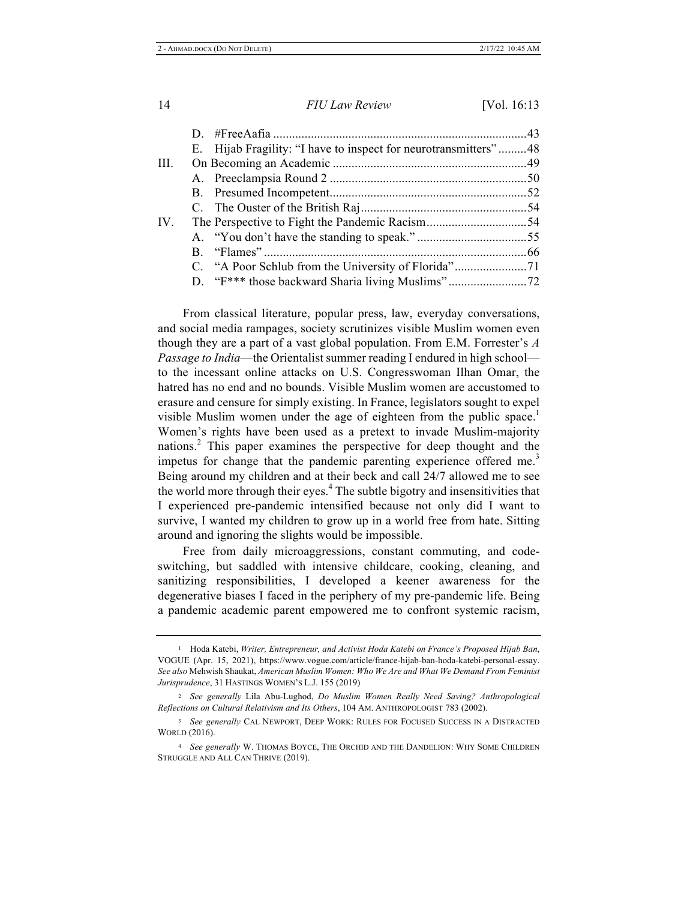D. #FreeAafia ................................................................................43

E. Hijab Fragility: "I have to inspect for neurotransmitters" .........48

III. On Becoming an Academic .............................................................49

A. Preeclampsia Round 2 ..............................................................50

B. Presumed Incompetent..............................................................52

C. The Ouster of the British Raj.....................................................54

IV. The Perspective to Fight the Pandemic Racism................................54

A. "You don't have the standing to speak." ...................................55

B. "Flames" ...................................................................................66

C. "A Poor Schlub from the University of Florida".......................71

D. "F*** those backward Sharia living Muslims" .........................72

From classical literature, popular press, law, everyday conversations, and social media rampages, society scrutinizes visible Muslim women even though they are a part of a vast global population. From E.M. Forrester's *A Passage to India*—the Orientalist summer reading I endured in high school—to the incessant online attacks on U.S. Congresswoman Ilhan Omar, the hatred has no end and no bounds. Visible Muslim women are accustomed to erasure and censure for simply existing. In France, legislators sought to expel visible Muslim women under the age of eighteen from the public space.[1] Women's rights have been used as a pretext to invade Muslim-majority nations.[2] This paper examines the perspective for deep thought and the impetus for change that the pandemic parenting experience offered me.[3] Being around my children and at their beck and call 24/7 allowed me to see the world more through their eyes.[4] The subtle bigotry and insensitivities that I experienced pre-pandemic intensified because not only did I want to survive, I wanted my children to grow up in a world free from hate. Sitting around and ignoring the slights would be impossible.

Free from daily microaggressions, constant commuting, and code-switching, but saddled with intensive childcare, cooking, cleaning, and sanitizing responsibilities, I developed a keener awareness for the degenerative biases I faced in the periphery of my pre-pandemic life. Being a pandemic academic parent empowered me to confront systemic racism,

---

[1] Hoda Katebi, *Writer, Entrepreneur, and Activist Hoda Katebi on France's Proposed Hijab Ban*, VOGUE (Apr. 15, 2021), https://www.vogue.com/article/france-hijab-ban-hoda-katebi-personal-essay. *See also* Mehwish Shaukat, *American Muslim Women: Who We Are and What We Demand From Feminist Jurisprudence*, 31 HASTINGS WOMEN'S L.J. 155 (2019)

[2] *See generally* Lila Abu-Lughod, *Do Muslim Women Really Need Saving? Anthropological Reflections on Cultural Relativism and Its Others*, 104 AM. ANTHROPOLOGIST 783 (2002).

[3] *See generally* CAL NEWPORT, DEEP WORK: RULES FOR FOCUSED SUCCESS IN A DISTRACTED WORLD (2016).

[4] *See generally* W. THOMAS BOYCE, THE ORCHID AND THE DANDELION: WHY SOME CHILDREN STRUGGLE AND ALL CAN THRIVE (2019).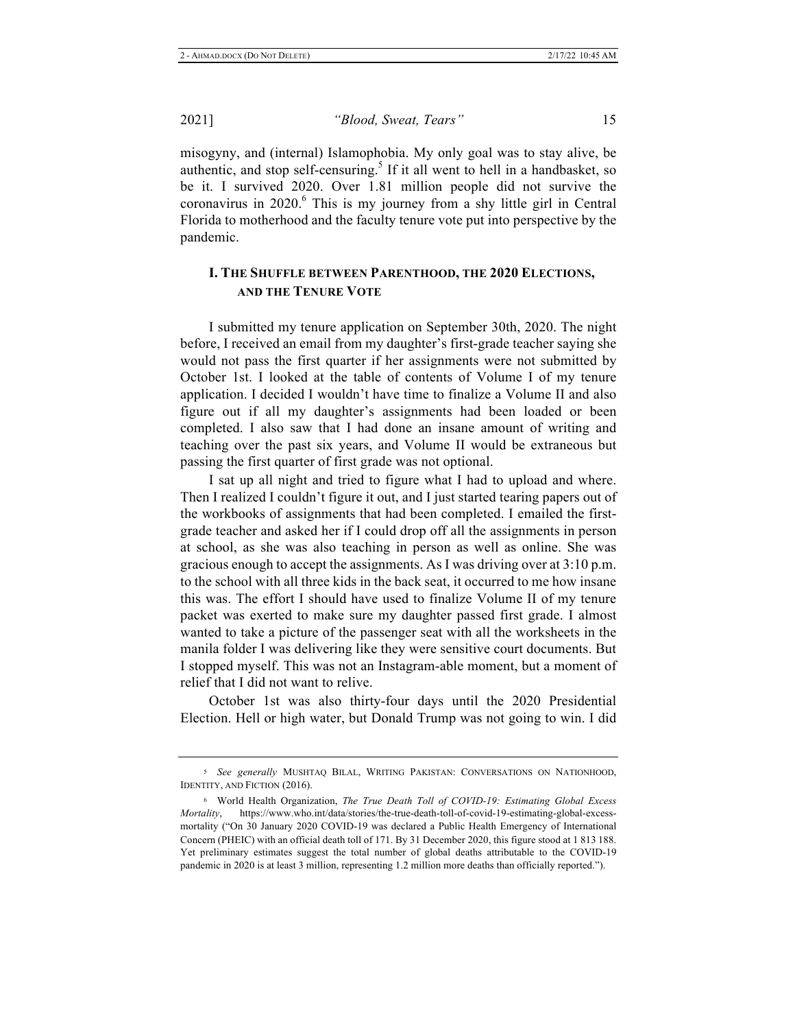misogyny, and (internal) Islamophobia. My only goal was to stay alive, be authentic, and stop self-censuring.[5] If it all went to hell in a handbasket, so be it. I survived 2020. Over 1.81 million people did not survive the coronavirus in 2020.[6] This is my journey from a shy little girl in Central Florida to motherhood and the faculty tenure vote put into perspective by the pandemic.

## I. The Shuffle between Parenthood, the 2020 Elections, and the Tenure Vote

I submitted my tenure application on September 30th, 2020. The night before, I received an email from my daughter's first-grade teacher saying she would not pass the first quarter if her assignments were not submitted by October 1st. I looked at the table of contents of Volume I of my tenure application. I decided I wouldn't have time to finalize a Volume II and also figure out if all my daughter's assignments had been loaded or been completed. I also saw that I had done an insane amount of writing and teaching over the past six years, and Volume II would be extraneous but passing the first quarter of first grade was not optional.

I sat up all night and tried to figure what I had to upload and where. Then I realized I couldn't figure it out, and I just started tearing papers out of the workbooks of assignments that had been completed. I emailed the first-grade teacher and asked her if I could drop off all the assignments in person at school, as she was also teaching in person as well as online. She was gracious enough to accept the assignments. As I was driving over at 3:10 p.m. to the school with all three kids in the back seat, it occurred to me how insane this was. The effort I should have used to finalize Volume II of my tenure packet was exerted to make sure my daughter passed first grade. I almost wanted to take a picture of the passenger seat with all the worksheets in the manila folder I was delivering like they were sensitive court documents. But I stopped myself. This was not an Instagram-able moment, but a moment of relief that I did not want to relive.

October 1st was also thirty-four days until the 2020 Presidential Election. Hell or high water, but Donald Trump was not going to win. I did

---

[5] *See generally* MUSHTAQ BILAL, WRITING PAKISTAN: CONVERSATIONS ON NATIONHOOD, IDENTITY, AND FICTION (2016).

[6] World Health Organization, *The True Death Toll of COVID-19: Estimating Global Excess Mortality*, https://www.who.int/data/stories/the-true-death-toll-of-covid-19-estimating-global-excess-mortality ("On 30 January 2020 COVID-19 was declared a Public Health Emergency of International Concern (PHEIC) with an official death toll of 171. By 31 December 2020, this figure stood at 1 813 188. Yet preliminary estimates suggest the total number of global deaths attributable to the COVID-19 pandemic in 2020 is at least 3 million, representing 1.2 million more deaths than officially reported.").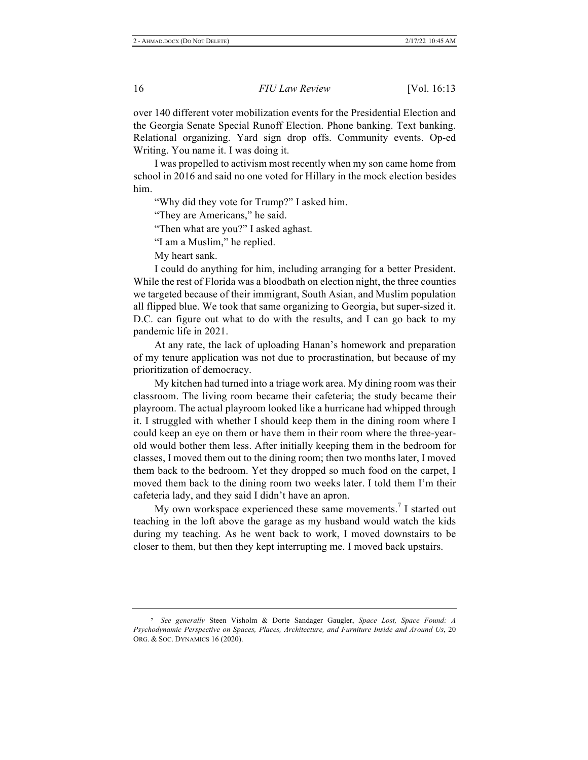over 140 different voter mobilization events for the Presidential Election and the Georgia Senate Special Runoff Election. Phone banking. Text banking. Relational organizing. Yard sign drop offs. Community events. Op-ed Writing. You name it. I was doing it.

I was propelled to activism most recently when my son came home from school in 2016 and said no one voted for Hillary in the mock election besides him.

"Why did they vote for Trump?" I asked him.

"They are Americans," he said.

"Then what are you?" I asked aghast.

"I am a Muslim," he replied.

My heart sank.

I could do anything for him, including arranging for a better President. While the rest of Florida was a bloodbath on election night, the three counties we targeted because of their immigrant, South Asian, and Muslim population all flipped blue. We took that same organizing to Georgia, but super-sized it. D.C. can figure out what to do with the results, and I can go back to my pandemic life in 2021.

At any rate, the lack of uploading Hanan's homework and preparation of my tenure application was not due to procrastination, but because of my prioritization of democracy.

My kitchen had turned into a triage work area. My dining room was their classroom. The living room became their cafeteria; the study became their playroom. The actual playroom looked like a hurricane had whipped through it. I struggled with whether I should keep them in the dining room where I could keep an eye on them or have them in their room where the three-year-old would bother them less. After initially keeping them in the bedroom for classes, I moved them out to the dining room; then two months later, I moved them back to the bedroom. Yet they dropped so much food on the carpet, I moved them back to the dining room two weeks later. I told them I'm their cafeteria lady, and they said I didn't have an apron.

My own workspace experienced these same movements.[7] I started out teaching in the loft above the garage as my husband would watch the kids during my teaching. As he went back to work, I moved downstairs to be closer to them, but then they kept interrupting me. I moved back upstairs.

---

[7] *See generally* Steen Visholm & Dorte Sandager Gaugler, *Space Lost, Space Found: A Psychodynamic Perspective on Spaces, Places, Architecture, and Furniture Inside and Around Us*, 20 ORG. & SOC. DYNAMICS 16 (2020).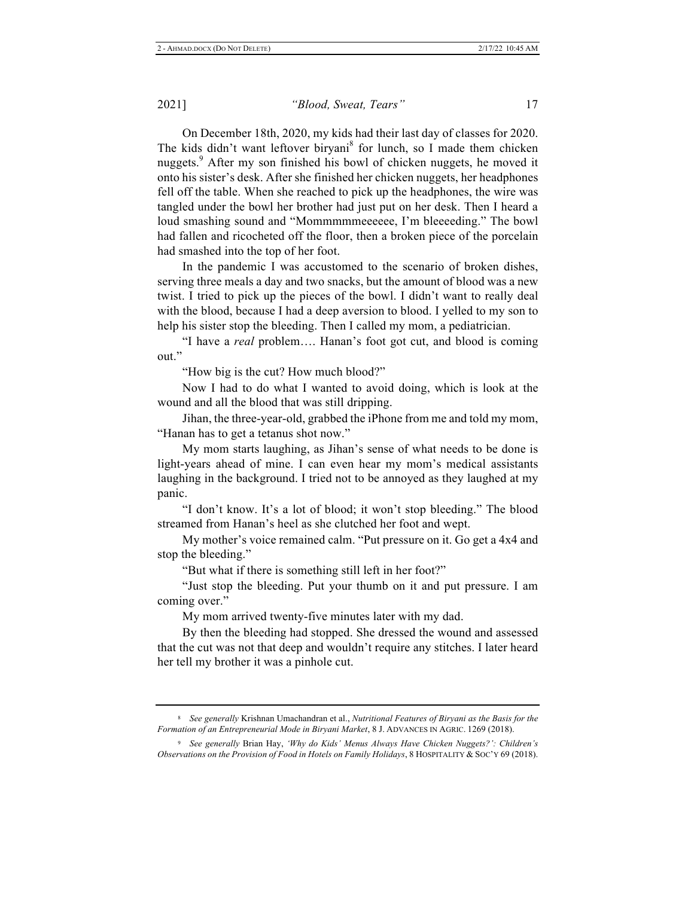On December 18th, 2020, my kids had their last day of classes for 2020. The kids didn't want leftover biryani[8] for lunch, so I made them chicken nuggets.[9] After my son finished his bowl of chicken nuggets, he moved it onto his sister's desk. After she finished her chicken nuggets, her headphones fell off the table. When she reached to pick up the headphones, the wire was tangled under the bowl her brother had just put on her desk. Then I heard a loud smashing sound and "Mommmmmeeeeee, I'm bleeeeding." The bowl had fallen and ricocheted off the floor, then a broken piece of the porcelain had smashed into the top of her foot.

In the pandemic I was accustomed to the scenario of broken dishes, serving three meals a day and two snacks, but the amount of blood was a new twist. I tried to pick up the pieces of the bowl. I didn't want to really deal with the blood, because I had a deep aversion to blood. I yelled to my son to help his sister stop the bleeding. Then I called my mom, a pediatrician.

"I have a *real* problem…. Hanan's foot got cut, and blood is coming out."

"How big is the cut? How much blood?"

Now I had to do what I wanted to avoid doing, which is look at the wound and all the blood that was still dripping.

Jihan, the three-year-old, grabbed the iPhone from me and told my mom, "Hanan has to get a tetanus shot now."

My mom starts laughing, as Jihan's sense of what needs to be done is light-years ahead of mine. I can even hear my mom's medical assistants laughing in the background. I tried not to be annoyed as they laughed at my panic.

"I don't know. It's a lot of blood; it won't stop bleeding." The blood streamed from Hanan's heel as she clutched her foot and wept.

My mother's voice remained calm. "Put pressure on it. Go get a 4x4 and stop the bleeding."

"But what if there is something still left in her foot?"

"Just stop the bleeding. Put your thumb on it and put pressure. I am coming over."

My mom arrived twenty-five minutes later with my dad.

By then the bleeding had stopped. She dressed the wound and assessed that the cut was not that deep and wouldn't require any stitches. I later heard her tell my brother it was a pinhole cut.

---

[8] *See generally* Krishnan Umachandran et al., *Nutritional Features of Biryani as the Basis for the Formation of an Entrepreneurial Mode in Biryani Market*, 8 J. ADVANCES IN AGRIC. 1269 (2018).

[9] *See generally* Brian Hay, *'Why do Kids' Menus Always Have Chicken Nuggets?': Children's Observations on the Provision of Food in Hotels on Family Holidays*, 8 HOSPITALITY & SOC'Y 69 (2018).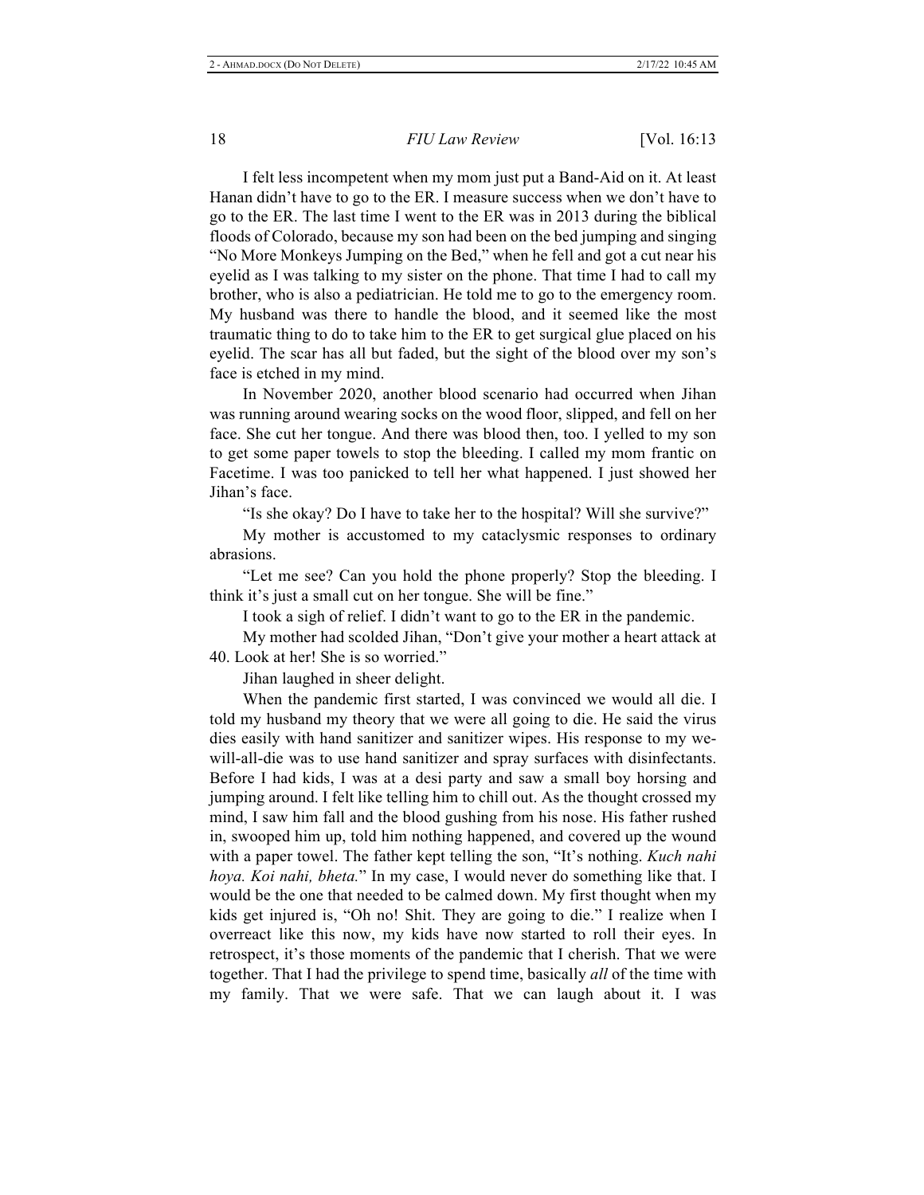I felt less incompetent when my mom just put a Band-Aid on it. At least Hanan didn't have to go to the ER. I measure success when we don't have to go to the ER. The last time I went to the ER was in 2013 during the biblical floods of Colorado, because my son had been on the bed jumping and singing "No More Monkeys Jumping on the Bed," when he fell and got a cut near his eyelid as I was talking to my sister on the phone. That time I had to call my brother, who is also a pediatrician. He told me to go to the emergency room. My husband was there to handle the blood, and it seemed like the most traumatic thing to do to take him to the ER to get surgical glue placed on his eyelid. The scar has all but faded, but the sight of the blood over my son's face is etched in my mind.

In November 2020, another blood scenario had occurred when Jihan was running around wearing socks on the wood floor, slipped, and fell on her face. She cut her tongue. And there was blood then, too. I yelled to my son to get some paper towels to stop the bleeding. I called my mom frantic on Facetime. I was too panicked to tell her what happened. I just showed her Jihan's face.

"Is she okay? Do I have to take her to the hospital? Will she survive?"

My mother is accustomed to my cataclysmic responses to ordinary abrasions.

"Let me see? Can you hold the phone properly? Stop the bleeding. I think it's just a small cut on her tongue. She will be fine."

I took a sigh of relief. I didn't want to go to the ER in the pandemic.

My mother had scolded Jihan, "Don't give your mother a heart attack at 40. Look at her! She is so worried."

Jihan laughed in sheer delight.

When the pandemic first started, I was convinced we would all die. I told my husband my theory that we were all going to die. He said the virus dies easily with hand sanitizer and sanitizer wipes. His response to my we-will-all-die was to use hand sanitizer and spray surfaces with disinfectants. Before I had kids, I was at a desi party and saw a small boy horsing and jumping around. I felt like telling him to chill out. As the thought crossed my mind, I saw him fall and the blood gushing from his nose. His father rushed in, swooped him up, told him nothing happened, and covered up the wound with a paper towel. The father kept telling the son, "It's nothing. *Kuch nahi hoya. Koi nahi, bheta.*" In my case, I would never do something like that. I would be the one that needed to be calmed down. My first thought when my kids get injured is, "Oh no! Shit. They are going to die." I realize when I overreact like this now, my kids have now started to roll their eyes. In retrospect, it's those moments of the pandemic that I cherish. That we were together. That I had the privilege to spend time, basically *all* of the time with my family. That we were safe. That we can laugh about it. I was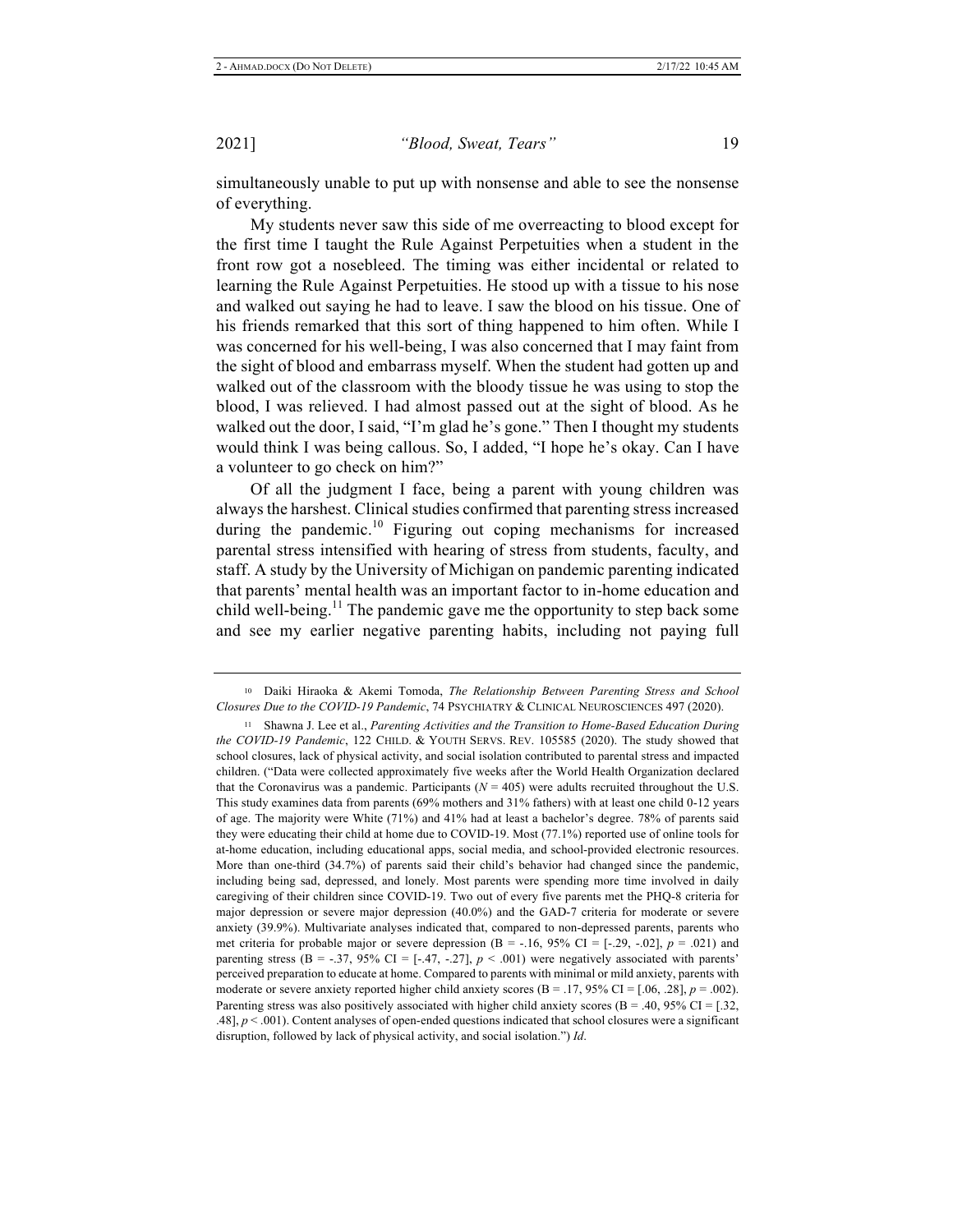simultaneously unable to put up with nonsense and able to see the nonsense of everything.

My students never saw this side of me overreacting to blood except for the first time I taught the Rule Against Perpetuities when a student in the front row got a nosebleed. The timing was either incidental or related to learning the Rule Against Perpetuities. He stood up with a tissue to his nose and walked out saying he had to leave. I saw the blood on his tissue. One of his friends remarked that this sort of thing happened to him often. While I was concerned for his well-being, I was also concerned that I may faint from the sight of blood and embarrass myself. When the student had gotten up and walked out of the classroom with the bloody tissue he was using to stop the blood, I was relieved. I had almost passed out at the sight of blood. As he walked out the door, I said, "I'm glad he's gone." Then I thought my students would think I was being callous. So, I added, "I hope he's okay. Can I have a volunteer to go check on him?"

Of all the judgment I face, being a parent with young children was always the harshest. Clinical studies confirmed that parenting stress increased during the pandemic.[10] Figuring out coping mechanisms for increased parental stress intensified with hearing of stress from students, faculty, and staff. A study by the University of Michigan on pandemic parenting indicated that parents' mental health was an important factor to in-home education and child well-being.[11] The pandemic gave me the opportunity to step back some and see my earlier negative parenting habits, including not paying full

---

[10] Daiki Hiraoka & Akemi Tomoda, *The Relationship Between Parenting Stress and School Closures Due to the COVID-19 Pandemic*, 74 PSYCHIATRY & CLINICAL NEUROSCIENCES 497 (2020).

[11] Shawna J. Lee et al., *Parenting Activities and the Transition to Home-Based Education During the COVID-19 Pandemic*, 122 CHILD. & YOUTH SERVS. REV. 105585 (2020). The study showed that school closures, lack of physical activity, and social isolation contributed to parental stress and impacted children. ("Data were collected approximately five weeks after the World Health Organization declared that the Coronavirus was a pandemic. Participants ($N = 405$) were adults recruited throughout the U.S. This study examines data from parents (69% mothers and 31% fathers) with at least one child 0-12 years of age. The majority were White (71%) and 41% had at least a bachelor's degree. 78% of parents said they were educating their child at home due to COVID-19. Most (77.1%) reported use of online tools for at-home education, including educational apps, social media, and school-provided electronic resources. More than one-third (34.7%) of parents said their child's behavior had changed since the pandemic, including being sad, depressed, and lonely. Most parents were spending more time involved in daily caregiving of their children since COVID-19. Two out of every five parents met the PHQ-8 criteria for major depression or severe major depression (40.0%) and the GAD-7 criteria for moderate or severe anxiety (39.9%). Multivariate analyses indicated that, compared to non-depressed parents, parents who met criteria for probable major or severe depression ($B = -.16$, 95% CI = [-.29, -.02], $p = .021$) and parenting stress ($B = -.37$, 95% CI = [-.47, -.27], $p < .001$) were negatively associated with parents' perceived preparation to educate at home. Compared to parents with minimal or mild anxiety, parents with moderate or severe anxiety reported higher child anxiety scores ($B = .17$, 95% CI = [.06, .28], $p = .002$). Parenting stress was also positively associated with higher child anxiety scores ($B = .40$, 95% CI = [.32, .48], $p < .001$). Content analyses of open-ended questions indicated that school closures were a significant disruption, followed by lack of physical activity, and social isolation.") *Id*.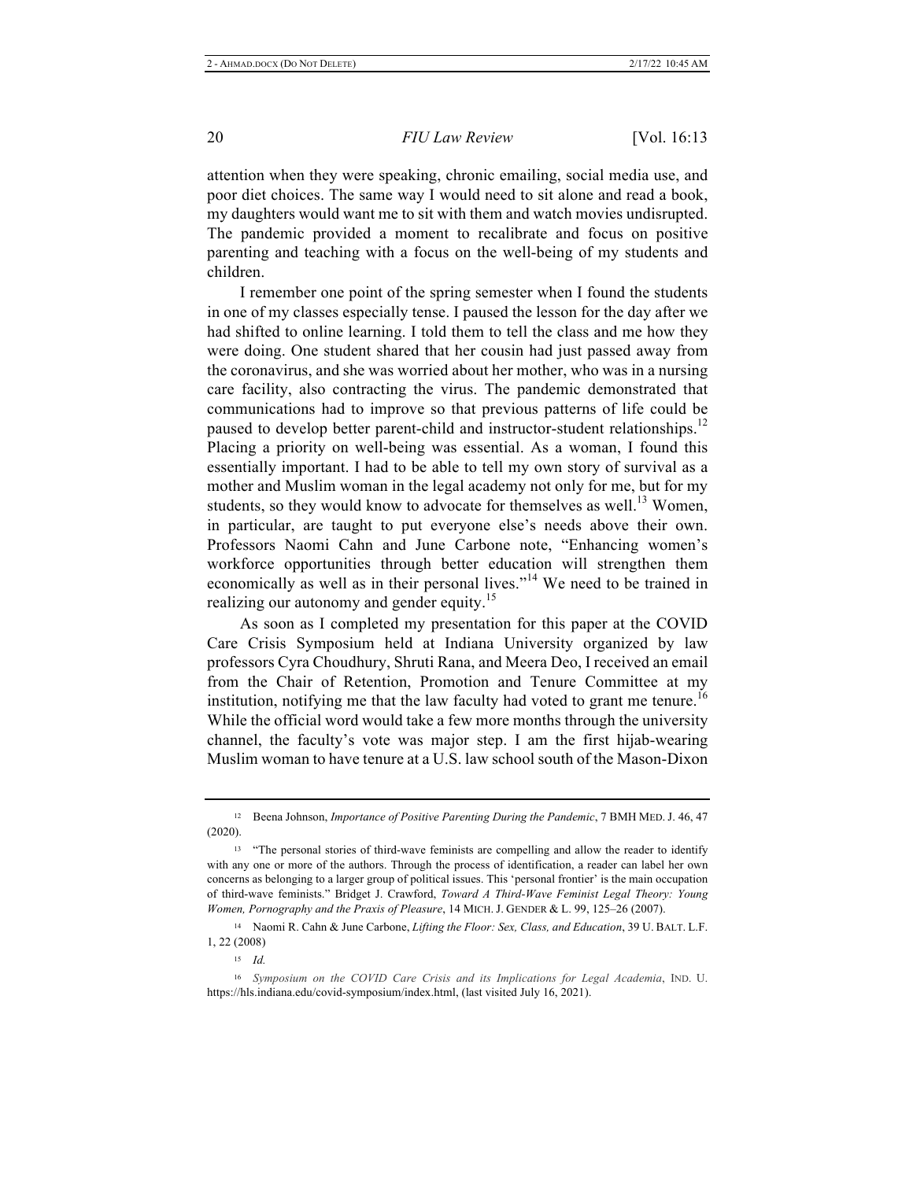attention when they were speaking, chronic emailing, social media use, and poor diet choices. The same way I would need to sit alone and read a book, my daughters would want me to sit with them and watch movies undisrupted. The pandemic provided a moment to recalibrate and focus on positive parenting and teaching with a focus on the well-being of my students and children.

I remember one point of the spring semester when I found the students in one of my classes especially tense. I paused the lesson for the day after we had shifted to online learning. I told them to tell the class and me how they were doing. One student shared that her cousin had just passed away from the coronavirus, and she was worried about her mother, who was in a nursing care facility, also contracting the virus. The pandemic demonstrated that communications had to improve so that previous patterns of life could be paused to develop better parent-child and instructor-student relationships.[12] Placing a priority on well-being was essential. As a woman, I found this essentially important. I had to be able to tell my own story of survival as a mother and Muslim woman in the legal academy not only for me, but for my students, so they would know to advocate for themselves as well.[13] Women, in particular, are taught to put everyone else's needs above their own. Professors Naomi Cahn and June Carbone note, "Enhancing women's workforce opportunities through better education will strengthen them economically as well as in their personal lives."[14] We need to be trained in realizing our autonomy and gender equity.[15]

As soon as I completed my presentation for this paper at the COVID Care Crisis Symposium held at Indiana University organized by law professors Cyra Choudhury, Shruti Rana, and Meera Deo, I received an email from the Chair of Retention, Promotion and Tenure Committee at my institution, notifying me that the law faculty had voted to grant me tenure.[16] While the official word would take a few more months through the university channel, the faculty's vote was major step. I am the first hijab-wearing Muslim woman to have tenure at a U.S. law school south of the Mason-Dixon

---

[12] Beena Johnson, *Importance of Positive Parenting During the Pandemic*, 7 BMH MED. J. 46, 47 (2020).

[13] "The personal stories of third-wave feminists are compelling and allow the reader to identify with any one or more of the authors. Through the process of identification, a reader can label her own concerns as belonging to a larger group of political issues. This 'personal frontier' is the main occupation of third-wave feminists." Bridget J. Crawford, *Toward A Third-Wave Feminist Legal Theory: Young Women, Pornography and the Praxis of Pleasure*, 14 MICH. J. GENDER & L. 99, 125–26 (2007).

[14] Naomi R. Cahn & June Carbone, *Lifting the Floor: Sex, Class, and Education*, 39 U. BALT. L.F. 1, 22 (2008)

[15] *Id.*

[16] *Symposium on the COVID Care Crisis and its Implications for Legal Academia*, IND. U. https://hls.indiana.edu/covid-symposium/index.html, (last visited July 16, 2021).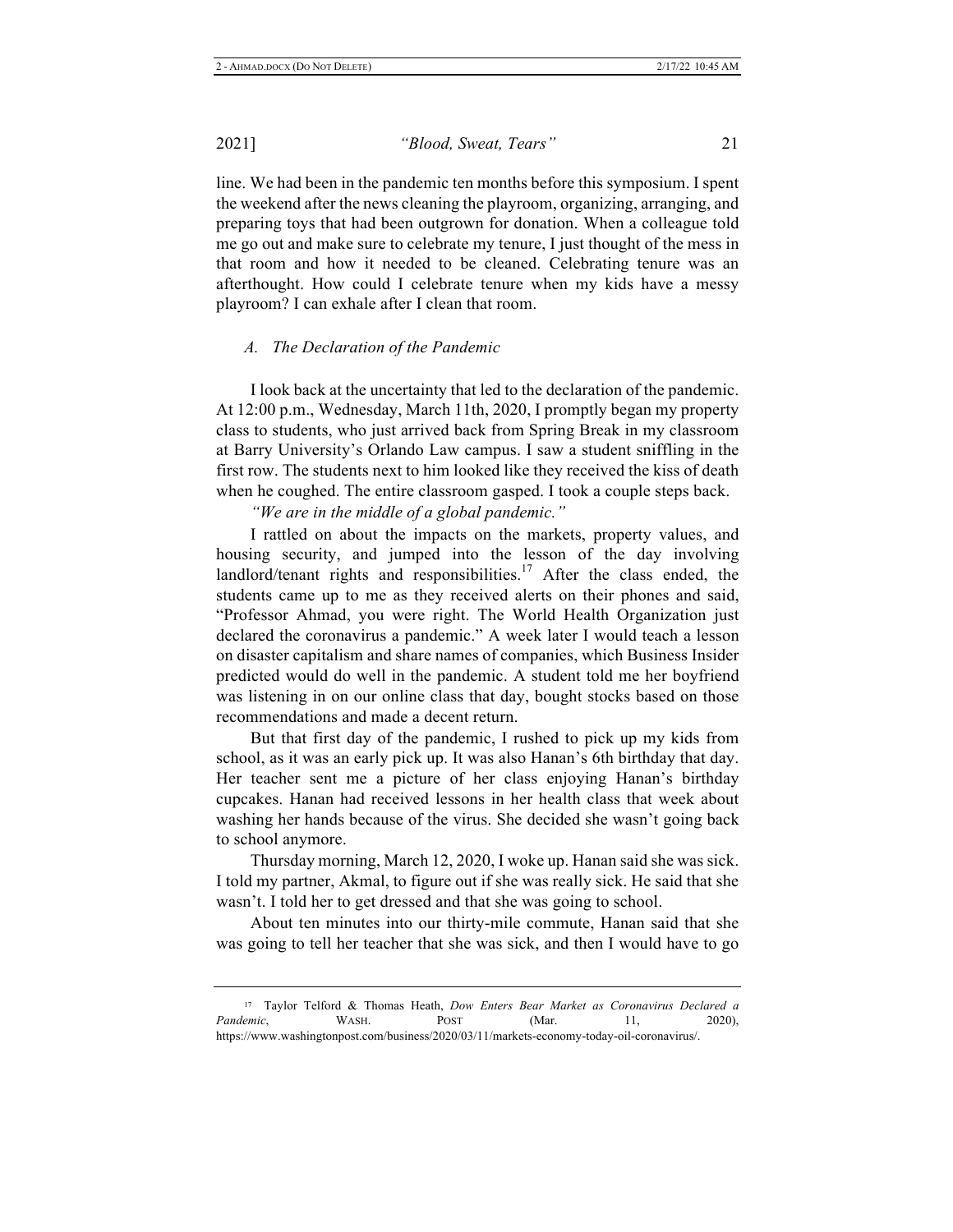line. We had been in the pandemic ten months before this symposium. I spent the weekend after the news cleaning the playroom, organizing, arranging, and preparing toys that had been outgrown for donation. When a colleague told me go out and make sure to celebrate my tenure, I just thought of the mess in that room and how it needed to be cleaned. Celebrating tenure was an afterthought. How could I celebrate tenure when my kids have a messy playroom? I can exhale after I clean that room.

### *A. The Declaration of the Pandemic*

I look back at the uncertainty that led to the declaration of the pandemic. At 12:00 p.m., Wednesday, March 11th, 2020, I promptly began my property class to students, who just arrived back from Spring Break in my classroom at Barry University's Orlando Law campus. I saw a student sniffling in the first row. The students next to him looked like they received the kiss of death when he coughed. The entire classroom gasped. I took a couple steps back.

*"We are in the middle of a global pandemic."*

I rattled on about the impacts on the markets, property values, and housing security, and jumped into the lesson of the day involving landlord/tenant rights and responsibilities.[17] After the class ended, the students came up to me as they received alerts on their phones and said, "Professor Ahmad, you were right. The World Health Organization just declared the coronavirus a pandemic." A week later I would teach a lesson on disaster capitalism and share names of companies, which Business Insider predicted would do well in the pandemic. A student told me her boyfriend was listening in on our online class that day, bought stocks based on those recommendations and made a decent return.

But that first day of the pandemic, I rushed to pick up my kids from school, as it was an early pick up. It was also Hanan's 6th birthday that day. Her teacher sent me a picture of her class enjoying Hanan's birthday cupcakes. Hanan had received lessons in her health class that week about washing her hands because of the virus. She decided she wasn't going back to school anymore.

Thursday morning, March 12, 2020, I woke up. Hanan said she was sick. I told my partner, Akmal, to figure out if she was really sick. He said that she wasn't. I told her to get dressed and that she was going to school.

About ten minutes into our thirty-mile commute, Hanan said that she was going to tell her teacher that she was sick, and then I would have to go

---

[17] Taylor Telford & Thomas Heath, *Dow Enters Bear Market as Coronavirus Declared a Pandemic*, WASH. POST (Mar. 11, 2020), https://www.washingtonpost.com/business/2020/03/11/markets-economy-today-oil-coronavirus/.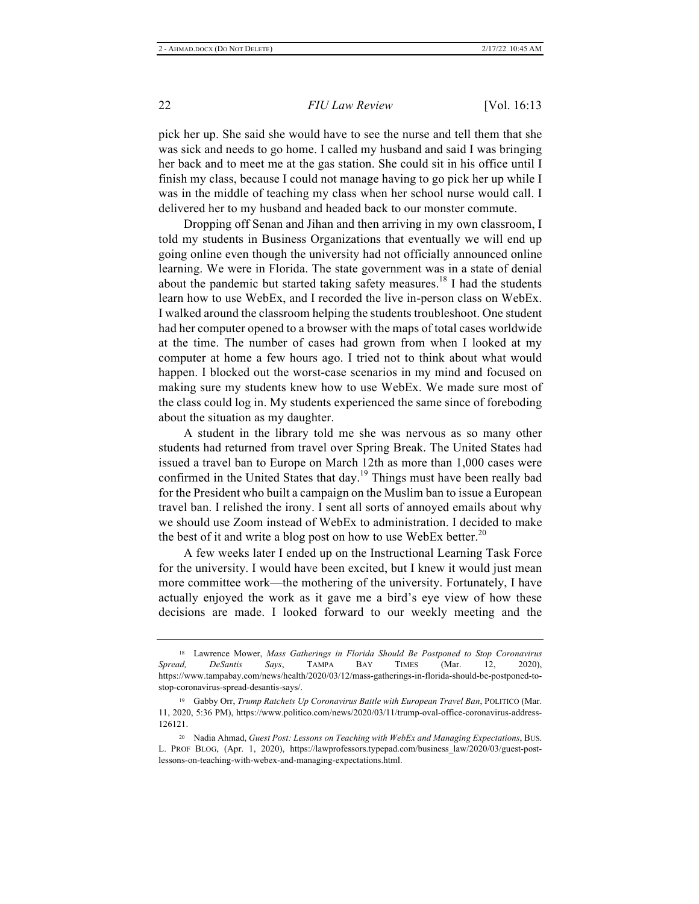pick her up. She said she would have to see the nurse and tell them that she was sick and needs to go home. I called my husband and said I was bringing her back and to meet me at the gas station. She could sit in his office until I finish my class, because I could not manage having to go pick her up while I was in the middle of teaching my class when her school nurse would call. I delivered her to my husband and headed back to our monster commute.

Dropping off Senan and Jihan and then arriving in my own classroom, I told my students in Business Organizations that eventually we will end up going online even though the university had not officially announced online learning. We were in Florida. The state government was in a state of denial about the pandemic but started taking safety measures.[18] I had the students learn how to use WebEx, and I recorded the live in-person class on WebEx. I walked around the classroom helping the students troubleshoot. One student had her computer opened to a browser with the maps of total cases worldwide at the time. The number of cases had grown from when I looked at my computer at home a few hours ago. I tried not to think about what would happen. I blocked out the worst-case scenarios in my mind and focused on making sure my students knew how to use WebEx. We made sure most of the class could log in. My students experienced the same since of foreboding about the situation as my daughter.

A student in the library told me she was nervous as so many other students had returned from travel over Spring Break. The United States had issued a travel ban to Europe on March 12th as more than 1,000 cases were confirmed in the United States that day.[19] Things must have been really bad for the President who built a campaign on the Muslim ban to issue a European travel ban. I relished the irony. I sent all sorts of annoyed emails about why we should use Zoom instead of WebEx to administration. I decided to make the best of it and write a blog post on how to use WebEx better.[20]

A few weeks later I ended up on the Instructional Learning Task Force for the university. I would have been excited, but I knew it would just mean more committee work—the mothering of the university. Fortunately, I have actually enjoyed the work as it gave me a bird's eye view of how these decisions are made. I looked forward to our weekly meeting and the

---

[18] Lawrence Mower, *Mass Gatherings in Florida Should Be Postponed to Stop Coronavirus Spread, DeSantis Says*, TAMPA BAY TIMES (Mar. 12, 2020), https://www.tampabay.com/news/health/2020/03/12/mass-gatherings-in-florida-should-be-postponed-to-stop-coronavirus-spread-desantis-says/.

[19] Gabby Orr, *Trump Ratchets Up Coronavirus Battle with European Travel Ban*, POLITICO (Mar. 11, 2020, 5:36 PM), https://www.politico.com/news/2020/03/11/trump-oval-office-coronavirus-address-126121.

[20] Nadia Ahmad, *Guest Post: Lessons on Teaching with WebEx and Managing Expectations*, BUS. L. PROF BLOG, (Apr. 1, 2020), https://lawprofessors.typepad.com/business_law/2020/03/guest-post-lessons-on-teaching-with-webex-and-managing-expectations.html.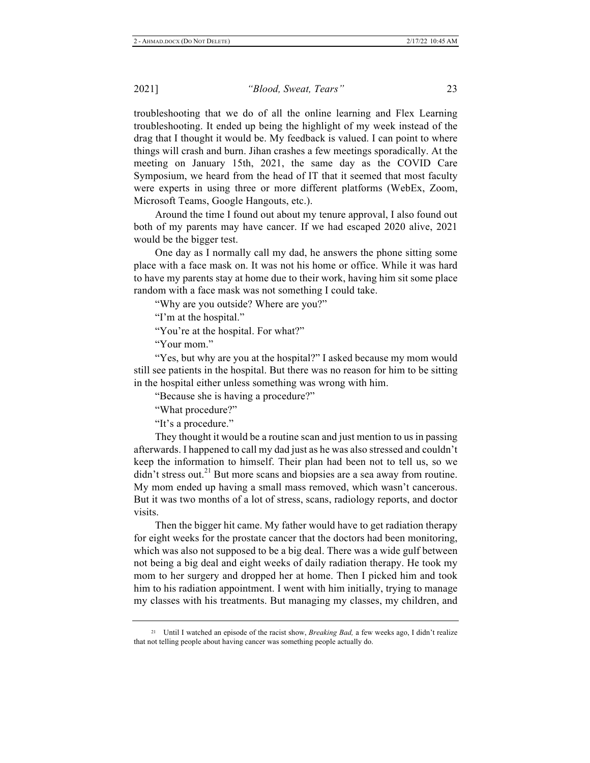troubleshooting that we do of all the online learning and Flex Learning troubleshooting. It ended up being the highlight of my week instead of the drag that I thought it would be. My feedback is valued. I can point to where things will crash and burn. Jihan crashes a few meetings sporadically. At the meeting on January 15th, 2021, the same day as the COVID Care Symposium, we heard from the head of IT that it seemed that most faculty were experts in using three or more different platforms (WebEx, Zoom, Microsoft Teams, Google Hangouts, etc.).

Around the time I found out about my tenure approval, I also found out both of my parents may have cancer. If we had escaped 2020 alive, 2021 would be the bigger test.

One day as I normally call my dad, he answers the phone sitting some place with a face mask on. It was not his home or office. While it was hard to have my parents stay at home due to their work, having him sit some place random with a face mask was not something I could take.

"Why are you outside? Where are you?"

"I'm at the hospital."

"You're at the hospital. For what?"

"Your mom."

"Yes, but why are you at the hospital?" I asked because my mom would still see patients in the hospital. But there was no reason for him to be sitting in the hospital either unless something was wrong with him.

"Because she is having a procedure?"

"What procedure?"

"It's a procedure."

They thought it would be a routine scan and just mention to us in passing afterwards. I happened to call my dad just as he was also stressed and couldn't keep the information to himself. Their plan had been not to tell us, so we didn't stress out.[21] But more scans and biopsies are a sea away from routine. My mom ended up having a small mass removed, which wasn't cancerous. But it was two months of a lot of stress, scans, radiology reports, and doctor visits.

Then the bigger hit came. My father would have to get radiation therapy for eight weeks for the prostate cancer that the doctors had been monitoring, which was also not supposed to be a big deal. There was a wide gulf between not being a big deal and eight weeks of daily radiation therapy. He took my mom to her surgery and dropped her at home. Then I picked him and took him to his radiation appointment. I went with him initially, trying to manage my classes with his treatments. But managing my classes, my children, and

---

[21] Until I watched an episode of the racist show, *Breaking Bad,* a few weeks ago, I didn't realize that not telling people about having cancer was something people actually do.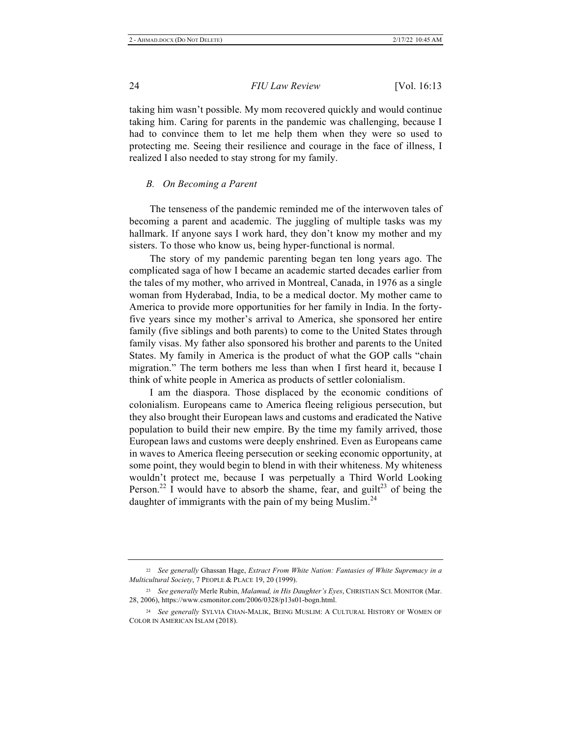taking him wasn't possible. My mom recovered quickly and would continue taking him. Caring for parents in the pandemic was challenging, because I had to convince them to let me help them when they were so used to protecting me. Seeing their resilience and courage in the face of illness, I realized I also needed to stay strong for my family.

### *B. On Becoming a Parent*

The tenseness of the pandemic reminded me of the interwoven tales of becoming a parent and academic. The juggling of multiple tasks was my hallmark. If anyone says I work hard, they don't know my mother and my sisters. To those who know us, being hyper-functional is normal.

The story of my pandemic parenting began ten long years ago. The complicated saga of how I became an academic started decades earlier from the tales of my mother, who arrived in Montreal, Canada, in 1976 as a single woman from Hyderabad, India, to be a medical doctor. My mother came to America to provide more opportunities for her family in India. In the forty-five years since my mother's arrival to America, she sponsored her entire family (five siblings and both parents) to come to the United States through family visas. My father also sponsored his brother and parents to the United States. My family in America is the product of what the GOP calls "chain migration." The term bothers me less than when I first heard it, because I think of white people in America as products of settler colonialism.

I am the diaspora. Those displaced by the economic conditions of colonialism. Europeans came to America fleeing religious persecution, but they also brought their European laws and customs and eradicated the Native population to build their new empire. By the time my family arrived, those European laws and customs were deeply enshrined. Even as Europeans came in waves to America fleeing persecution or seeking economic opportunity, at some point, they would begin to blend in with their whiteness. My whiteness wouldn't protect me, because I was perpetually a Third World Looking Person.[22] I would have to absorb the shame, fear, and guilt[23] of being the daughter of immigrants with the pain of my being Muslim.[24]

---

[22] *See generally* Ghassan Hage, *Extract From White Nation: Fantasies of White Supremacy in a Multicultural Society*, 7 PEOPLE & PLACE 19, 20 (1999).

[23] *See generally* Merle Rubin, *Malamud, in His Daughter's Eyes*, CHRISTIAN SCI. MONITOR (Mar. 28, 2006), https://www.csmonitor.com/2006/0328/p13s01-bogn.html.

[24] *See generally* SYLVIA CHAN-MALIK, BEING MUSLIM: A CULTURAL HISTORY OF WOMEN OF COLOR IN AMERICAN ISLAM (2018).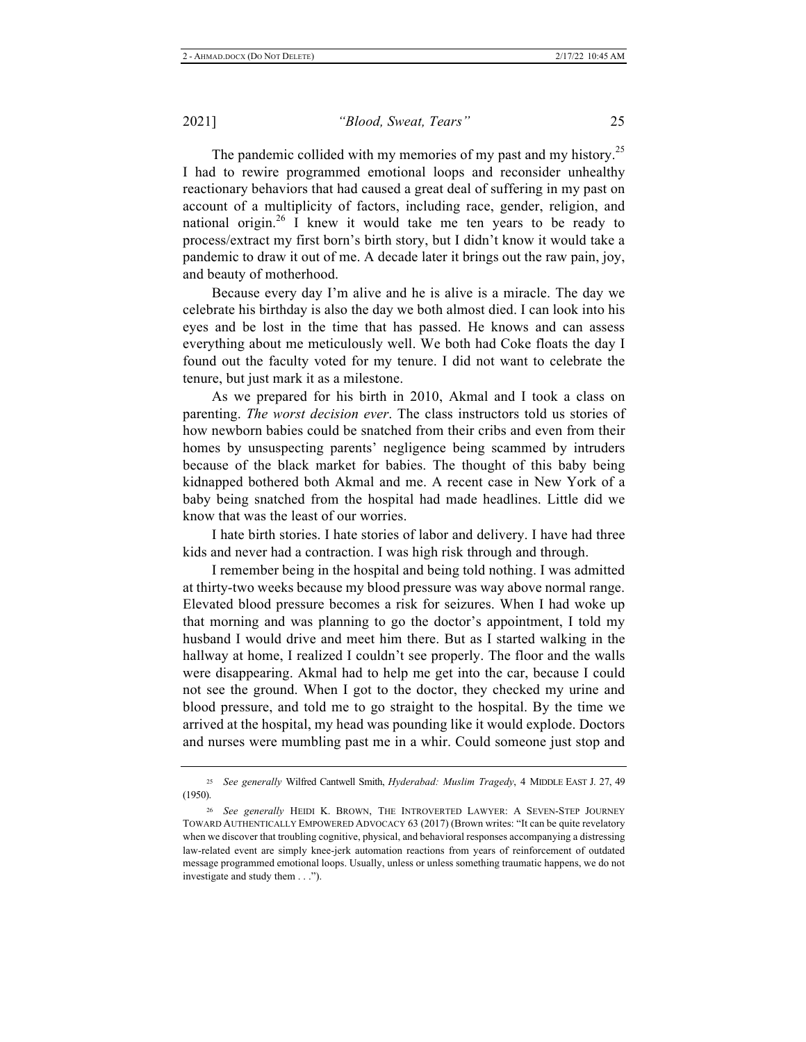The pandemic collided with my memories of my past and my history.[25] I had to rewire programmed emotional loops and reconsider unhealthy reactionary behaviors that had caused a great deal of suffering in my past on account of a multiplicity of factors, including race, gender, religion, and national origin.[26] I knew it would take me ten years to be ready to process/extract my first born's birth story, but I didn't know it would take a pandemic to draw it out of me. A decade later it brings out the raw pain, joy, and beauty of motherhood.

Because every day I'm alive and he is alive is a miracle. The day we celebrate his birthday is also the day we both almost died. I can look into his eyes and be lost in the time that has passed. He knows and can assess everything about me meticulously well. We both had Coke floats the day I found out the faculty voted for my tenure. I did not want to celebrate the tenure, but just mark it as a milestone.

As we prepared for his birth in 2010, Akmal and I took a class on parenting. *The worst decision ever*. The class instructors told us stories of how newborn babies could be snatched from their cribs and even from their homes by unsuspecting parents' negligence being scammed by intruders because of the black market for babies. The thought of this baby being kidnapped bothered both Akmal and me. A recent case in New York of a baby being snatched from the hospital had made headlines. Little did we know that was the least of our worries.

I hate birth stories. I hate stories of labor and delivery. I have had three kids and never had a contraction. I was high risk through and through.

I remember being in the hospital and being told nothing. I was admitted at thirty-two weeks because my blood pressure was way above normal range. Elevated blood pressure becomes a risk for seizures. When I had woke up that morning and was planning to go the doctor's appointment, I told my husband I would drive and meet him there. But as I started walking in the hallway at home, I realized I couldn't see properly. The floor and the walls were disappearing. Akmal had to help me get into the car, because I could not see the ground. When I got to the doctor, they checked my urine and blood pressure, and told me to go straight to the hospital. By the time we arrived at the hospital, my head was pounding like it would explode. Doctors and nurses were mumbling past me in a whir. Could someone just stop and

---

[25] *See generally* Wilfred Cantwell Smith, *Hyderabad: Muslim Tragedy*, 4 MIDDLE EAST J. 27, 49 (1950).

[26] *See generally* HEIDI K. BROWN, THE INTROVERTED LAWYER: A SEVEN-STEP JOURNEY TOWARD AUTHENTICALLY EMPOWERED ADVOCACY 63 (2017) (Brown writes: "It can be quite revelatory when we discover that troubling cognitive, physical, and behavioral responses accompanying a distressing law-related event are simply knee-jerk automation reactions from years of reinforcement of outdated message programmed emotional loops. Usually, unless or unless something traumatic happens, we do not investigate and study them . . .").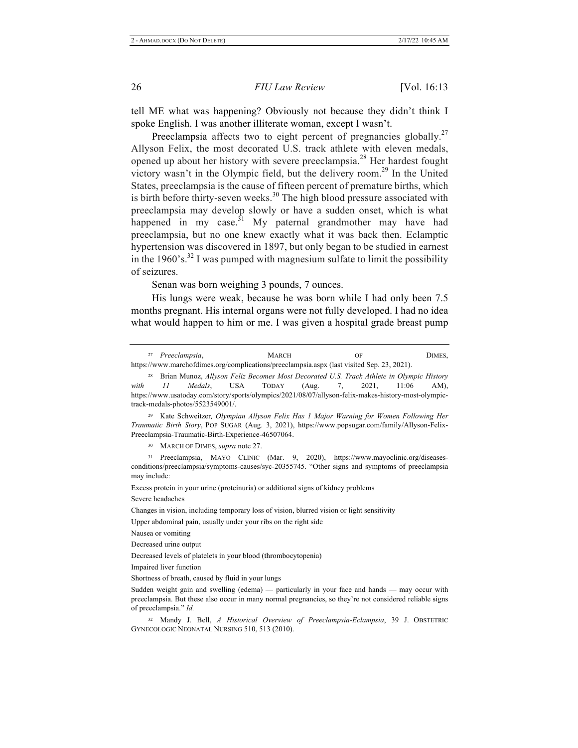tell ME what was happening? Obviously not because they didn't think I spoke English. I was another illiterate woman, except I wasn't.

Preeclampsia affects two to eight percent of pregnancies globally.[27] Allyson Felix, the most decorated U.S. track athlete with eleven medals, opened up about her history with severe preeclampsia.[28] Her hardest fought victory wasn't in the Olympic field, but the delivery room.[29] In the United States, preeclampsia is the cause of fifteen percent of premature births, which is birth before thirty-seven weeks.[30] The high blood pressure associated with preeclampsia may develop slowly or have a sudden onset, which is what happened in my case.[31] My paternal grandmother may have had preeclampsia, but no one knew exactly what it was back then. Eclamptic hypertension was discovered in 1897, but only began to be studied in earnest in the 1960's.[32] I was pumped with magnesium sulfate to limit the possibility of seizures.

Senan was born weighing 3 pounds, 7 ounces.

His lungs were weak, because he was born while I had only been 7.5 months pregnant. His internal organs were not fully developed. I had no idea what would happen to him or me. I was given a hospital grade breast pump

---

[27] *Preeclampsia*, MARCH OF DIMES, https://www.marchofdimes.org/complications/preeclampsia.aspx (last visited Sep. 23, 2021).

[28] Brian Munoz, *Allyson Feliz Becomes Most Decorated U.S. Track Athlete in Olympic History with 11 Medals*, USA TODAY (Aug. 7, 2021, 11:06 AM), https://www.usatoday.com/story/sports/olympics/2021/08/07/allyson-felix-makes-history-most-olympic-track-medals-photos/5523549001/.

[29] Kate Schweitzer*, Olympian Allyson Felix Has 1 Major Warning for Women Following Her Traumatic Birth Story*, POP SUGAR (Aug. 3, 2021), https://www.popsugar.com/family/Allyson-Felix-Preeclampsia-Traumatic-Birth-Experience-46507064.

[30] MARCH OF DIMES, *supra* note 27.

[31] Preeclampsia, MAYO CLINIC (Mar. 9, 2020), https://www.mayoclinic.org/diseases-conditions/preeclampsia/symptoms-causes/syc-20355745. "Other signs and symptoms of preeclampsia may include:

Excess protein in your urine (proteinuria) or additional signs of kidney problems

Severe headaches

Changes in vision, including temporary loss of vision, blurred vision or light sensitivity

Upper abdominal pain, usually under your ribs on the right side

Nausea or vomiting

Decreased urine output

Decreased levels of platelets in your blood (thrombocytopenia)

Impaired liver function

Shortness of breath, caused by fluid in your lungs

Sudden weight gain and swelling (edema) — particularly in your face and hands — may occur with preeclampsia. But these also occur in many normal pregnancies, so they're not considered reliable signs of preeclampsia." *Id.*

[32] Mandy J. Bell, *A Historical Overview of Preeclampsia-Eclampsia*, 39 J. OBSTETRIC GYNECOLOGIC NEONATAL NURSING 510, 513 (2010).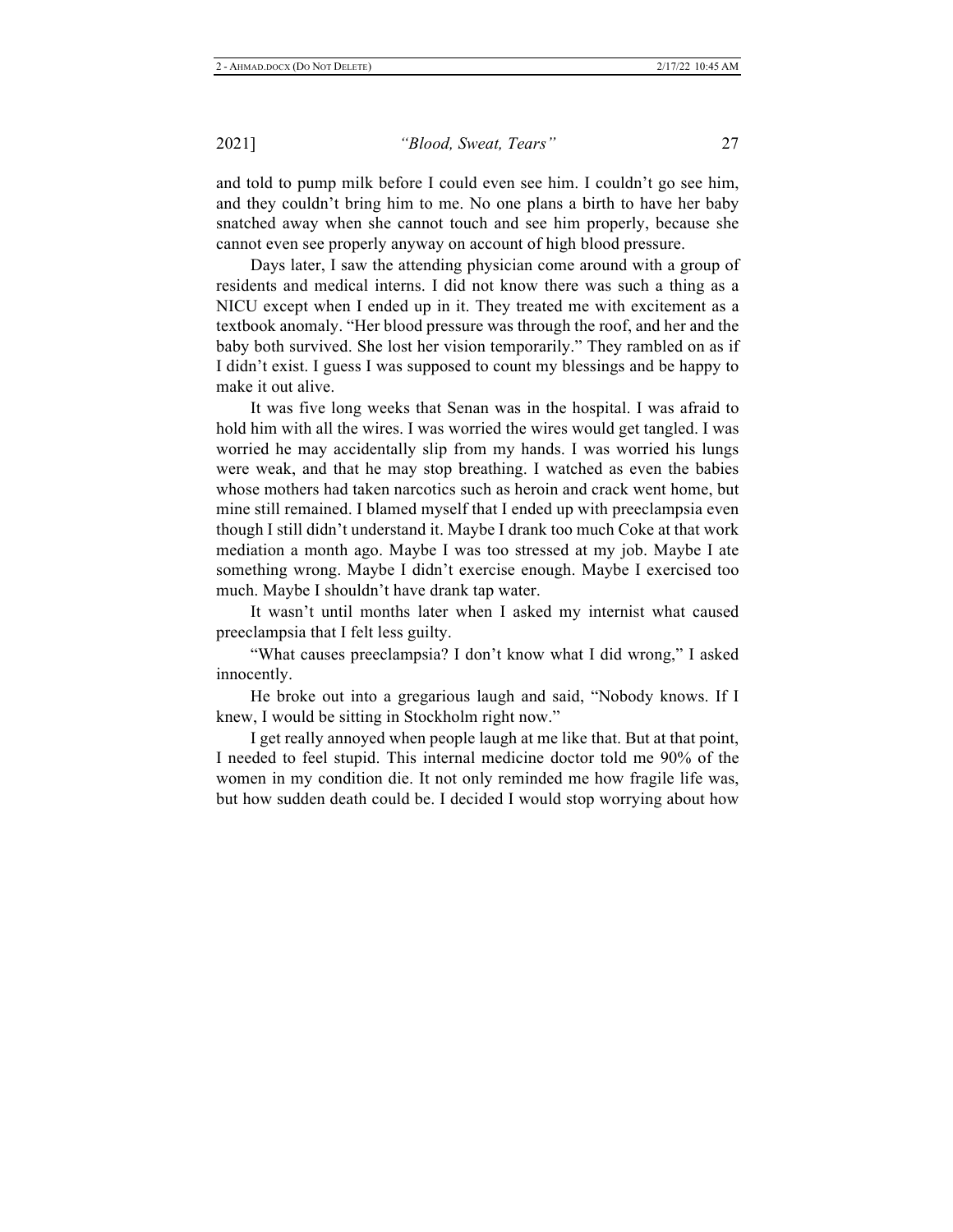and told to pump milk before I could even see him. I couldn't go see him, and they couldn't bring him to me. No one plans a birth to have her baby snatched away when she cannot touch and see him properly, because she cannot even see properly anyway on account of high blood pressure.

Days later, I saw the attending physician come around with a group of residents and medical interns. I did not know there was such a thing as a NICU except when I ended up in it. They treated me with excitement as a textbook anomaly. "Her blood pressure was through the roof, and her and the baby both survived. She lost her vision temporarily." They rambled on as if I didn't exist. I guess I was supposed to count my blessings and be happy to make it out alive.

It was five long weeks that Senan was in the hospital. I was afraid to hold him with all the wires. I was worried the wires would get tangled. I was worried he may accidentally slip from my hands. I was worried his lungs were weak, and that he may stop breathing. I watched as even the babies whose mothers had taken narcotics such as heroin and crack went home, but mine still remained. I blamed myself that I ended up with preeclampsia even though I still didn't understand it. Maybe I drank too much Coke at that work mediation a month ago. Maybe I was too stressed at my job. Maybe I ate something wrong. Maybe I didn't exercise enough. Maybe I exercised too much. Maybe I shouldn't have drank tap water.

It wasn't until months later when I asked my internist what caused preeclampsia that I felt less guilty.

"What causes preeclampsia? I don't know what I did wrong," I asked innocently.

He broke out into a gregarious laugh and said, "Nobody knows. If I knew, I would be sitting in Stockholm right now."

I get really annoyed when people laugh at me like that. But at that point, I needed to feel stupid. This internal medicine doctor told me 90% of the women in my condition die. It not only reminded me how fragile life was, but how sudden death could be. I decided I would stop worrying about how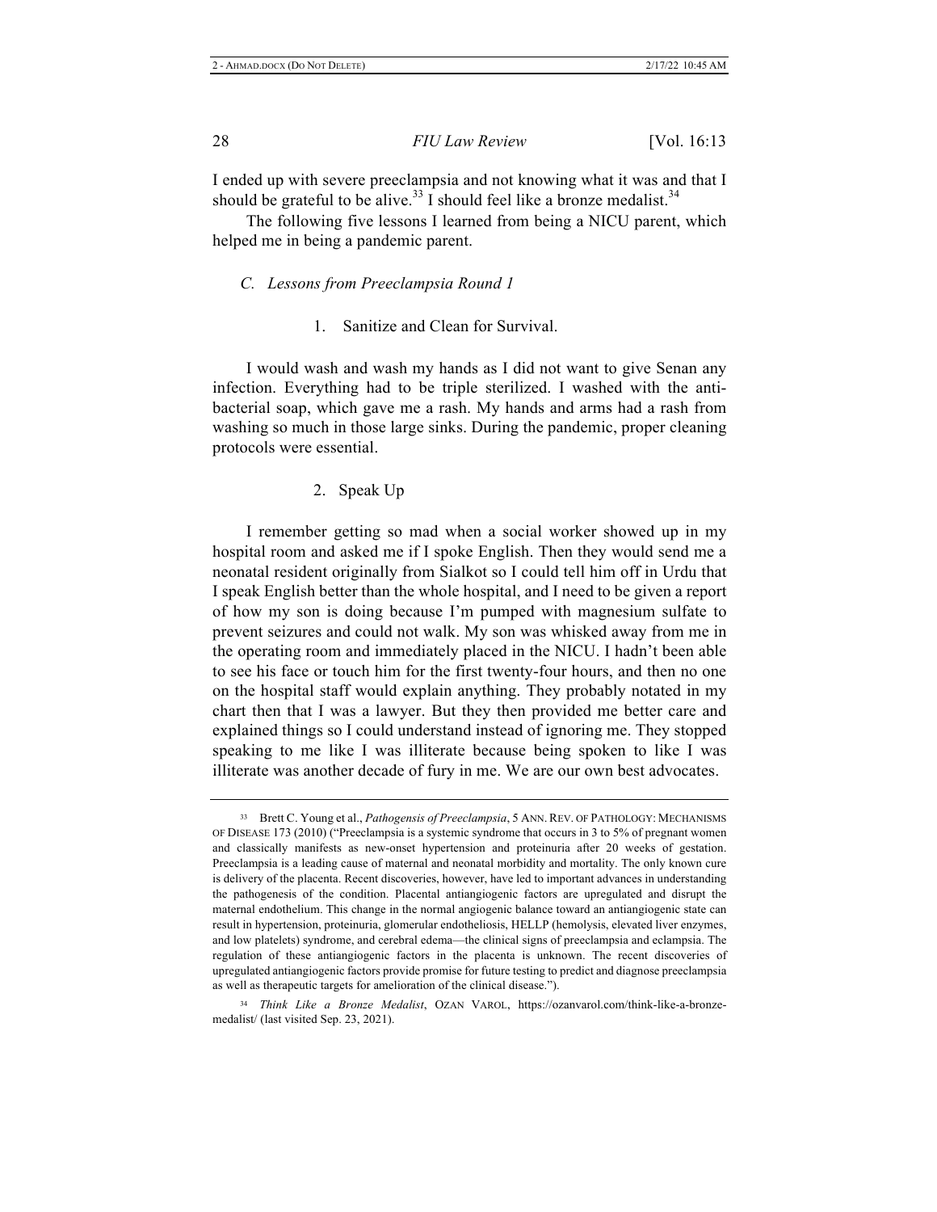I ended up with severe preeclampsia and not knowing what it was and that I should be grateful to be alive.[33] I should feel like a bronze medalist.[34]

The following five lessons I learned from being a NICU parent, which helped me in being a pandemic parent.

### *C. Lessons from Preeclampsia Round 1*

#### 1. Sanitize and Clean for Survival.

I would wash and wash my hands as I did not want to give Senan any infection. Everything had to be triple sterilized. I washed with the anti-bacterial soap, which gave me a rash. My hands and arms had a rash from washing so much in those large sinks. During the pandemic, proper cleaning protocols were essential.

#### 2. Speak Up

I remember getting so mad when a social worker showed up in my hospital room and asked me if I spoke English. Then they would send me a neonatal resident originally from Sialkot so I could tell him off in Urdu that I speak English better than the whole hospital, and I need to be given a report of how my son is doing because I'm pumped with magnesium sulfate to prevent seizures and could not walk. My son was whisked away from me in the operating room and immediately placed in the NICU. I hadn't been able to see his face or touch him for the first twenty-four hours, and then no one on the hospital staff would explain anything. They probably notated in my chart then that I was a lawyer. But they then provided me better care and explained things so I could understand instead of ignoring me. They stopped speaking to me like I was illiterate because being spoken to like I was illiterate was another decade of fury in me. We are our own best advocates.

---

[33] Brett C. Young et al., *Pathogensis of Preeclampsia*, 5 ANN. REV. OF PATHOLOGY: MECHANISMS OF DISEASE 173 (2010) ("Preeclampsia is a systemic syndrome that occurs in 3 to 5% of pregnant women and classically manifests as new-onset hypertension and proteinuria after 20 weeks of gestation. Preeclampsia is a leading cause of maternal and neonatal morbidity and mortality. The only known cure is delivery of the placenta. Recent discoveries, however, have led to important advances in understanding the pathogenesis of the condition. Placental antiangiogenic factors are upregulated and disrupt the maternal endothelium. This change in the normal angiogenic balance toward an antiangiogenic state can result in hypertension, proteinuria, glomerular endotheliosis, HELLP (hemolysis, elevated liver enzymes, and low platelets) syndrome, and cerebral edema—the clinical signs of preeclampsia and eclampsia. The regulation of these antiangiogenic factors in the placenta is unknown. The recent discoveries of upregulated antiangiogenic factors provide promise for future testing to predict and diagnose preeclampsia as well as therapeutic targets for amelioration of the clinical disease.").

[34] *Think Like a Bronze Medalist*, OZAN VAROL, https://ozanvarol.com/think-like-a-bronze-medalist/ (last visited Sep. 23, 2021).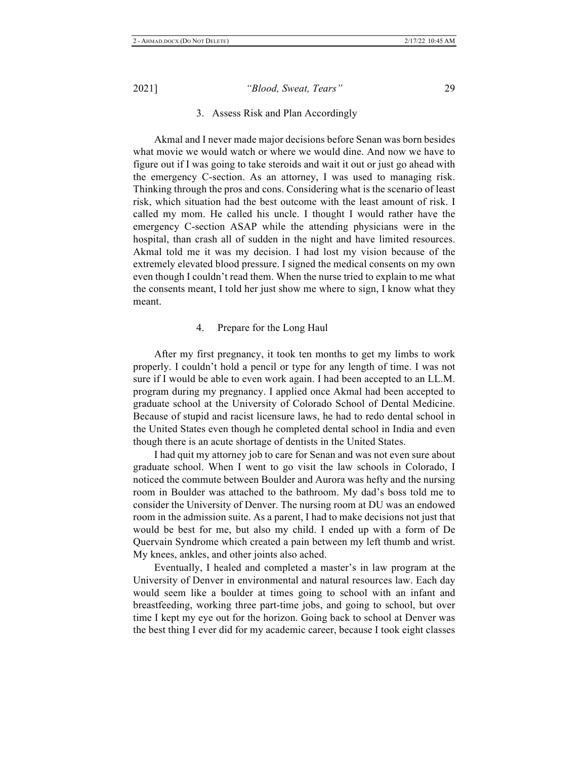### 3. Assess Risk and Plan Accordingly

Akmal and I never made major decisions before Senan was born besides what movie we would watch or where we would dine. And now we have to figure out if I was going to take steroids and wait it out or just go ahead with the emergency C-section. As an attorney, I was used to managing risk. Thinking through the pros and cons. Considering what is the scenario of least risk, which situation had the best outcome with the least amount of risk. I called my mom. He called his uncle. I thought I would rather have the emergency C-section ASAP while the attending physicians were in the hospital, than crash all of sudden in the night and have limited resources. Akmal told me it was my decision. I had lost my vision because of the extremely elevated blood pressure. I signed the medical consents on my own even though I couldn't read them. When the nurse tried to explain to me what the consents meant, I told her just show me where to sign, I know what they meant.

### 4. Prepare for the Long Haul

After my first pregnancy, it took ten months to get my limbs to work properly. I couldn't hold a pencil or type for any length of time. I was not sure if I would be able to even work again. I had been accepted to an LL.M. program during my pregnancy. I applied once Akmal had been accepted to graduate school at the University of Colorado School of Dental Medicine. Because of stupid and racist licensure laws, he had to redo dental school in the United States even though he completed dental school in India and even though there is an acute shortage of dentists in the United States.

I had quit my attorney job to care for Senan and was not even sure about graduate school. When I went to go visit the law schools in Colorado, I noticed the commute between Boulder and Aurora was hefty and the nursing room in Boulder was attached to the bathroom. My dad's boss told me to consider the University of Denver. The nursing room at DU was an endowed room in the admission suite. As a parent, I had to make decisions not just that would be best for me, but also my child. I ended up with a form of De Quervain Syndrome which created a pain between my left thumb and wrist. My knees, ankles, and other joints also ached.

Eventually, I healed and completed a master's in law program at the University of Denver in environmental and natural resources law. Each day would seem like a boulder at times going to school with an infant and breastfeeding, working three part-time jobs, and going to school, but over time I kept my eye out for the horizon. Going back to school at Denver was the best thing I ever did for my academic career, because I took eight classes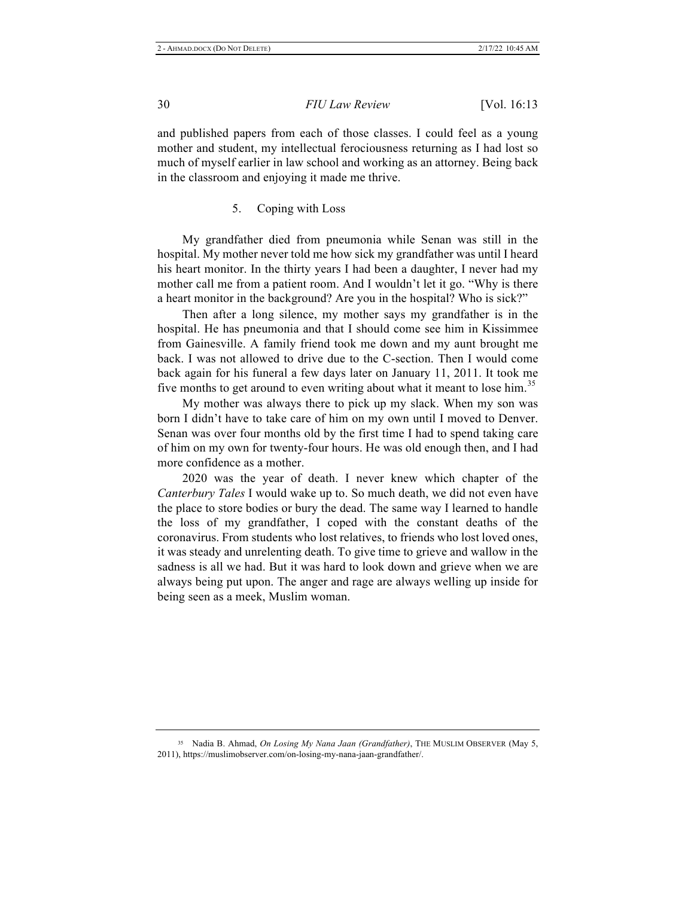and published papers from each of those classes. I could feel as a young mother and student, my intellectual ferociousness returning as I had lost so much of myself earlier in law school and working as an attorney. Being back in the classroom and enjoying it made me thrive.

### 5. Coping with Loss

My grandfather died from pneumonia while Senan was still in the hospital. My mother never told me how sick my grandfather was until I heard his heart monitor. In the thirty years I had been a daughter, I never had my mother call me from a patient room. And I wouldn't let it go. "Why is there a heart monitor in the background? Are you in the hospital? Who is sick?"

Then after a long silence, my mother says my grandfather is in the hospital. He has pneumonia and that I should come see him in Kissimmee from Gainesville. A family friend took me down and my aunt brought me back. I was not allowed to drive due to the C-section. Then I would come back again for his funeral a few days later on January 11, 2011. It took me five months to get around to even writing about what it meant to lose him.[35]

My mother was always there to pick up my slack. When my son was born I didn't have to take care of him on my own until I moved to Denver. Senan was over four months old by the first time I had to spend taking care of him on my own for twenty-four hours. He was old enough then, and I had more confidence as a mother.

2020 was the year of death. I never knew which chapter of the *Canterbury Tales* I would wake up to. So much death, we did not even have the place to store bodies or bury the dead. The same way I learned to handle the loss of my grandfather, I coped with the constant deaths of the coronavirus. From students who lost relatives, to friends who lost loved ones, it was steady and unrelenting death. To give time to grieve and wallow in the sadness is all we had. But it was hard to look down and grieve when we are always being put upon. The anger and rage are always welling up inside for being seen as a meek, Muslim woman.

---

[35] Nadia B. Ahmad, *On Losing My Nana Jaan (Grandfather)*, THE MUSLIM OBSERVER (May 5, 2011), https://muslimobserver.com/on-losing-my-nana-jaan-grandfather/.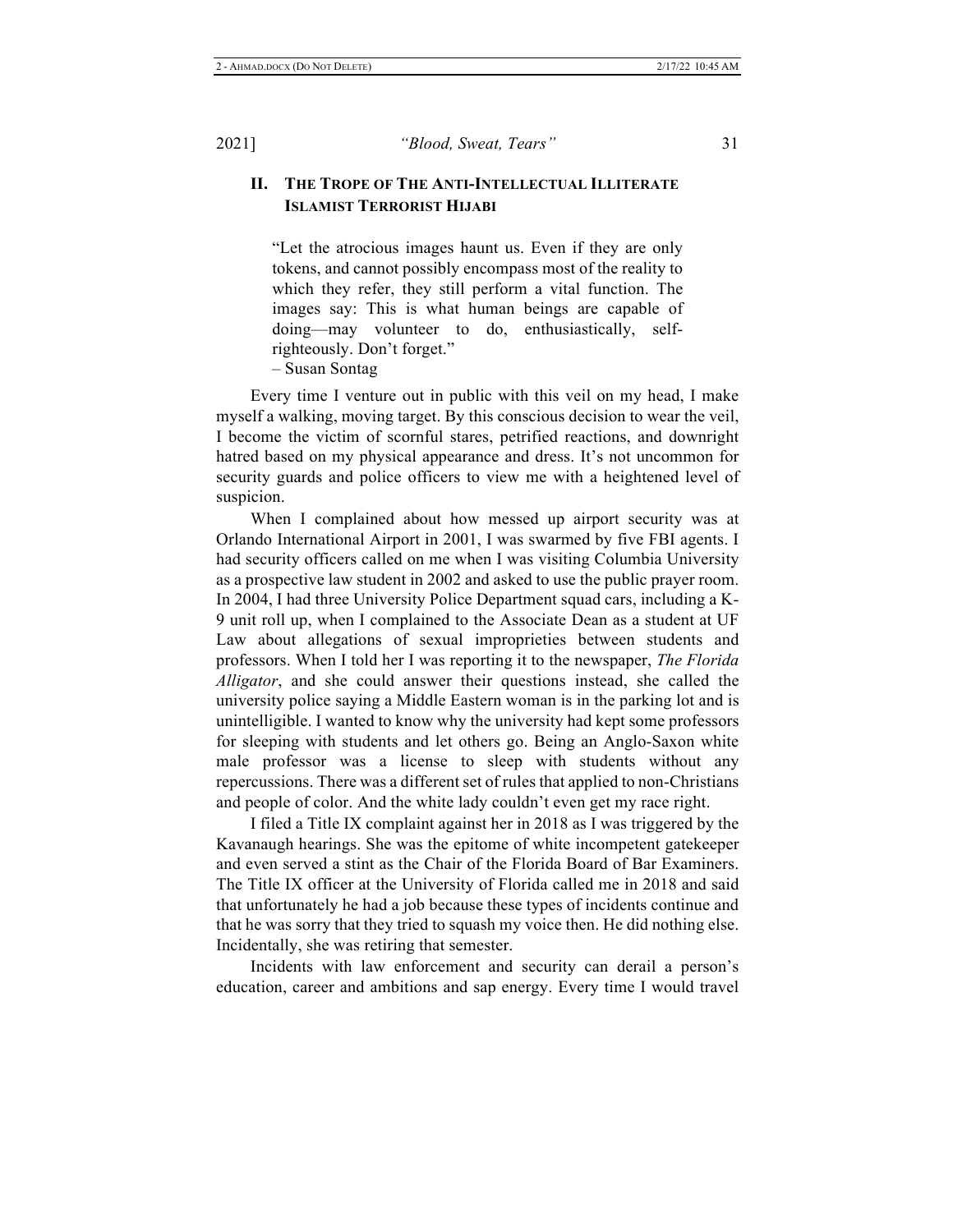## II. The Trope of The Anti-Intellectual Illiterate Islamist Terrorist Hijabi

> "Let the atrocious images haunt us. Even if they are only tokens, and cannot possibly encompass most of the reality to which they refer, they still perform a vital function. The images say: This is what human beings are capable of doing—may volunteer to do, enthusiastically, self-righteously. Don't forget."
>
> – Susan Sontag

Every time I venture out in public with this veil on my head, I make myself a walking, moving target. By this conscious decision to wear the veil, I become the victim of scornful stares, petrified reactions, and downright hatred based on my physical appearance and dress. It's not uncommon for security guards and police officers to view me with a heightened level of suspicion.

When I complained about how messed up airport security was at Orlando International Airport in 2001, I was swarmed by five FBI agents. I had security officers called on me when I was visiting Columbia University as a prospective law student in 2002 and asked to use the public prayer room. In 2004, I had three University Police Department squad cars, including a K-9 unit roll up, when I complained to the Associate Dean as a student at UF Law about allegations of sexual improprieties between students and professors. When I told her I was reporting it to the newspaper, *The Florida Alligator*, and she could answer their questions instead, she called the university police saying a Middle Eastern woman is in the parking lot and is unintelligible. I wanted to know why the university had kept some professors for sleeping with students and let others go. Being an Anglo-Saxon white male professor was a license to sleep with students without any repercussions. There was a different set of rules that applied to non-Christians and people of color. And the white lady couldn't even get my race right.

I filed a Title IX complaint against her in 2018 as I was triggered by the Kavanaugh hearings. She was the epitome of white incompetent gatekeeper and even served a stint as the Chair of the Florida Board of Bar Examiners. The Title IX officer at the University of Florida called me in 2018 and said that unfortunately he had a job because these types of incidents continue and that he was sorry that they tried to squash my voice then. He did nothing else. Incidentally, she was retiring that semester.

Incidents with law enforcement and security can derail a person's education, career and ambitions and sap energy. Every time I would travel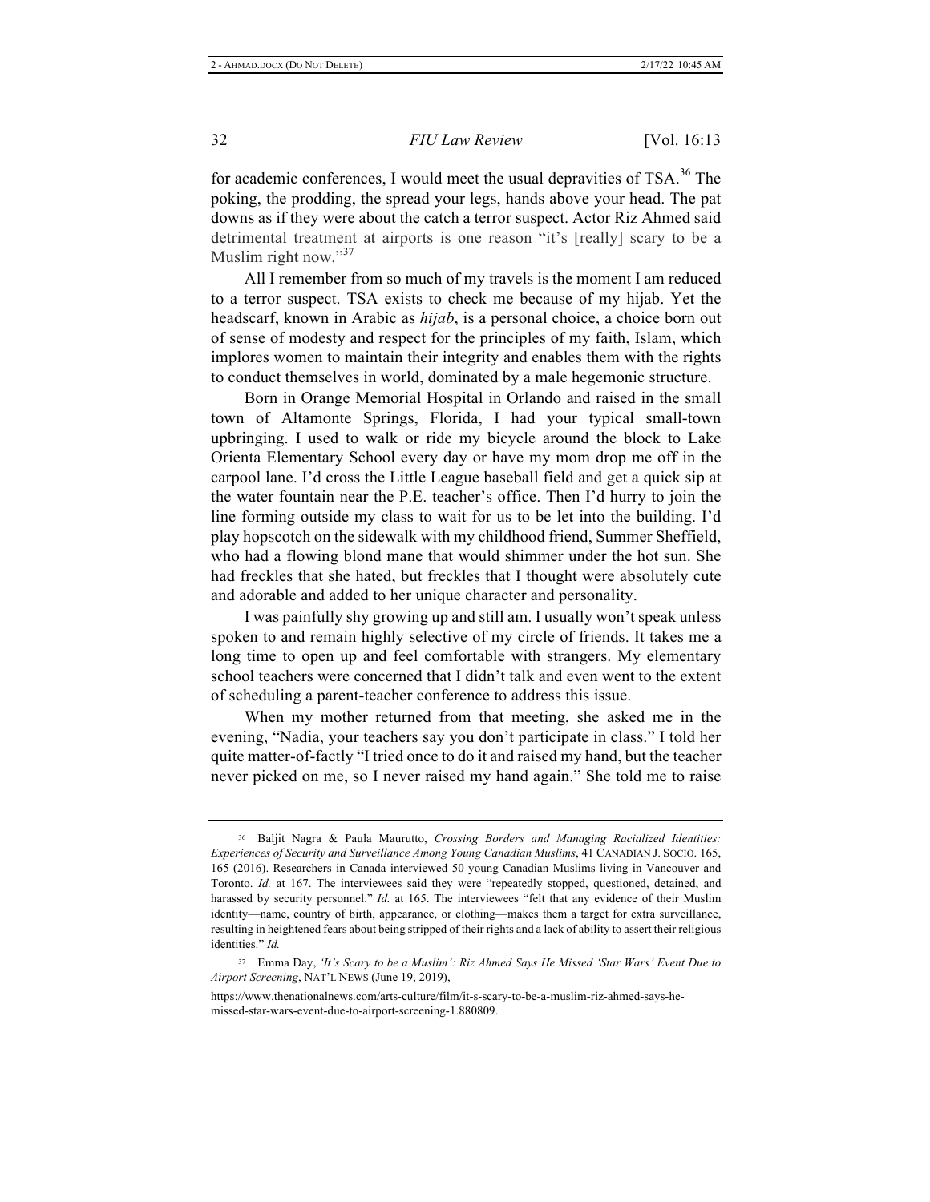for academic conferences, I would meet the usual depravities of TSA.[36] The poking, the prodding, the spread your legs, hands above your head. The pat downs as if they were about the catch a terror suspect. Actor Riz Ahmed said detrimental treatment at airports is one reason "it's [really] scary to be a Muslim right now."[37]

All I remember from so much of my travels is the moment I am reduced to a terror suspect. TSA exists to check me because of my hijab. Yet the headscarf, known in Arabic as *hijab*, is a personal choice, a choice born out of sense of modesty and respect for the principles of my faith, Islam, which implores women to maintain their integrity and enables them with the rights to conduct themselves in world, dominated by a male hegemonic structure.

Born in Orange Memorial Hospital in Orlando and raised in the small town of Altamonte Springs, Florida, I had your typical small-town upbringing. I used to walk or ride my bicycle around the block to Lake Orienta Elementary School every day or have my mom drop me off in the carpool lane. I'd cross the Little League baseball field and get a quick sip at the water fountain near the P.E. teacher's office. Then I'd hurry to join the line forming outside my class to wait for us to be let into the building. I'd play hopscotch on the sidewalk with my childhood friend, Summer Sheffield, who had a flowing blond mane that would shimmer under the hot sun. She had freckles that she hated, but freckles that I thought were absolutely cute and adorable and added to her unique character and personality.

I was painfully shy growing up and still am. I usually won't speak unless spoken to and remain highly selective of my circle of friends. It takes me a long time to open up and feel comfortable with strangers. My elementary school teachers were concerned that I didn't talk and even went to the extent of scheduling a parent-teacher conference to address this issue.

When my mother returned from that meeting, she asked me in the evening, "Nadia, your teachers say you don't participate in class." I told her quite matter-of-factly "I tried once to do it and raised my hand, but the teacher never picked on me, so I never raised my hand again." She told me to raise

---

[36] Baljit Nagra & Paula Maurutto, *Crossing Borders and Managing Racialized Identities: Experiences of Security and Surveillance Among Young Canadian Muslims*, 41 CANADIAN J. SOCIO. 165, 165 (2016). Researchers in Canada interviewed 50 young Canadian Muslims living in Vancouver and Toronto. *Id.* at 167. The interviewees said they were "repeatedly stopped, questioned, detained, and harassed by security personnel." *Id.* at 165. The interviewees "felt that any evidence of their Muslim identity—name, country of birth, appearance, or clothing—makes them a target for extra surveillance, resulting in heightened fears about being stripped of their rights and a lack of ability to assert their religious identities." *Id.*

[37] Emma Day, *'It's Scary to be a Muslim': Riz Ahmed Says He Missed 'Star Wars' Event Due to Airport Screening*, NAT'L NEWS (June 19, 2019), https://www.thenationalnews.com/arts-culture/film/it-s-scary-to-be-a-muslim-riz-ahmed-says-he-missed-star-wars-event-due-to-airport-screening-1.880809.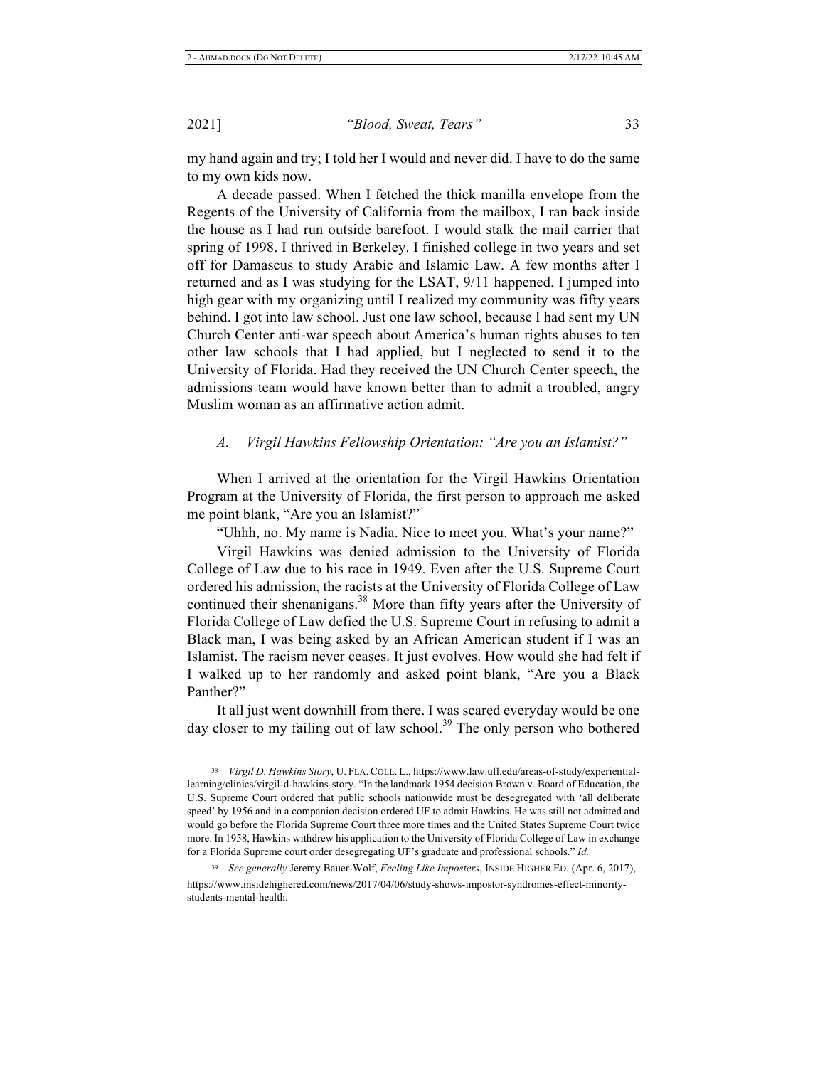my hand again and try; I told her I would and never did. I have to do the same to my own kids now.

A decade passed. When I fetched the thick manilla envelope from the Regents of the University of California from the mailbox, I ran back inside the house as I had run outside barefoot. I would stalk the mail carrier that spring of 1998. I thrived in Berkeley. I finished college in two years and set off for Damascus to study Arabic and Islamic Law. A few months after I returned and as I was studying for the LSAT, 9/11 happened. I jumped into high gear with my organizing until I realized my community was fifty years behind. I got into law school. Just one law school, because I had sent my UN Church Center anti-war speech about America's human rights abuses to ten other law schools that I had applied, but I neglected to send it to the University of Florida. Had they received the UN Church Center speech, the admissions team would have known better than to admit a troubled, angry Muslim woman as an affirmative action admit.

### *A. Virgil Hawkins Fellowship Orientation: "Are you an Islamist?"*

When I arrived at the orientation for the Virgil Hawkins Orientation Program at the University of Florida, the first person to approach me asked me point blank, "Are you an Islamist?"

"Uhhh, no. My name is Nadia. Nice to meet you. What's your name?"

Virgil Hawkins was denied admission to the University of Florida College of Law due to his race in 1949. Even after the U.S. Supreme Court ordered his admission, the racists at the University of Florida College of Law continued their shenanigans.[38] More than fifty years after the University of Florida College of Law defied the U.S. Supreme Court in refusing to admit a Black man, I was being asked by an African American student if I was an Islamist. The racism never ceases. It just evolves. How would she had felt if I walked up to her randomly and asked point blank, "Are you a Black Panther?"

It all just went downhill from there. I was scared everyday would be one day closer to my failing out of law school.[39] The only person who bothered

---

[38] *Virgil D. Hawkins Story*, U. FLA. COLL. L., https://www.law.ufl.edu/areas-of-study/experiential-learning/clinics/virgil-d-hawkins-story. "In the landmark 1954 decision Brown v. Board of Education, the U.S. Supreme Court ordered that public schools nationwide must be desegregated with 'all deliberate speed' by 1956 and in a companion decision ordered UF to admit Hawkins. He was still not admitted and would go before the Florida Supreme Court three more times and the United States Supreme Court twice more. In 1958, Hawkins withdrew his application to the University of Florida College of Law in exchange for a Florida Supreme court order desegregating UF's graduate and professional schools." *Id.*

[39] *See generally* Jeremy Bauer-Wolf, *Feeling Like Imposters*, INSIDE HIGHER ED. (Apr. 6, 2017), https://www.insidehighered.com/news/2017/04/06/study-shows-impostor-syndromes-effect-minority-students-mental-health.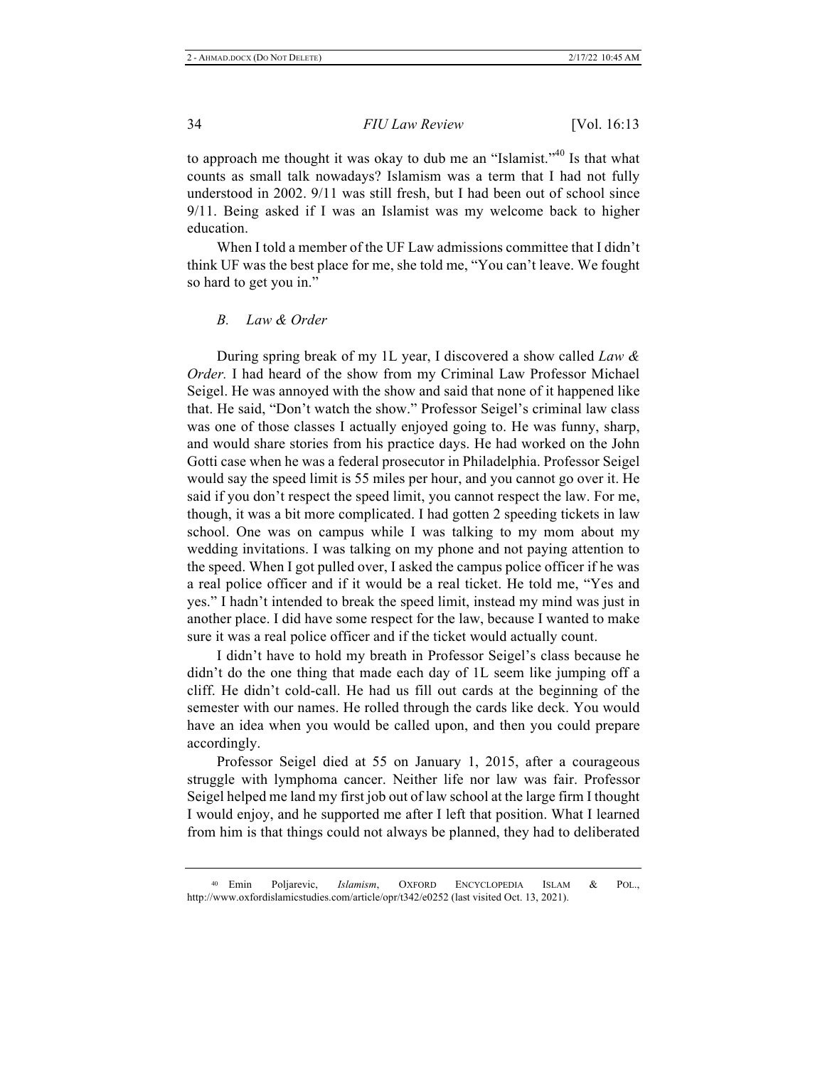to approach me thought it was okay to dub me an "Islamist."[40] Is that what counts as small talk nowadays? Islamism was a term that I had not fully understood in 2002. 9/11 was still fresh, but I had been out of school since 9/11. Being asked if I was an Islamist was my welcome back to higher education.

When I told a member of the UF Law admissions committee that I didn't think UF was the best place for me, she told me, "You can't leave. We fought so hard to get you in."

### *B. Law & Order*

During spring break of my 1L year, I discovered a show called *Law & Order*. I had heard of the show from my Criminal Law Professor Michael Seigel. He was annoyed with the show and said that none of it happened like that. He said, "Don't watch the show." Professor Seigel's criminal law class was one of those classes I actually enjoyed going to. He was funny, sharp, and would share stories from his practice days. He had worked on the John Gotti case when he was a federal prosecutor in Philadelphia. Professor Seigel would say the speed limit is 55 miles per hour, and you cannot go over it. He said if you don't respect the speed limit, you cannot respect the law. For me, though, it was a bit more complicated. I had gotten 2 speeding tickets in law school. One was on campus while I was talking to my mom about my wedding invitations. I was talking on my phone and not paying attention to the speed. When I got pulled over, I asked the campus police officer if he was a real police officer and if it would be a real ticket. He told me, "Yes and yes." I hadn't intended to break the speed limit, instead my mind was just in another place. I did have some respect for the law, because I wanted to make sure it was a real police officer and if the ticket would actually count.

I didn't have to hold my breath in Professor Seigel's class because he didn't do the one thing that made each day of 1L seem like jumping off a cliff. He didn't cold-call. He had us fill out cards at the beginning of the semester with our names. He rolled through the cards like deck. You would have an idea when you would be called upon, and then you could prepare accordingly.

Professor Seigel died at 55 on January 1, 2015, after a courageous struggle with lymphoma cancer. Neither life nor law was fair. Professor Seigel helped me land my first job out of law school at the large firm I thought I would enjoy, and he supported me after I left that position. What I learned from him is that things could not always be planned, they had to deliberated

---

[40] Emin Poljarevic, *Islamism*, OXFORD ENCYCLOPEDIA ISLAM & POL., http://www.oxfordislamicstudies.com/article/opr/t342/e0252 (last visited Oct. 13, 2021).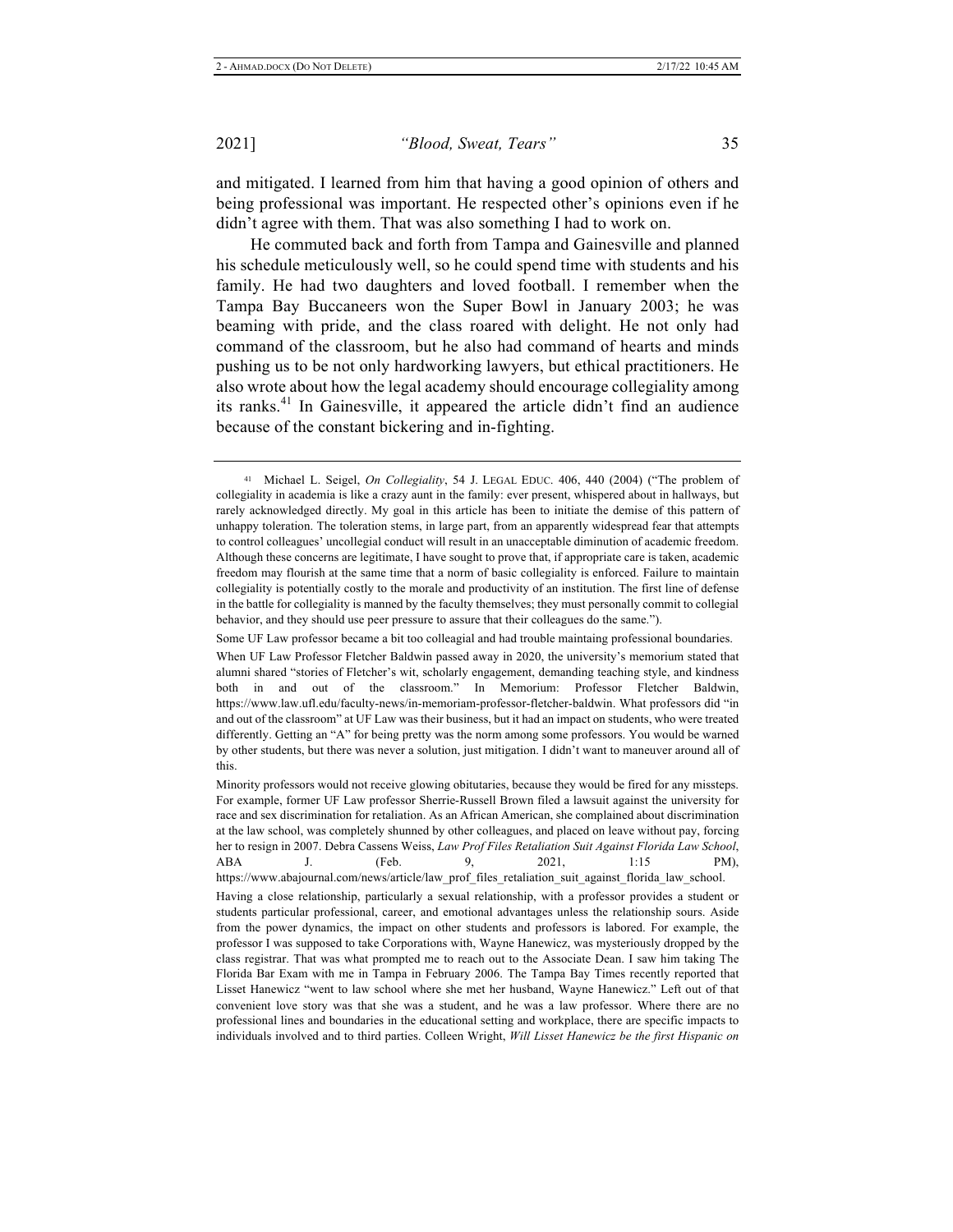and mitigated. I learned from him that having a good opinion of others and being professional was important. He respected other's opinions even if he didn't agree with them. That was also something I had to work on.

He commuted back and forth from Tampa and Gainesville and planned his schedule meticulously well, so he could spend time with students and his family. He had two daughters and loved football. I remember when the Tampa Bay Buccaneers won the Super Bowl in January 2003; he was beaming with pride, and the class roared with delight. He not only had command of the classroom, but he also had command of hearts and minds pushing us to be not only hardworking lawyers, but ethical practitioners. He also wrote about how the legal academy should encourage collegiality among its ranks.[41] In Gainesville, it appeared the article didn't find an audience because of the constant bickering and in-fighting.

---

[41] Michael L. Seigel, *On Collegiality*, 54 J. LEGAL EDUC. 406, 440 (2004) ("The problem of collegiality in academia is like a crazy aunt in the family: ever present, whispered about in hallways, but rarely acknowledged directly. My goal in this article has been to initiate the demise of this pattern of unhappy toleration. The toleration stems, in large part, from an apparently widespread fear that attempts to control colleagues' uncollegial conduct will result in an unacceptable diminution of academic freedom. Although these concerns are legitimate, I have sought to prove that, if appropriate care is taken, academic freedom may flourish at the same time that a norm of basic collegiality is enforced. Failure to maintain collegiality is potentially costly to the morale and productivity of an institution. The first line of defense in the battle for collegiality is manned by the faculty themselves; they must personally commit to collegial behavior, and they should use peer pressure to assure that their colleagues do the same.").

Some UF Law professor became a bit too colleagial and had trouble maintaining professional boundaries.

When UF Law Professor Fletcher Baldwin passed away in 2020, the university's memorium stated that alumni shared "stories of Fletcher's wit, scholarly engagement, demanding teaching style, and kindness both in and out of the classroom." In Memorium: Professor Fletcher Baldwin, https://www.law.ufl.edu/faculty-news/in-memoriam-professor-fletcher-baldwin. What professors did "in and out of the classroom" at UF Law was their business, but it had an impact on students, who were treated differently. Getting an "A" for being pretty was the norm among some professors. You would be warned by other students, but there was never a solution, just mitigation. I didn't want to maneuver around all of this.

Minority professors would not receive glowing obitutaries, because they would be fired for any missteps. For example, former UF Law professor Sherrie-Russell Brown filed a lawsuit against the university for race and sex discrimination for retaliation. As an African American, she complained about discrimination at the law school, was completely shunned by other colleagues, and placed on leave without pay, forcing her to resign in 2007. Debra Cassens Weiss, *Law Prof Files Retaliation Suit Against Florida Law School*, ABA J. (Feb. 9, 2021, 1:15 PM), https://www.abajournal.com/news/article/law_prof_files_retaliation_suit_against_florida_law_school.

Having a close relationship, particularly a sexual relationship, with a professor provides a student or students particular professional, career, and emotional advantages unless the relationship sours. Aside from the power dynamics, the impact on other students and professors is labored. For example, the professor I was supposed to take Corporations with, Wayne Hanewicz, was mysteriously dropped by the class registrar. That was what prompted me to reach out to the Associate Dean. I saw him taking The Florida Bar Exam with me in Tampa in February 2006. The Tampa Bay Times recently reported that Lisset Hanewicz "went to law school where she met her husband, Wayne Hanewicz." Left out of that convenient love story was that she was a student, and he was a law professor. Where there are no professional lines and boundaries in the educational setting and workplace, there are specific impacts to individuals involved and to third parties. Colleen Wright, *Will Lisset Hanewicz be the first Hispanic on*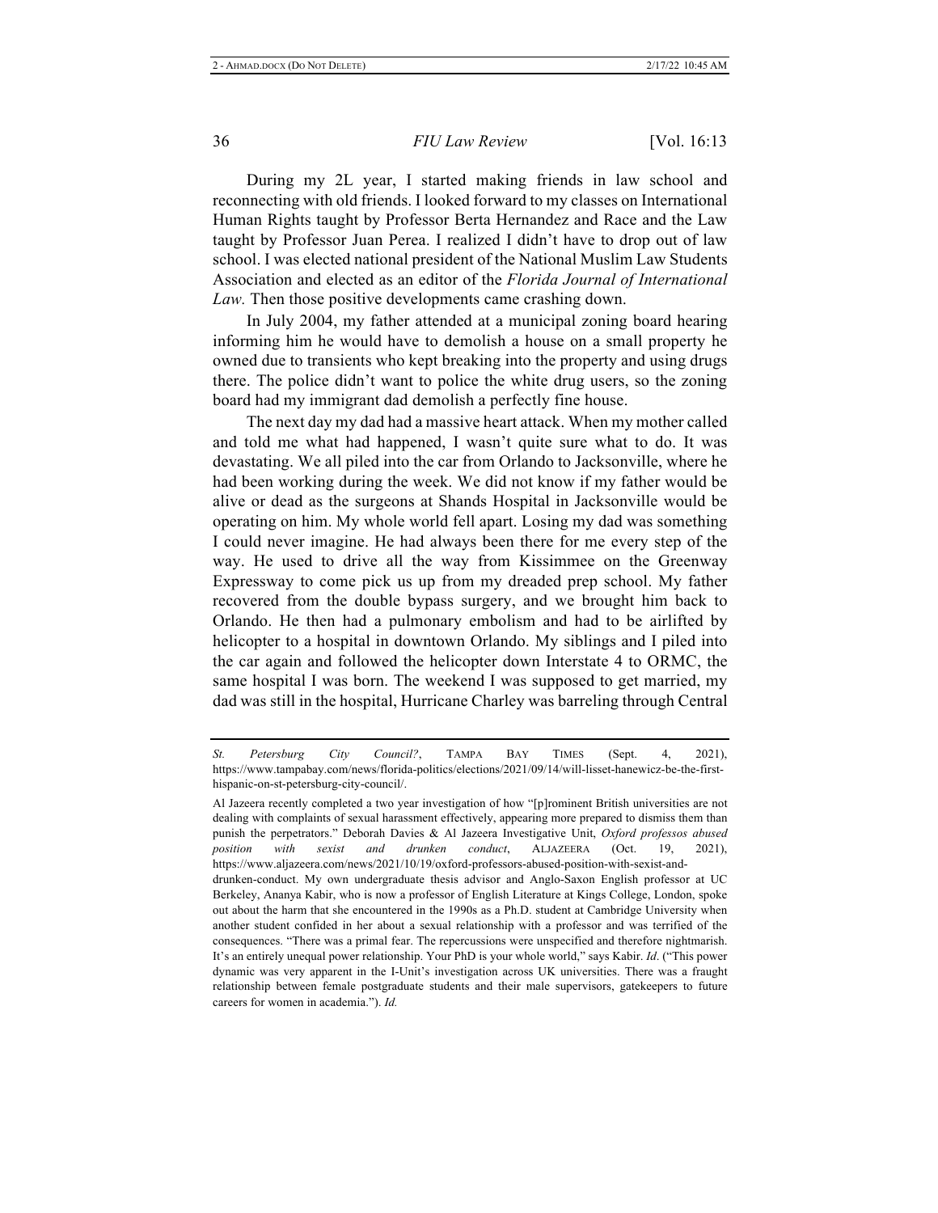During my 2L year, I started making friends in law school and reconnecting with old friends. I looked forward to my classes on International Human Rights taught by Professor Berta Hernandez and Race and the Law taught by Professor Juan Perea. I realized I didn't have to drop out of law school. I was elected national president of the National Muslim Law Students Association and elected as an editor of the *Florida Journal of International Law.* Then those positive developments came crashing down.

In July 2004, my father attended at a municipal zoning board hearing informing him he would have to demolish a house on a small property he owned due to transients who kept breaking into the property and using drugs there. The police didn't want to police the white drug users, so the zoning board had my immigrant dad demolish a perfectly fine house.

The next day my dad had a massive heart attack. When my mother called and told me what had happened, I wasn't quite sure what to do. It was devastating. We all piled into the car from Orlando to Jacksonville, where he had been working during the week. We did not know if my father would be alive or dead as the surgeons at Shands Hospital in Jacksonville would be operating on him. My whole world fell apart. Losing my dad was something I could never imagine. He had always been there for me every step of the way. He used to drive all the way from Kissimmee on the Greenway Expressway to come pick us up from my dreaded prep school. My father recovered from the double bypass surgery, and we brought him back to Orlando. He then had a pulmonary embolism and had to be airlifted by helicopter to a hospital in downtown Orlando. My siblings and I piled into the car again and followed the helicopter down Interstate 4 to ORMC, the same hospital I was born. The weekend I was supposed to get married, my dad was still in the hospital, Hurricane Charley was barreling through Central

---

*St. Petersburg City Council?*, TAMPA BAY TIMES (Sept. 4, 2021), https://www.tampabay.com/news/florida-politics/elections/2021/09/14/will-lisset-hanewicz-be-the-first-hispanic-on-st-petersburg-city-council/.

Al Jazeera recently completed a two year investigation of how "[p]rominent British universities are not dealing with complaints of sexual harassment effectively, appearing more prepared to dismiss them than punish the perpetrators." Deborah Davies & Al Jazeera Investigative Unit, *Oxford professos abused position with sexist and drunken conduct*, ALJAZEERA (Oct. 19, 2021), https://www.aljazeera.com/news/2021/10/19/oxford-professors-abused-position-with-sexist-and-drunken-conduct. My own undergraduate thesis advisor and Anglo-Saxon English professor at UC Berkeley, Ananya Kabir, who is now a professor of English Literature at Kings College, London, spoke out about the harm that she encountered in the 1990s as a Ph.D. student at Cambridge University when another student confided in her about a sexual relationship with a professor and was terrified of the consequences. "There was a primal fear. The repercussions were unspecified and therefore nightmarish. It's an entirely unequal power relationship. Your PhD is your whole world," says Kabir. *Id*. ("This power dynamic was very apparent in the I-Unit's investigation across UK universities. There was a fraught relationship between female postgraduate students and their male supervisors, gatekeepers to future careers for women in academia."). *Id.*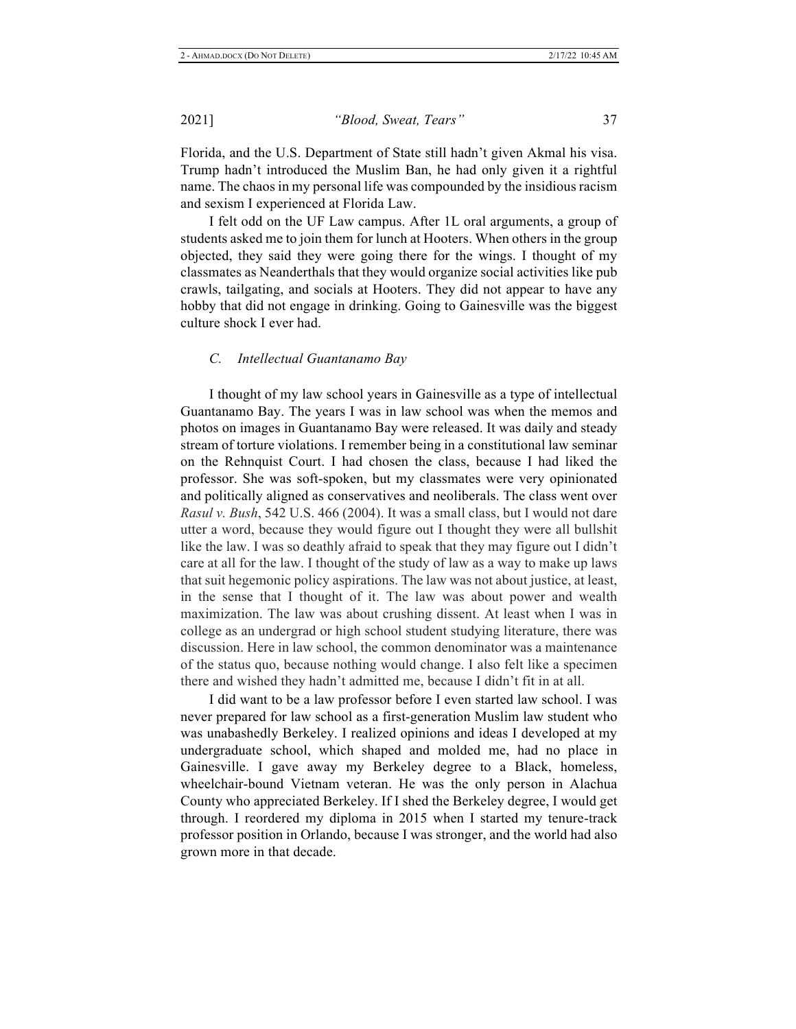Florida, and the U.S. Department of State still hadn't given Akmal his visa. Trump hadn't introduced the Muslim Ban, he had only given it a rightful name. The chaos in my personal life was compounded by the insidious racism and sexism I experienced at Florida Law.

I felt odd on the UF Law campus. After 1L oral arguments, a group of students asked me to join them for lunch at Hooters. When others in the group objected, they said they were going there for the wings. I thought of my classmates as Neanderthals that they would organize social activities like pub crawls, tailgating, and socials at Hooters. They did not appear to have any hobby that did not engage in drinking. Going to Gainesville was the biggest culture shock I ever had.

### *C. Intellectual Guantanamo Bay*

I thought of my law school years in Gainesville as a type of intellectual Guantanamo Bay. The years I was in law school was when the memos and photos on images in Guantanamo Bay were released. It was daily and steady stream of torture violations. I remember being in a constitutional law seminar on the Rehnquist Court. I had chosen the class, because I had liked the professor. She was soft-spoken, but my classmates were very opinionated and politically aligned as conservatives and neoliberals. The class went over *Rasul v. Bush*, 542 U.S. 466 (2004). It was a small class, but I would not dare utter a word, because they would figure out I thought they were all bullshit like the law. I was so deathly afraid to speak that they may figure out I didn't care at all for the law. I thought of the study of law as a way to make up laws that suit hegemonic policy aspirations. The law was not about justice, at least, in the sense that I thought of it. The law was about power and wealth maximization. The law was about crushing dissent. At least when I was in college as an undergrad or high school student studying literature, there was discussion. Here in law school, the common denominator was a maintenance of the status quo, because nothing would change. I also felt like a specimen there and wished they hadn't admitted me, because I didn't fit in at all.

I did want to be a law professor before I even started law school. I was never prepared for law school as a first-generation Muslim law student who was unabashedly Berkeley. I realized opinions and ideas I developed at my undergraduate school, which shaped and molded me, had no place in Gainesville. I gave away my Berkeley degree to a Black, homeless, wheelchair-bound Vietnam veteran. He was the only person in Alachua County who appreciated Berkeley. If I shed the Berkeley degree, I would get through. I reordered my diploma in 2015 when I started my tenure-track professor position in Orlando, because I was stronger, and the world had also grown more in that decade.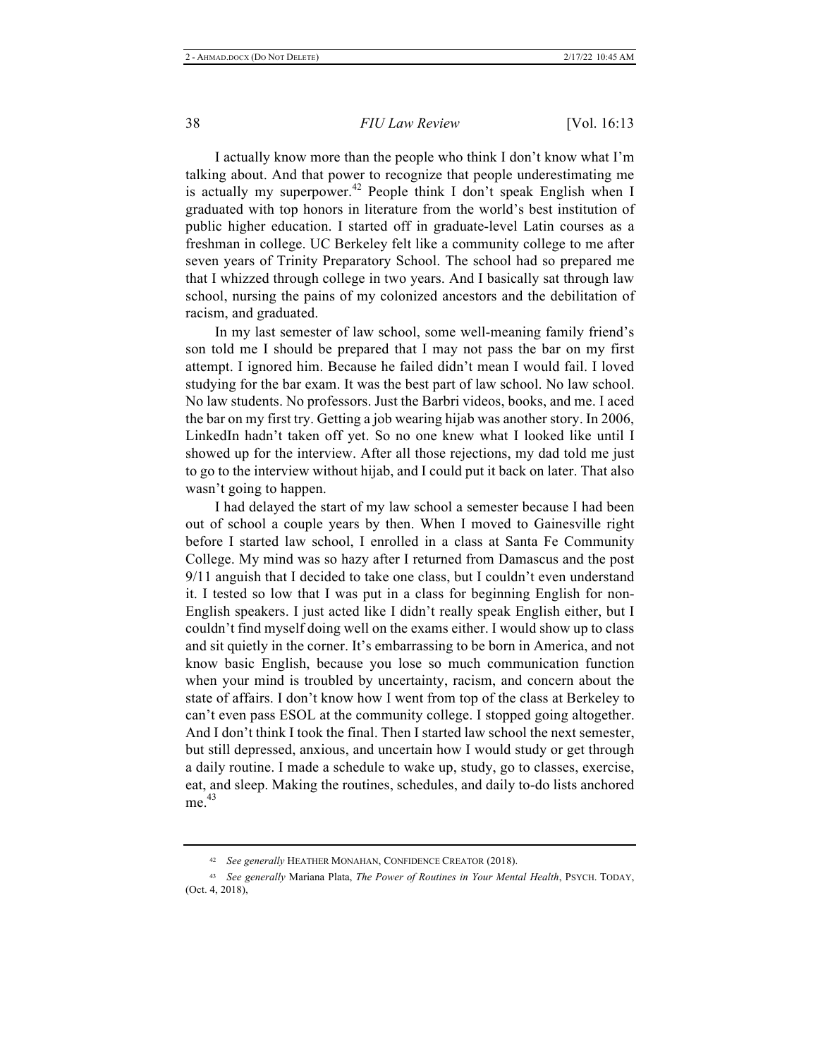I actually know more than the people who think I don't know what I'm talking about. And that power to recognize that people underestimating me is actually my superpower.[42] People think I don't speak English when I graduated with top honors in literature from the world's best institution of public higher education. I started off in graduate-level Latin courses as a freshman in college. UC Berkeley felt like a community college to me after seven years of Trinity Preparatory School. The school had so prepared me that I whizzed through college in two years. And I basically sat through law school, nursing the pains of my colonized ancestors and the debilitation of racism, and graduated.

In my last semester of law school, some well-meaning family friend's son told me I should be prepared that I may not pass the bar on my first attempt. I ignored him. Because he failed didn't mean I would fail. I loved studying for the bar exam. It was the best part of law school. No law school. No law students. No professors. Just the Barbri videos, books, and me. I aced the bar on my first try. Getting a job wearing hijab was another story. In 2006, LinkedIn hadn't taken off yet. So no one knew what I looked like until I showed up for the interview. After all those rejections, my dad told me just to go to the interview without hijab, and I could put it back on later. That also wasn't going to happen.

I had delayed the start of my law school a semester because I had been out of school a couple years by then. When I moved to Gainesville right before I started law school, I enrolled in a class at Santa Fe Community College. My mind was so hazy after I returned from Damascus and the post 9/11 anguish that I decided to take one class, but I couldn't even understand it. I tested so low that I was put in a class for beginning English for non-English speakers. I just acted like I didn't really speak English either, but I couldn't find myself doing well on the exams either. I would show up to class and sit quietly in the corner. It's embarrassing to be born in America, and not know basic English, because you lose so much communication function when your mind is troubled by uncertainty, racism, and concern about the state of affairs. I don't know how I went from top of the class at Berkeley to can't even pass ESOL at the community college. I stopped going altogether. And I don't think I took the final. Then I started law school the next semester, but still depressed, anxious, and uncertain how I would study or get through a daily routine. I made a schedule to wake up, study, go to classes, exercise, eat, and sleep. Making the routines, schedules, and daily to-do lists anchored me.[43]

---

[42] *See generally* HEATHER MONAHAN, CONFIDENCE CREATOR (2018).

[43] *See generally* Mariana Plata, *The Power of Routines in Your Mental Health*, PSYCH. TODAY, (Oct. 4, 2018),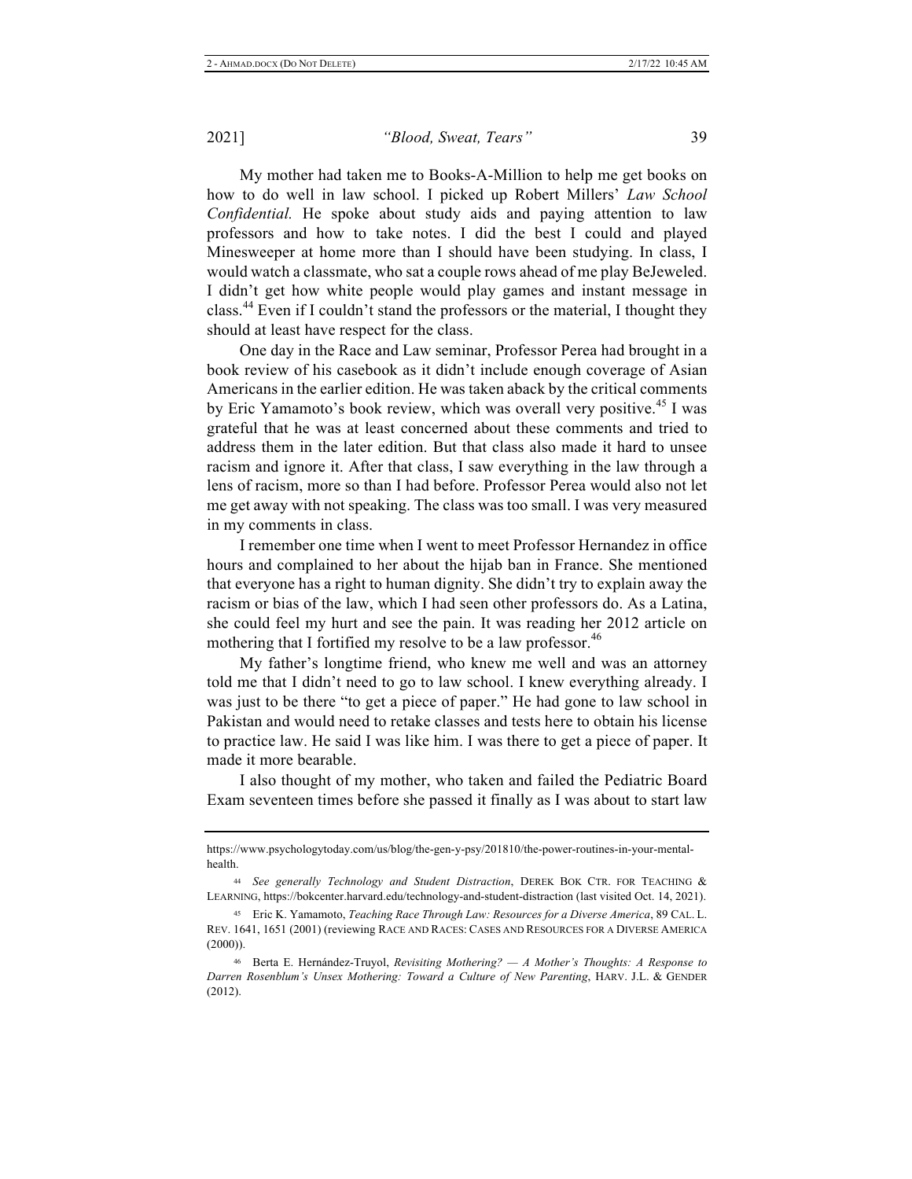My mother had taken me to Books-A-Million to help me get books on how to do well in law school. I picked up Robert Millers' *Law School Confidential.* He spoke about study aids and paying attention to law professors and how to take notes. I did the best I could and played Minesweeper at home more than I should have been studying. In class, I would watch a classmate, who sat a couple rows ahead of me play BeJeweled. I didn't get how white people would play games and instant message in class.[44] Even if I couldn't stand the professors or the material, I thought they should at least have respect for the class.

One day in the Race and Law seminar, Professor Perea had brought in a book review of his casebook as it didn't include enough coverage of Asian Americans in the earlier edition. He was taken aback by the critical comments by Eric Yamamoto's book review, which was overall very positive.[45] I was grateful that he was at least concerned about these comments and tried to address them in the later edition. But that class also made it hard to unsee racism and ignore it. After that class, I saw everything in the law through a lens of racism, more so than I had before. Professor Perea would also not let me get away with not speaking. The class was too small. I was very measured in my comments in class.

I remember one time when I went to meet Professor Hernandez in office hours and complained to her about the hijab ban in France. She mentioned that everyone has a right to human dignity. She didn't try to explain away the racism or bias of the law, which I had seen other professors do. As a Latina, she could feel my hurt and see the pain. It was reading her 2012 article on mothering that I fortified my resolve to be a law professor.[46]

My father's longtime friend, who knew me well and was an attorney told me that I didn't need to go to law school. I knew everything already. I was just to be there "to get a piece of paper." He had gone to law school in Pakistan and would need to retake classes and tests here to obtain his license to practice law. He said I was like him. I was there to get a piece of paper. It made it more bearable.

I also thought of my mother, who taken and failed the Pediatric Board Exam seventeen times before she passed it finally as I was about to start law

---

https://www.psychologytoday.com/us/blog/the-gen-y-psy/201810/the-power-routines-in-your-mental-health.

44 *See generally Technology and Student Distraction*, DEREK BOK CTR. FOR TEACHING & LEARNING, https://bokcenter.harvard.edu/technology-and-student-distraction (last visited Oct. 14, 2021).

45 Eric K. Yamamoto, *Teaching Race Through Law: Resources for a Diverse America*, 89 CAL. L. REV. 1641, 1651 (2001) (reviewing RACE AND RACES: CASES AND RESOURCES FOR A DIVERSE AMERICA (2000)).

46 Berta E. Hernández-Truyol, *Revisiting Mothering? — A Mother's Thoughts: A Response to Darren Rosenblum's Unsex Mothering: Toward a Culture of New Parenting*, HARV. J.L. & GENDER (2012).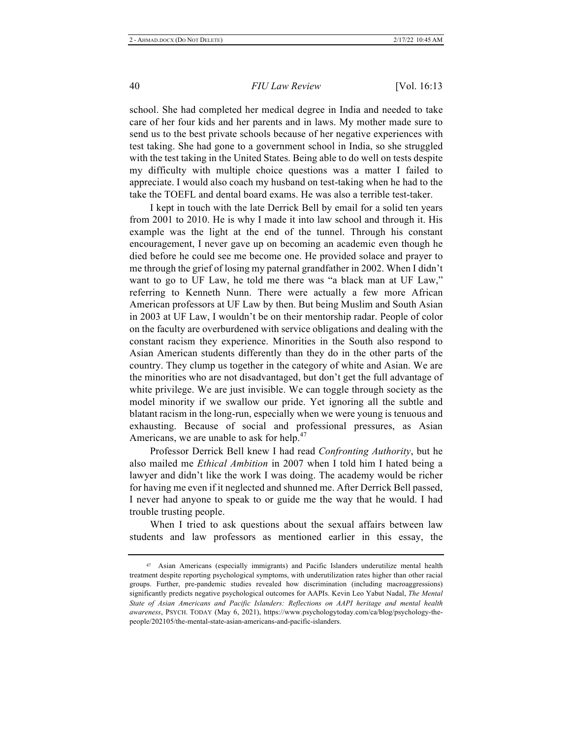school. She had completed her medical degree in India and needed to take care of her four kids and her parents and in laws. My mother made sure to send us to the best private schools because of her negative experiences with test taking. She had gone to a government school in India, so she struggled with the test taking in the United States. Being able to do well on tests despite my difficulty with multiple choice questions was a matter I failed to appreciate. I would also coach my husband on test-taking when he had to the take the TOEFL and dental board exams. He was also a terrible test-taker.

I kept in touch with the late Derrick Bell by email for a solid ten years from 2001 to 2010. He is why I made it into law school and through it. His example was the light at the end of the tunnel. Through his constant encouragement, I never gave up on becoming an academic even though he died before he could see me become one. He provided solace and prayer to me through the grief of losing my paternal grandfather in 2002. When I didn't want to go to UF Law, he told me there was "a black man at UF Law," referring to Kenneth Nunn. There were actually a few more African American professors at UF Law by then. But being Muslim and South Asian in 2003 at UF Law, I wouldn't be on their mentorship radar. People of color on the faculty are overburdened with service obligations and dealing with the constant racism they experience. Minorities in the South also respond to Asian American students differently than they do in the other parts of the country. They clump us together in the category of white and Asian. We are the minorities who are not disadvantaged, but don't get the full advantage of white privilege. We are just invisible. We can toggle through society as the model minority if we swallow our pride. Yet ignoring all the subtle and blatant racism in the long-run, especially when we were young is tenuous and exhausting. Because of social and professional pressures, as Asian Americans, we are unable to ask for help.[47]

Professor Derrick Bell knew I had read *Confronting Authority*, but he also mailed me *Ethical Ambition* in 2007 when I told him I hated being a lawyer and didn't like the work I was doing. The academy would be richer for having me even if it neglected and shunned me. After Derrick Bell passed, I never had anyone to speak to or guide me the way that he would. I had trouble trusting people.

When I tried to ask questions about the sexual affairs between law students and law professors as mentioned earlier in this essay, the

---

[47] Asian Americans (especially immigrants) and Pacific Islanders underutilize mental health treatment despite reporting psychological symptoms, with underutilization rates higher than other racial groups. Further, pre-pandemic studies revealed how discrimination (including macroaggressions) significantly predicts negative psychological outcomes for AAPIs. Kevin Leo Yabut Nadal, *The Mental State of Asian Americans and Pacific Islanders: Reflections on AAPI heritage and mental health awareness*, PSYCH. TODAY (May 6, 2021), https://www.psychologytoday.com/ca/blog/psychology-the-people/202105/the-mental-state-asian-americans-and-pacific-islanders.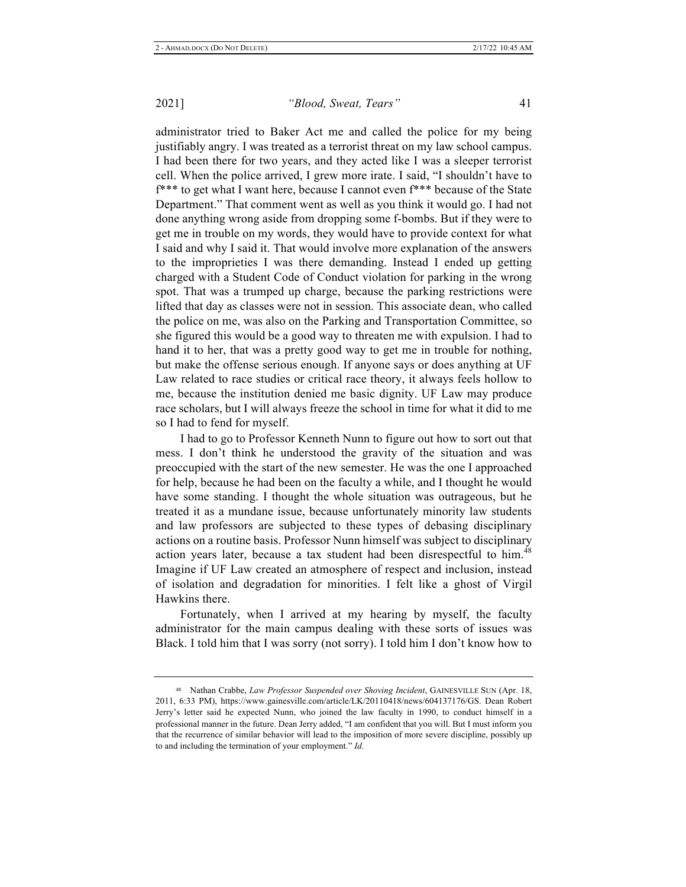administrator tried to Baker Act me and called the police for my being justifiably angry. I was treated as a terrorist threat on my law school campus. I had been there for two years, and they acted like I was a sleeper terrorist cell. When the police arrived, I grew more irate. I said, "I shouldn't have to f*** to get what I want here, because I cannot even f*** because of the State Department." That comment went as well as you think it would go. I had not done anything wrong aside from dropping some f-bombs. But if they were to get me in trouble on my words, they would have to provide context for what I said and why I said it. That would involve more explanation of the answers to the improprieties I was there demanding. Instead I ended up getting charged with a Student Code of Conduct violation for parking in the wrong spot. That was a trumped up charge, because the parking restrictions were lifted that day as classes were not in session. This associate dean, who called the police on me, was also on the Parking and Transportation Committee, so she figured this would be a good way to threaten me with expulsion. I had to hand it to her, that was a pretty good way to get me in trouble for nothing, but make the offense serious enough. If anyone says or does anything at UF Law related to race studies or critical race theory, it always feels hollow to me, because the institution denied me basic dignity. UF Law may produce race scholars, but I will always freeze the school in time for what it did to me so I had to fend for myself.

I had to go to Professor Kenneth Nunn to figure out how to sort out that mess. I don't think he understood the gravity of the situation and was preoccupied with the start of the new semester. He was the one I approached for help, because he had been on the faculty a while, and I thought he would have some standing. I thought the whole situation was outrageous, but he treated it as a mundane issue, because unfortunately minority law students and law professors are subjected to these types of debasing disciplinary actions on a routine basis. Professor Nunn himself was subject to disciplinary action years later, because a tax student had been disrespectful to him.[48] Imagine if UF Law created an atmosphere of respect and inclusion, instead of isolation and degradation for minorities. I felt like a ghost of Virgil Hawkins there.

Fortunately, when I arrived at my hearing by myself, the faculty administrator for the main campus dealing with these sorts of issues was Black. I told him that I was sorry (not sorry). I told him I don't know how to

---

[48] Nathan Crabbe, *Law Professor Suspended over Shoving Incident*, GAINESVILLE SUN (Apr. 18, 2011, 6:33 PM), https://www.gainesville.com/article/LK/20110418/news/604137176/GS. Dean Robert Jerry's letter said he expected Nunn, who joined the law faculty in 1990, to conduct himself in a professional manner in the future. Dean Jerry added, "I am confident that you will. But I must inform you that the recurrence of similar behavior will lead to the imposition of more severe discipline, possibly up to and including the termination of your employment." *Id.*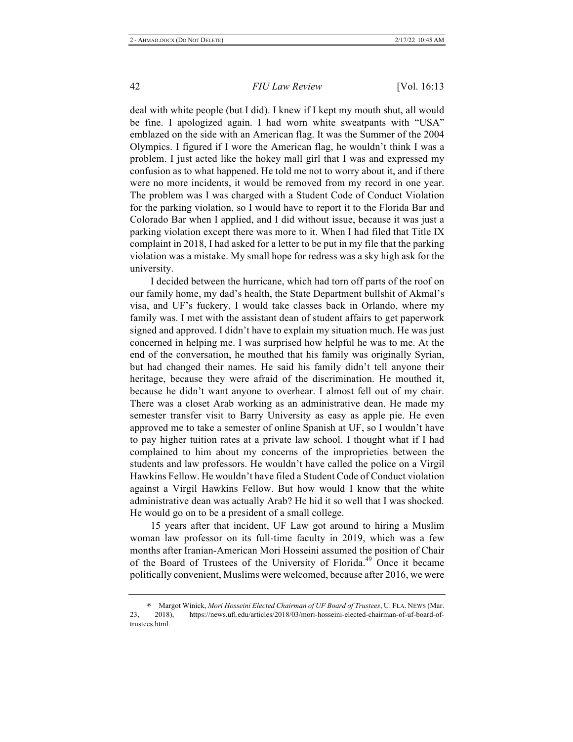deal with white people (but I did). I knew if I kept my mouth shut, all would be fine. I apologized again. I had worn white sweatpants with "USA" emblazed on the side with an American flag. It was the Summer of the 2004 Olympics. I figured if I wore the American flag, he wouldn't think I was a problem. I just acted like the hokey mall girl that I was and expressed my confusion as to what happened. He told me not to worry about it, and if there were no more incidents, it would be removed from my record in one year. The problem was I was charged with a Student Code of Conduct Violation for the parking violation, so I would have to report it to the Florida Bar and Colorado Bar when I applied, and I did without issue, because it was just a parking violation except there was more to it. When I had filed that Title IX complaint in 2018, I had asked for a letter to be put in my file that the parking violation was a mistake. My small hope for redress was a sky high ask for the university.

I decided between the hurricane, which had torn off parts of the roof on our family home, my dad's health, the State Department bullshit of Akmal's visa, and UF's fuckery, I would take classes back in Orlando, where my family was. I met with the assistant dean of student affairs to get paperwork signed and approved. I didn't have to explain my situation much. He was just concerned in helping me. I was surprised how helpful he was to me. At the end of the conversation, he mouthed that his family was originally Syrian, but had changed their names. He said his family didn't tell anyone their heritage, because they were afraid of the discrimination. He mouthed it, because he didn't want anyone to overhear. I almost fell out of my chair. There was a closet Arab working as an administrative dean. He made my semester transfer visit to Barry University as easy as apple pie. He even approved me to take a semester of online Spanish at UF, so I wouldn't have to pay higher tuition rates at a private law school. I thought what if I had complained to him about my concerns of the improprieties between the students and law professors. He wouldn't have called the police on a Virgil Hawkins Fellow. He wouldn't have filed a Student Code of Conduct violation against a Virgil Hawkins Fellow. But how would I know that the white administrative dean was actually Arab? He hid it so well that I was shocked. He would go on to be a president of a small college.

15 years after that incident, UF Law got around to hiring a Muslim woman law professor on its full-time faculty in 2019, which was a few months after Iranian-American Mori Hosseini assumed the position of Chair of the Board of Trustees of the University of Florida.[49] Once it became politically convenient, Muslims were welcomed, because after 2016, we were

---

[49] Margot Winick, *Mori Hosseini Elected Chairman of UF Board of Trustees*, U. FLA. NEWS (Mar. 23, 2018), https://news.ufl.edu/articles/2018/03/mori-hosseini-elected-chairman-of-uf-board-of-trustees.html.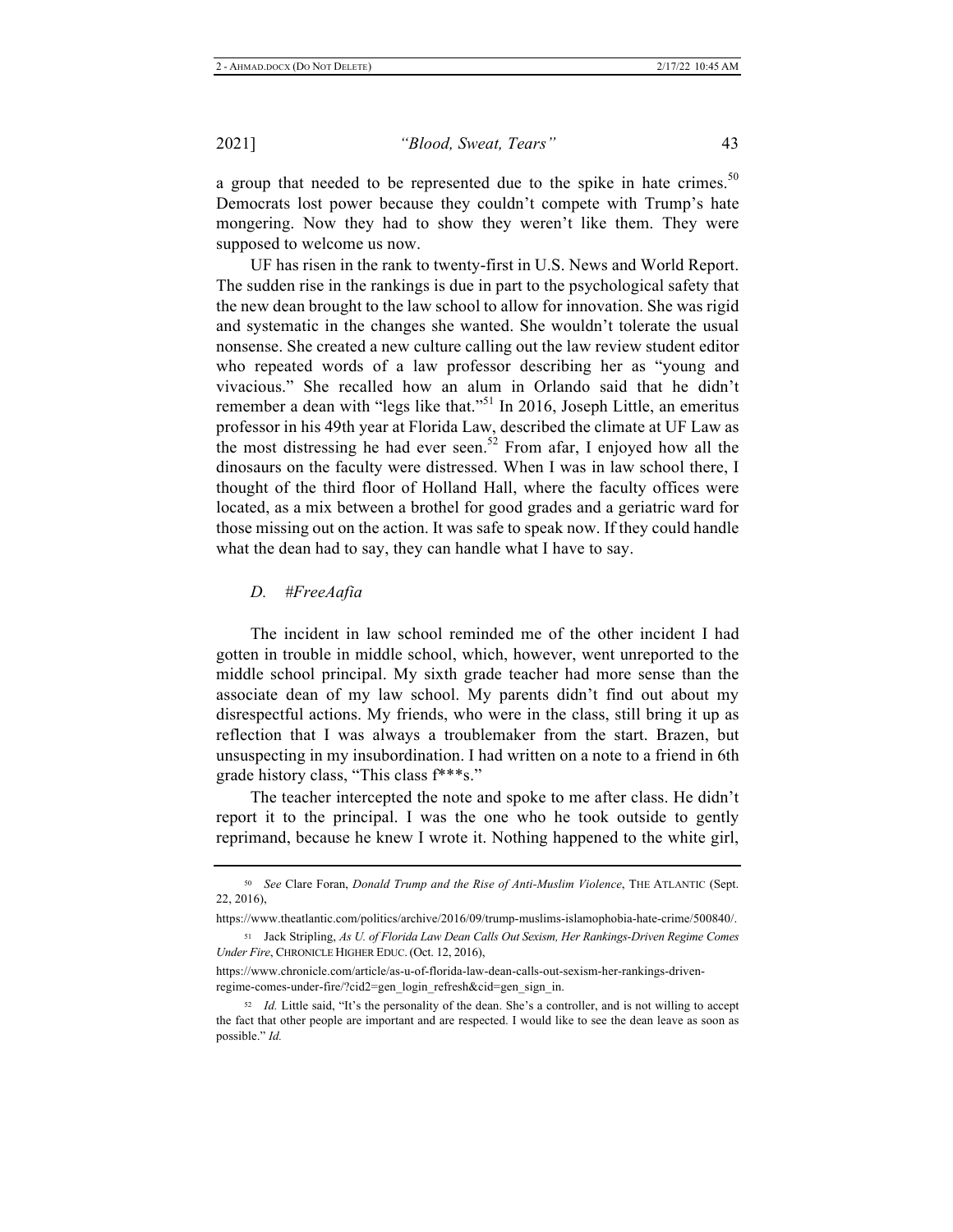a group that needed to be represented due to the spike in hate crimes.[50] Democrats lost power because they couldn't compete with Trump's hate mongering. Now they had to show they weren't like them. They were supposed to welcome us now.

UF has risen in the rank to twenty-first in U.S. News and World Report. The sudden rise in the rankings is due in part to the psychological safety that the new dean brought to the law school to allow for innovation. She was rigid and systematic in the changes she wanted. She wouldn't tolerate the usual nonsense. She created a new culture calling out the law review student editor who repeated words of a law professor describing her as "young and vivacious." She recalled how an alum in Orlando said that he didn't remember a dean with "legs like that."[51] In 2016, Joseph Little, an emeritus professor in his 49th year at Florida Law, described the climate at UF Law as the most distressing he had ever seen.[52] From afar, I enjoyed how all the dinosaurs on the faculty were distressed. When I was in law school there, I thought of the third floor of Holland Hall, where the faculty offices were located, as a mix between a brothel for good grades and a geriatric ward for those missing out on the action. It was safe to speak now. If they could handle what the dean had to say, they can handle what I have to say.

### *D. #FreeAafia*

The incident in law school reminded me of the other incident I had gotten in trouble in middle school, which, however, went unreported to the middle school principal. My sixth grade teacher had more sense than the associate dean of my law school. My parents didn't find out about my disrespectful actions. My friends, who were in the class, still bring it up as reflection that I was always a troublemaker from the start. Brazen, but unsuspecting in my insubordination. I had written on a note to a friend in 6th grade history class, "This class f***s."

The teacher intercepted the note and spoke to me after class. He didn't report it to the principal. I was the one who he took outside to gently reprimand, because he knew I wrote it. Nothing happened to the white girl,

---

[50] *See* Clare Foran, *Donald Trump and the Rise of Anti-Muslim Violence*, THE ATLANTIC (Sept. 22, 2016), https://www.theatlantic.com/politics/archive/2016/09/trump-muslims-islamophobia-hate-crime/500840/.

[51] Jack Stripling, *As U. of Florida Law Dean Calls Out Sexism, Her Rankings-Driven Regime Comes Under Fire*, CHRONICLE HIGHER EDUC. (Oct. 12, 2016), https://www.chronicle.com/article/as-u-of-florida-law-dean-calls-out-sexism-her-rankings-driven-regime-comes-under-fire/?cid2=gen_login_refresh&cid=gen_sign_in.

[52] *Id.* Little said, "It's the personality of the dean. She's a controller, and is not willing to accept the fact that other people are important and are respected. I would like to see the dean leave as soon as possible." *Id.*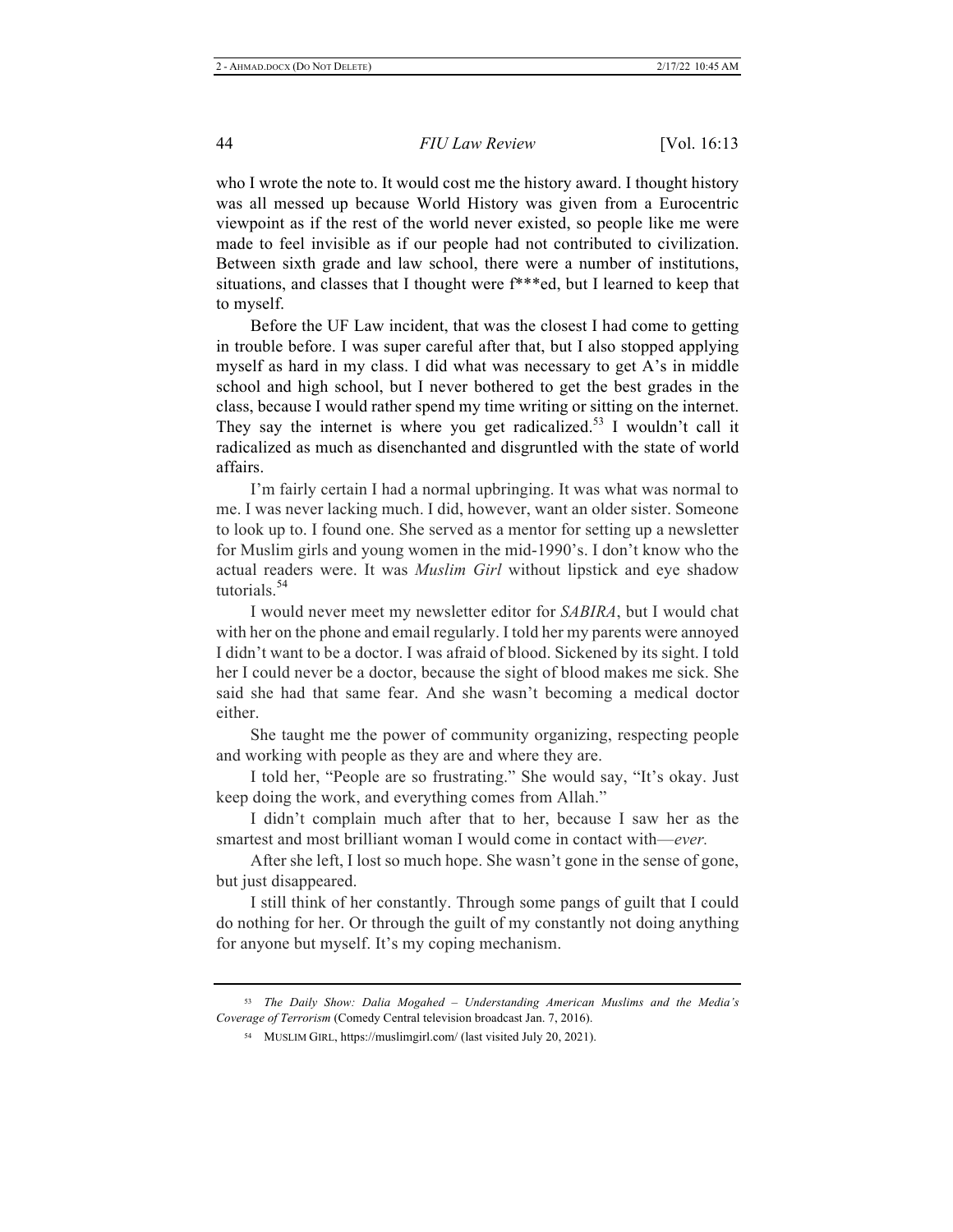who I wrote the note to. It would cost me the history award. I thought history was all messed up because World History was given from a Eurocentric viewpoint as if the rest of the world never existed, so people like me were made to feel invisible as if our people had not contributed to civilization. Between sixth grade and law school, there were a number of institutions, situations, and classes that I thought were f***ed, but I learned to keep that to myself.

Before the UF Law incident, that was the closest I had come to getting in trouble before. I was super careful after that, but I also stopped applying myself as hard in my class. I did what was necessary to get A's in middle school and high school, but I never bothered to get the best grades in the class, because I would rather spend my time writing or sitting on the internet. They say the internet is where you get radicalized.[53] I wouldn't call it radicalized as much as disenchanted and disgruntled with the state of world affairs.

I'm fairly certain I had a normal upbringing. It was what was normal to me. I was never lacking much. I did, however, want an older sister. Someone to look up to. I found one. She served as a mentor for setting up a newsletter for Muslim girls and young women in the mid-1990's. I don't know who the actual readers were. It was *Muslim Girl* without lipstick and eye shadow tutorials.[54]

I would never meet my newsletter editor for *SABIRA*, but I would chat with her on the phone and email regularly. I told her my parents were annoyed I didn't want to be a doctor. I was afraid of blood. Sickened by its sight. I told her I could never be a doctor, because the sight of blood makes me sick. She said she had that same fear. And she wasn't becoming a medical doctor either.

She taught me the power of community organizing, respecting people and working with people as they are and where they are.

I told her, "People are so frustrating." She would say, "It's okay. Just keep doing the work, and everything comes from Allah."

I didn't complain much after that to her, because I saw her as the smartest and most brilliant woman I would come in contact with—*ever.*

After she left, I lost so much hope. She wasn't gone in the sense of gone, but just disappeared.

I still think of her constantly. Through some pangs of guilt that I could do nothing for her. Or through the guilt of my constantly not doing anything for anyone but myself. It's my coping mechanism.

---

[53] *The Daily Show: Dalia Mogahed – Understanding American Muslims and the Media's Coverage of Terrorism* (Comedy Central television broadcast Jan. 7, 2016).

[54] MUSLIM GIRL, https://muslimgirl.com/ (last visited July 20, 2021).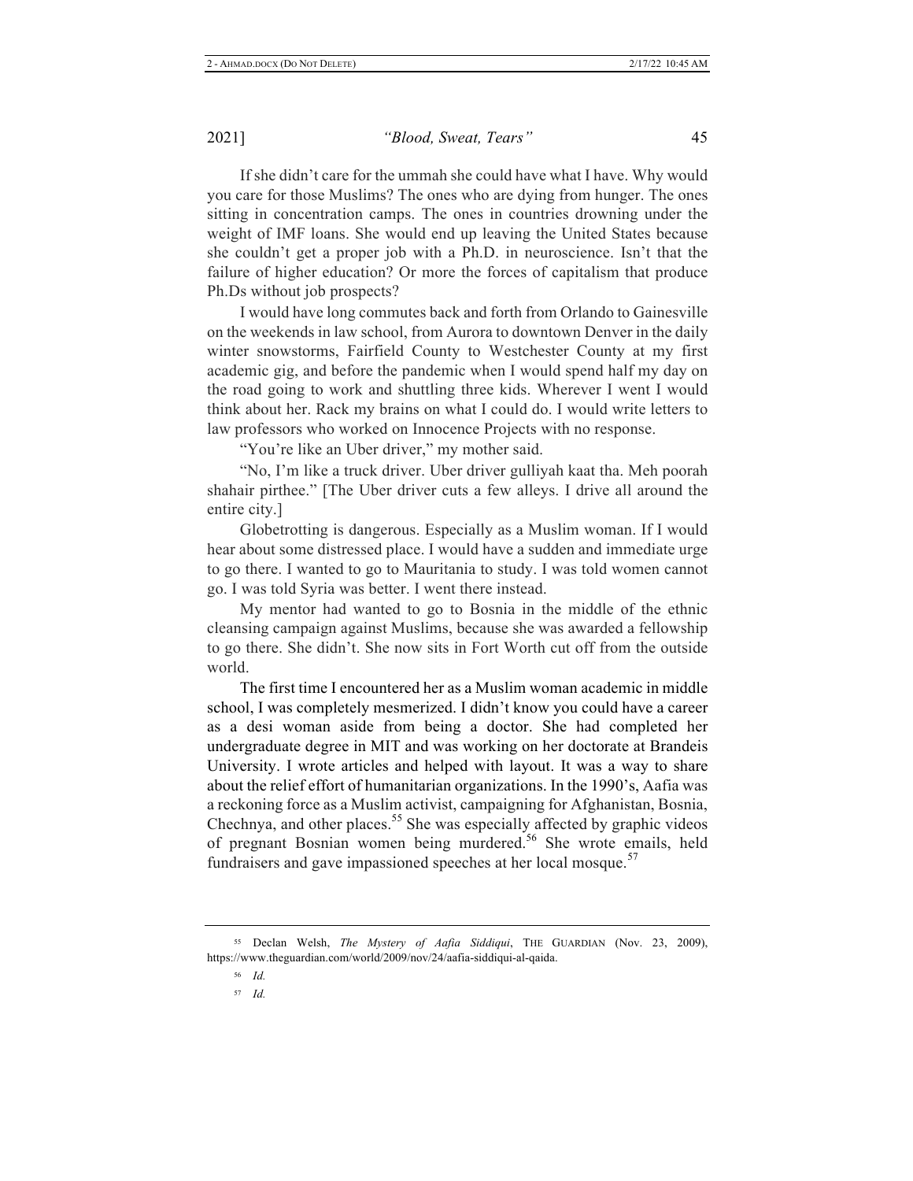If she didn't care for the ummah she could have what I have. Why would you care for those Muslims? The ones who are dying from hunger. The ones sitting in concentration camps. The ones in countries drowning under the weight of IMF loans. She would end up leaving the United States because she couldn't get a proper job with a Ph.D. in neuroscience. Isn't that the failure of higher education? Or more the forces of capitalism that produce Ph.Ds without job prospects?

I would have long commutes back and forth from Orlando to Gainesville on the weekends in law school, from Aurora to downtown Denver in the daily winter snowstorms, Fairfield County to Westchester County at my first academic gig, and before the pandemic when I would spend half my day on the road going to work and shuttling three kids. Wherever I went I would think about her. Rack my brains on what I could do. I would write letters to law professors who worked on Innocence Projects with no response.

"You're like an Uber driver," my mother said.

"No, I'm like a truck driver. Uber driver gulliyah kaat tha. Meh poorah shahair pirthee." [The Uber driver cuts a few alleys. I drive all around the entire city.]

Globetrotting is dangerous. Especially as a Muslim woman. If I would hear about some distressed place. I would have a sudden and immediate urge to go there. I wanted to go to Mauritania to study. I was told women cannot go. I was told Syria was better. I went there instead.

My mentor had wanted to go to Bosnia in the middle of the ethnic cleansing campaign against Muslims, because she was awarded a fellowship to go there. She didn't. She now sits in Fort Worth cut off from the outside world.

The first time I encountered her as a Muslim woman academic in middle school, I was completely mesmerized. I didn't know you could have a career as a desi woman aside from being a doctor. She had completed her undergraduate degree in MIT and was working on her doctorate at Brandeis University. I wrote articles and helped with layout. It was a way to share about the relief effort of humanitarian organizations. In the 1990's, Aafia was a reckoning force as a Muslim activist, campaigning for Afghanistan, Bosnia, Chechnya, and other places.[55] She was especially affected by graphic videos of pregnant Bosnian women being murdered.[56] She wrote emails, held fundraisers and gave impassioned speeches at her local mosque.[57]

---

[55] Declan Welsh, *The Mystery of Aafia Siddiqui*, THE GUARDIAN (Nov. 23, 2009), https://www.theguardian.com/world/2009/nov/24/aafia-siddiqui-al-qaida.

[56] *Id.*

[57] *Id.*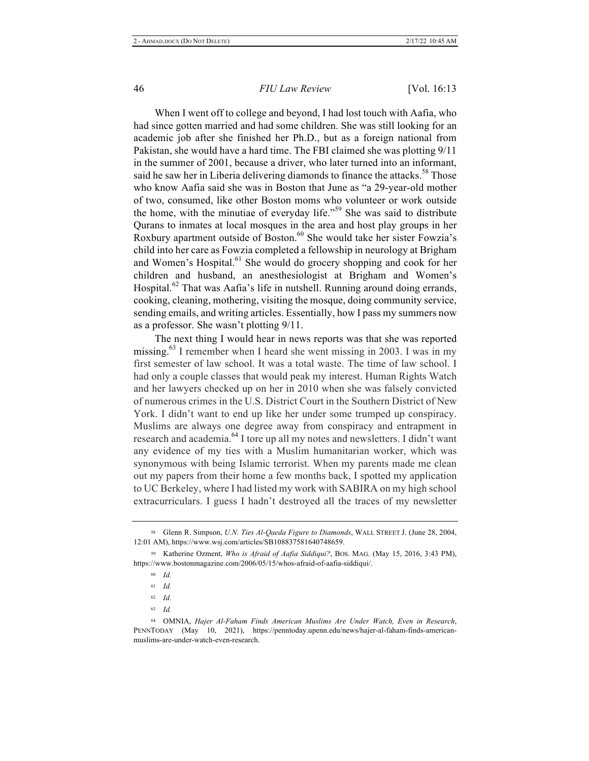When I went off to college and beyond, I had lost touch with Aafia, who had since gotten married and had some children. She was still looking for an academic job after she finished her Ph.D., but as a foreign national from Pakistan, she would have a hard time. The FBI claimed she was plotting 9/11 in the summer of 2001, because a driver, who later turned into an informant, said he saw her in Liberia delivering diamonds to finance the attacks.[58] Those who know Aafia said she was in Boston that June as "a 29-year-old mother of two, consumed, like other Boston moms who volunteer or work outside the home, with the minutiae of everyday life."[59] She was said to distribute Qurans to inmates at local mosques in the area and host play groups in her Roxbury apartment outside of Boston.[60] She would take her sister Fowzia's child into her care as Fowzia completed a fellowship in neurology at Brigham and Women's Hospital.[61] She would do grocery shopping and cook for her children and husband, an anesthesiologist at Brigham and Women's Hospital.[62] That was Aafia's life in nutshell. Running around doing errands, cooking, cleaning, mothering, visiting the mosque, doing community service, sending emails, and writing articles. Essentially, how I pass my summers now as a professor. She wasn't plotting 9/11.

The next thing I would hear in news reports was that she was reported missing.[63] I remember when I heard she went missing in 2003. I was in my first semester of law school. It was a total waste. The time of law school. I had only a couple classes that would peak my interest. Human Rights Watch and her lawyers checked up on her in 2010 when she was falsely convicted of numerous crimes in the U.S. District Court in the Southern District of New York. I didn't want to end up like her under some trumped up conspiracy. Muslims are always one degree away from conspiracy and entrapment in research and academia.[64] I tore up all my notes and newsletters. I didn't want any evidence of my ties with a Muslim humanitarian worker, which was synonymous with being Islamic terrorist. When my parents made me clean out my papers from their home a few months back, I spotted my application to UC Berkeley, where I had listed my work with SABIRA on my high school extracurriculars. I guess I hadn't destroyed all the traces of my newsletter

---

[58] Glenn R. Simpson, *U.N. Ties Al-Qaeda Figure to Diamonds*, WALL STREET J. (June 28, 2004, 12:01 AM), https://www.wsj.com/articles/SB108837581640748659.

[59] Katherine Ozment, *Who is Afraid of Aafia Siddiqui?*, BOS. MAG. (May 15, 2016, 3:43 PM), https://www.bostonmagazine.com/2006/05/15/whos-afraid-of-aafia-siddiqui/.

[60] *Id.*

[61] *Id.*

[62] *Id.*

[63] *Id.*

[64] OMNIA, *Hajer Al-Faham Finds American Muslims Are Under Watch, Even in Research*, PENNTODAY (May 10, 2021), https://penntoday.upenn.edu/news/hajer-al-faham-finds-american-muslims-are-under-watch-even-research.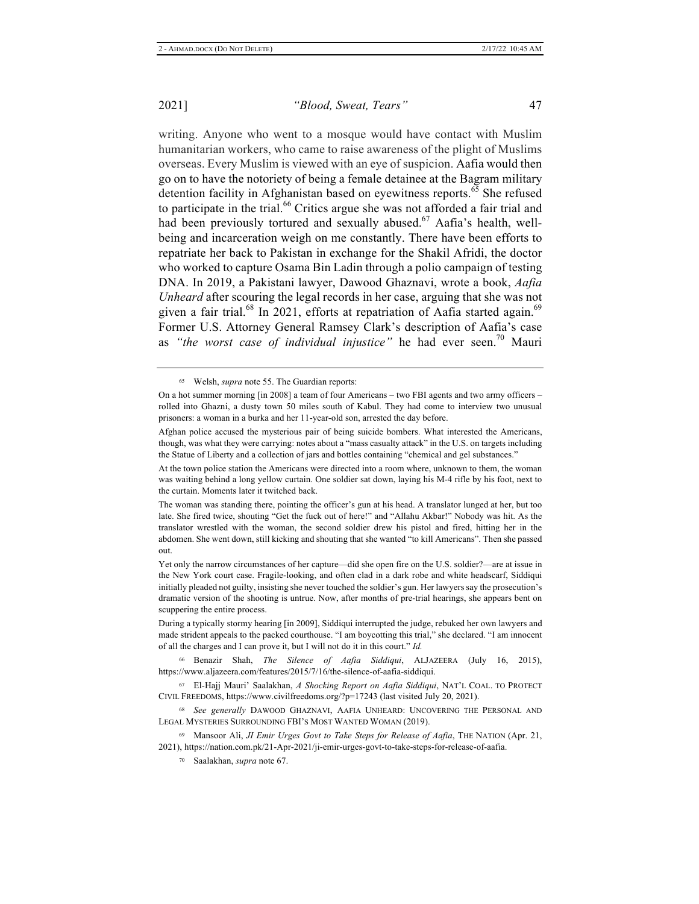writing. Anyone who went to a mosque would have contact with Muslim humanitarian workers, who came to raise awareness of the plight of Muslims overseas. Every Muslim is viewed with an eye of suspicion. Aafia would then go on to have the notoriety of being a female detainee at the Bagram military detention facility in Afghanistan based on eyewitness reports.[65] She refused to participate in the trial.[66] Critics argue she was not afforded a fair trial and had been previously tortured and sexually abused.[67] Aafia's health, well-being and incarceration weigh on me constantly. There have been efforts to repatriate her back to Pakistan in exchange for the Shakil Afridi, the doctor who worked to capture Osama Bin Ladin through a polio campaign of testing DNA. In 2019, a Pakistani lawyer, Dawood Ghaznavi, wrote a book, *Aafia Unheard* after scouring the legal records in her case, arguing that she was not given a fair trial.[68] In 2021, efforts at repatriation of Aafia started again.[69] Former U.S. Attorney General Ramsey Clark's description of Aafia's case as *"the worst case of individual injustice"* he had ever seen.[70] Mauri

---

[65] Welsh, *supra* note 55. The Guardian reports:

On a hot summer morning [in 2008] a team of four Americans – two FBI agents and two army officers – rolled into Ghazni, a dusty town 50 miles south of Kabul. They had come to interview two unusual prisoners: a woman in a burka and her 11-year-old son, arrested the day before.

Afghan police accused the mysterious pair of being suicide bombers. What interested the Americans, though, was what they were carrying: notes about a "mass casualty attack" in the U.S. on targets including the Statue of Liberty and a collection of jars and bottles containing "chemical and gel substances."

At the town police station the Americans were directed into a room where, unknown to them, the woman was waiting behind a long yellow curtain. One soldier sat down, laying his M-4 rifle by his foot, next to the curtain. Moments later it twitched back.

The woman was standing there, pointing the officer's gun at his head. A translator lunged at her, but too late. She fired twice, shouting "Get the fuck out of here!" and "Allahu Akbar!" Nobody was hit. As the translator wrestled with the woman, the second soldier drew his pistol and fired, hitting her in the abdomen. She went down, still kicking and shouting that she wanted "to kill Americans". Then she passed out.

Yet only the narrow circumstances of her capture—did she open fire on the U.S. soldier?—are at issue in the New York court case. Fragile-looking, and often clad in a dark robe and white headscarf, Siddiqui initially pleaded not guilty, insisting she never touched the soldier's gun. Her lawyers say the prosecution's dramatic version of the shooting is untrue. Now, after months of pre-trial hearings, she appears bent on scuppering the entire process.

During a typically stormy hearing [in 2009], Siddiqui interrupted the judge, rebuked her own lawyers and made strident appeals to the packed courthouse. "I am boycotting this trial," she declared. "I am innocent of all the charges and I can prove it, but I will not do it in this court." *Id.*

[66] Benazir Shah, *The Silence of Aafia Siddiqui*, ALJAZEERA (July 16, 2015), https://www.aljazeera.com/features/2015/7/16/the-silence-of-aafia-siddiqui.

[67] El-Hajj Mauri' Saalakhan, *A Shocking Report on Aafia Siddiqui*, NAT'L COAL. TO PROTECT CIVIL FREEDOMS, https://www.civilfreedoms.org/?p=17243 (last visited July 20, 2021).

[68] *See generally* DAWOOD GHAZNAVI, AAFIA UNHEARD: UNCOVERING THE PERSONAL AND LEGAL MYSTERIES SURROUNDING FBI'S MOST WANTED WOMAN (2019).

[69] Mansoor Ali, *JI Emir Urges Govt to Take Steps for Release of Aafia*, THE NATION (Apr. 21, 2021), https://nation.com.pk/21-Apr-2021/ji-emir-urges-govt-to-take-steps-for-release-of-aafia.

[70] Saalakhan, *supra* note 67.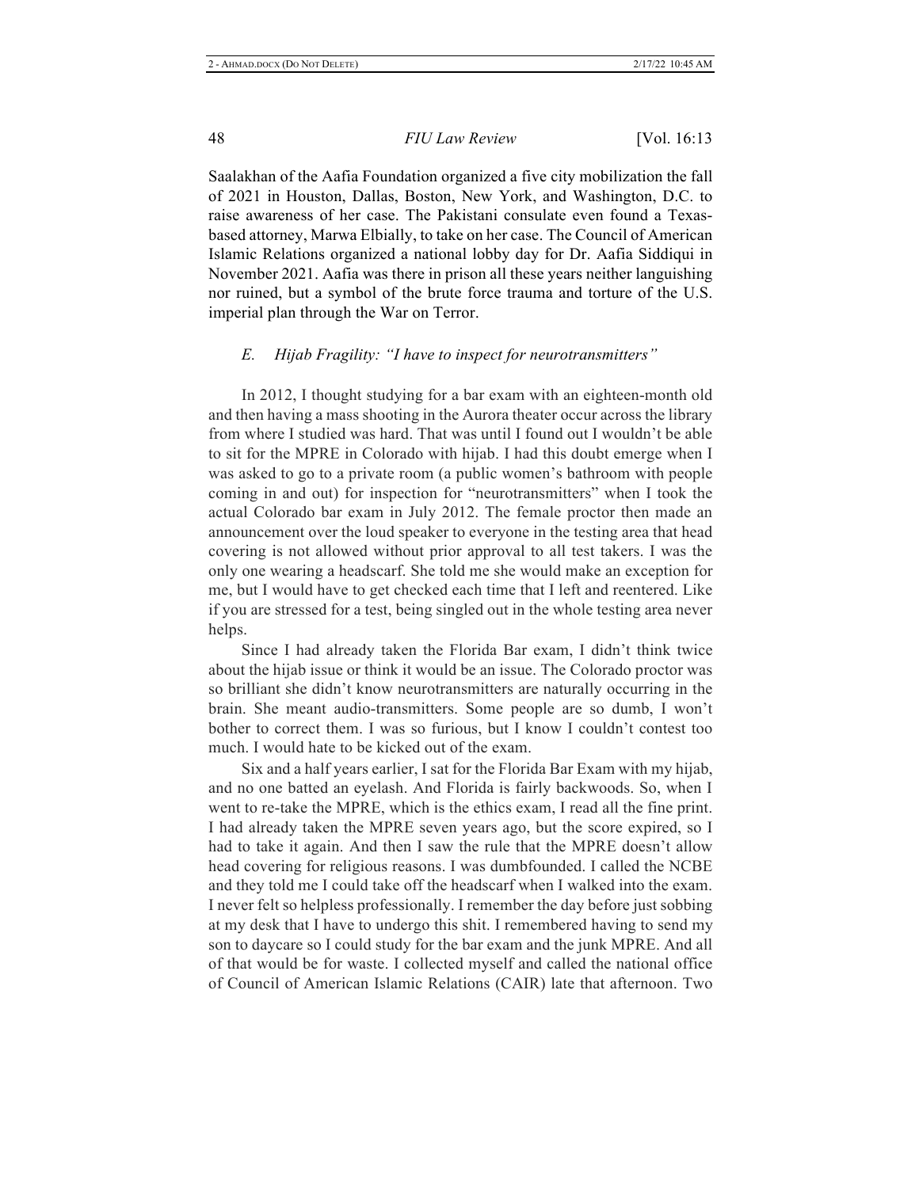Saalakhan of the Aafia Foundation organized a five city mobilization the fall of 2021 in Houston, Dallas, Boston, New York, and Washington, D.C. to raise awareness of her case. The Pakistani consulate even found a Texas-based attorney, Marwa Elbially, to take on her case. The Council of American Islamic Relations organized a national lobby day for Dr. Aafia Siddiqui in November 2021. Aafia was there in prison all these years neither languishing nor ruined, but a symbol of the brute force trauma and torture of the U.S. imperial plan through the War on Terror.

### *E. Hijab Fragility: "I have to inspect for neurotransmitters"*

In 2012, I thought studying for a bar exam with an eighteen-month old and then having a mass shooting in the Aurora theater occur across the library from where I studied was hard. That was until I found out I wouldn't be able to sit for the MPRE in Colorado with hijab. I had this doubt emerge when I was asked to go to a private room (a public women's bathroom with people coming in and out) for inspection for "neurotransmitters" when I took the actual Colorado bar exam in July 2012. The female proctor then made an announcement over the loud speaker to everyone in the testing area that head covering is not allowed without prior approval to all test takers. I was the only one wearing a headscarf. She told me she would make an exception for me, but I would have to get checked each time that I left and reentered. Like if you are stressed for a test, being singled out in the whole testing area never helps.

Since I had already taken the Florida Bar exam, I didn't think twice about the hijab issue or think it would be an issue. The Colorado proctor was so brilliant she didn't know neurotransmitters are naturally occurring in the brain. She meant audio-transmitters. Some people are so dumb, I won't bother to correct them. I was so furious, but I know I couldn't contest too much. I would hate to be kicked out of the exam.

Six and a half years earlier, I sat for the Florida Bar Exam with my hijab, and no one batted an eyelash. And Florida is fairly backwoods. So, when I went to re-take the MPRE, which is the ethics exam, I read all the fine print. I had already taken the MPRE seven years ago, but the score expired, so I had to take it again. And then I saw the rule that the MPRE doesn't allow head covering for religious reasons. I was dumbfounded. I called the NCBE and they told me I could take off the headscarf when I walked into the exam. I never felt so helpless professionally. I remember the day before just sobbing at my desk that I have to undergo this shit. I remembered having to send my son to daycare so I could study for the bar exam and the junk MPRE. And all of that would be for waste. I collected myself and called the national office of Council of American Islamic Relations (CAIR) late that afternoon. Two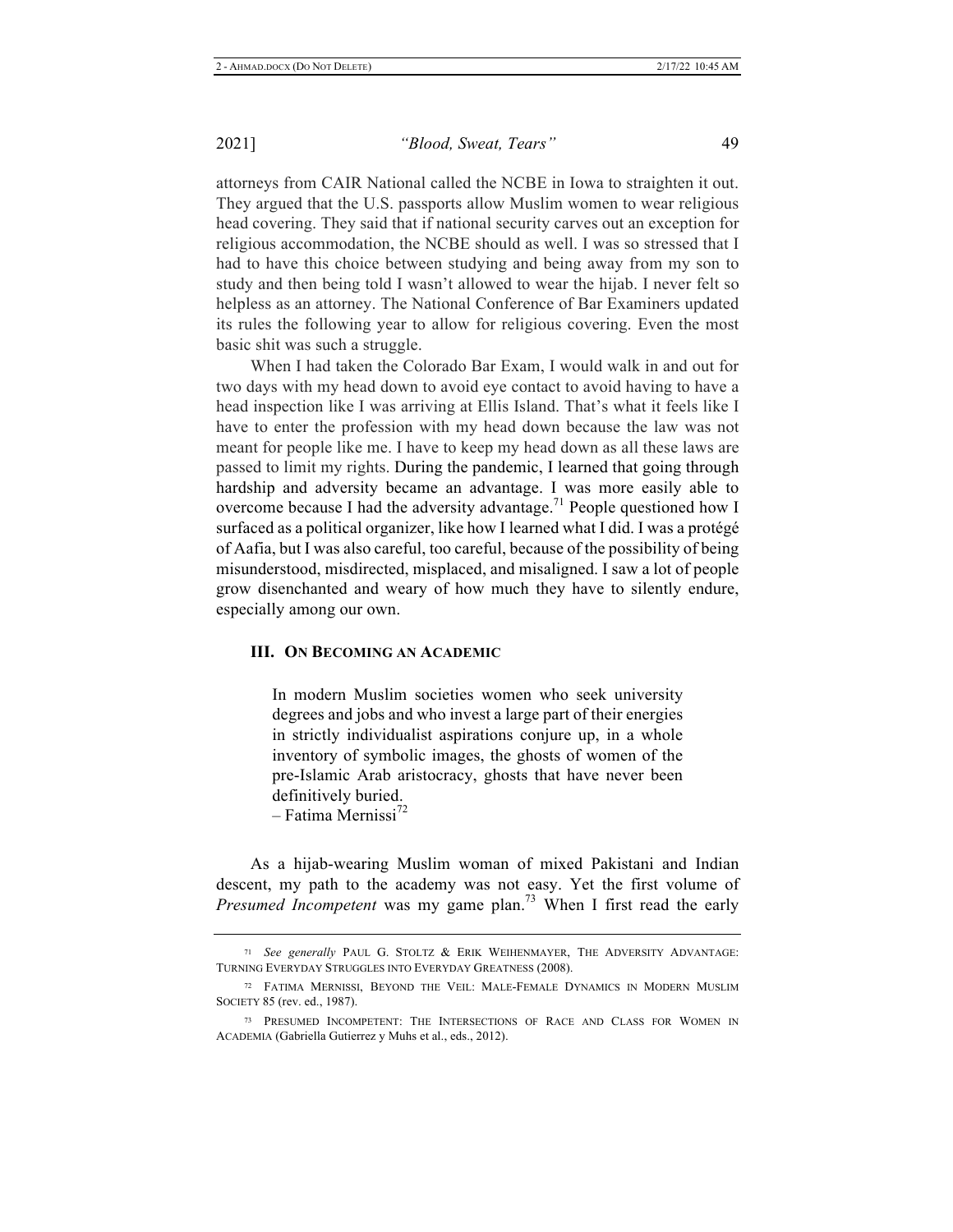attorneys from CAIR National called the NCBE in Iowa to straighten it out. They argued that the U.S. passports allow Muslim women to wear religious head covering. They said that if national security carves out an exception for religious accommodation, the NCBE should as well. I was so stressed that I had to have this choice between studying and being away from my son to study and then being told I wasn't allowed to wear the hijab. I never felt so helpless as an attorney. The National Conference of Bar Examiners updated its rules the following year to allow for religious covering. Even the most basic shit was such a struggle.

When I had taken the Colorado Bar Exam, I would walk in and out for two days with my head down to avoid eye contact to avoid having to have a head inspection like I was arriving at Ellis Island. That's what it feels like I have to enter the profession with my head down because the law was not meant for people like me. I have to keep my head down as all these laws are passed to limit my rights. During the pandemic, I learned that going through hardship and adversity became an advantage. I was more easily able to overcome because I had the adversity advantage.[71] People questioned how I surfaced as a political organizer, like how I learned what I did. I was a protégé of Aafia, but I was also careful, too careful, because of the possibility of being misunderstood, misdirected, misplaced, and misaligned. I saw a lot of people grow disenchanted and weary of how much they have to silently endure, especially among our own.

## III. On Becoming an Academic

> In modern Muslim societies women who seek university degrees and jobs and who invest a large part of their energies in strictly individualist aspirations conjure up, in a whole inventory of symbolic images, the ghosts of women of the pre-Islamic Arab aristocracy, ghosts that have never been definitively buried.
>
> – Fatima Mernissi[72]

As a hijab-wearing Muslim woman of mixed Pakistani and Indian descent, my path to the academy was not easy. Yet the first volume of *Presumed Incompetent* was my game plan.[73] When I first read the early

---

[71] *See generally* PAUL G. STOLTZ & ERIK WEIHENMAYER, THE ADVERSITY ADVANTAGE: TURNING EVERYDAY STRUGGLES INTO EVERYDAY GREATNESS (2008).

[72] FATIMA MERNISSI, BEYOND THE VEIL: MALE-FEMALE DYNAMICS IN MODERN MUSLIM SOCIETY 85 (rev. ed., 1987).

[73] PRESUMED INCOMPETENT: THE INTERSECTIONS OF RACE AND CLASS FOR WOMEN IN ACADEMIA (Gabriella Gutierrez y Muhs et al., eds., 2012).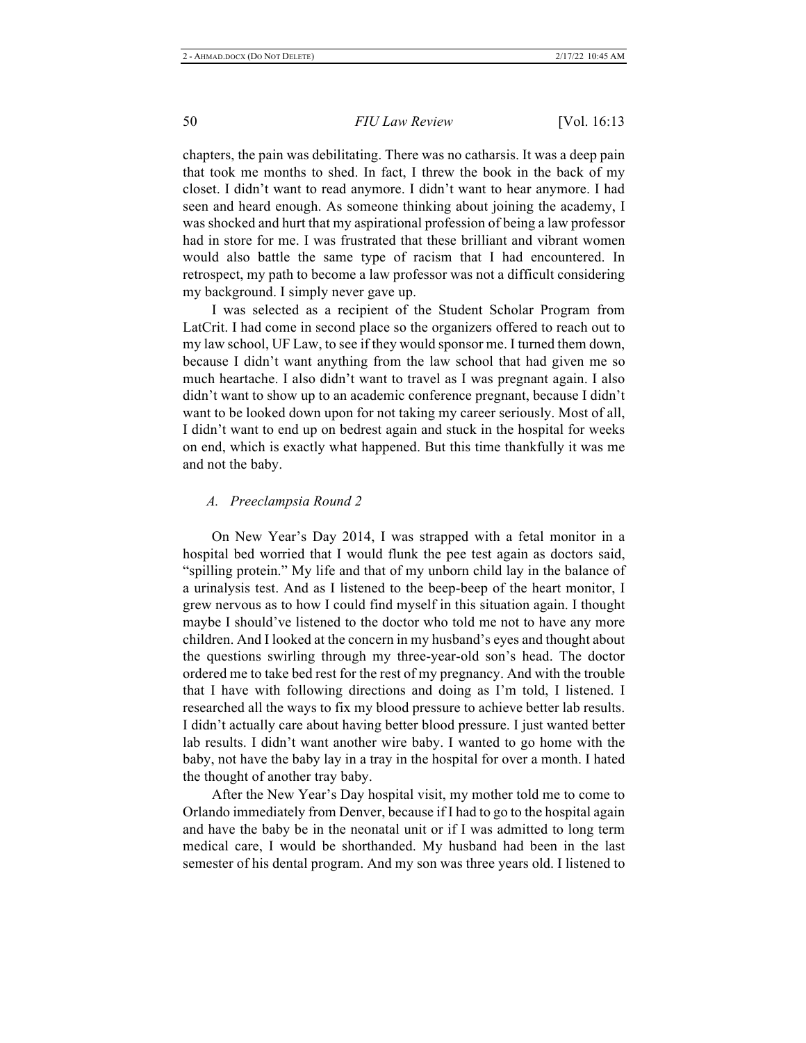chapters, the pain was debilitating. There was no catharsis. It was a deep pain that took me months to shed. In fact, I threw the book in the back of my closet. I didn't want to read anymore. I didn't want to hear anymore. I had seen and heard enough. As someone thinking about joining the academy, I was shocked and hurt that my aspirational profession of being a law professor had in store for me. I was frustrated that these brilliant and vibrant women would also battle the same type of racism that I had encountered. In retrospect, my path to become a law professor was not a difficult considering my background. I simply never gave up.

I was selected as a recipient of the Student Scholar Program from LatCrit. I had come in second place so the organizers offered to reach out to my law school, UF Law, to see if they would sponsor me. I turned them down, because I didn't want anything from the law school that had given me so much heartache. I also didn't want to travel as I was pregnant again. I also didn't want to show up to an academic conference pregnant, because I didn't want to be looked down upon for not taking my career seriously. Most of all, I didn't want to end up on bedrest again and stuck in the hospital for weeks on end, which is exactly what happened. But this time thankfully it was me and not the baby.

### *A. Preeclampsia Round 2*

On New Year's Day 2014, I was strapped with a fetal monitor in a hospital bed worried that I would flunk the pee test again as doctors said, "spilling protein." My life and that of my unborn child lay in the balance of a urinalysis test. And as I listened to the beep-beep of the heart monitor, I grew nervous as to how I could find myself in this situation again. I thought maybe I should've listened to the doctor who told me not to have any more children. And I looked at the concern in my husband's eyes and thought about the questions swirling through my three-year-old son's head. The doctor ordered me to take bed rest for the rest of my pregnancy. And with the trouble that I have with following directions and doing as I'm told, I listened. I researched all the ways to fix my blood pressure to achieve better lab results. I didn't actually care about having better blood pressure. I just wanted better lab results. I didn't want another wire baby. I wanted to go home with the baby, not have the baby lay in a tray in the hospital for over a month. I hated the thought of another tray baby.

After the New Year's Day hospital visit, my mother told me to come to Orlando immediately from Denver, because if I had to go to the hospital again and have the baby be in the neonatal unit or if I was admitted to long term medical care, I would be shorthanded. My husband had been in the last semester of his dental program. And my son was three years old. I listened to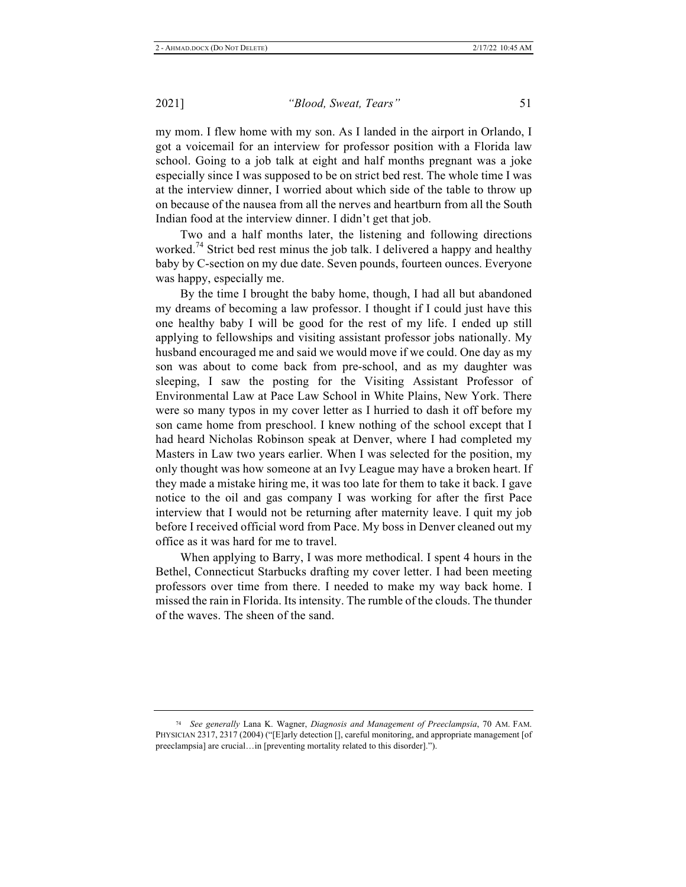my mom. I flew home with my son. As I landed in the airport in Orlando, I got a voicemail for an interview for professor position with a Florida law school. Going to a job talk at eight and half months pregnant was a joke especially since I was supposed to be on strict bed rest. The whole time I was at the interview dinner, I worried about which side of the table to throw up on because of the nausea from all the nerves and heartburn from all the South Indian food at the interview dinner. I didn't get that job.

Two and a half months later, the listening and following directions worked.[74] Strict bed rest minus the job talk. I delivered a happy and healthy baby by C-section on my due date. Seven pounds, fourteen ounces. Everyone was happy, especially me.

By the time I brought the baby home, though, I had all but abandoned my dreams of becoming a law professor. I thought if I could just have this one healthy baby I will be good for the rest of my life. I ended up still applying to fellowships and visiting assistant professor jobs nationally. My husband encouraged me and said we would move if we could. One day as my son was about to come back from pre-school, and as my daughter was sleeping, I saw the posting for the Visiting Assistant Professor of Environmental Law at Pace Law School in White Plains, New York. There were so many typos in my cover letter as I hurried to dash it off before my son came home from preschool. I knew nothing of the school except that I had heard Nicholas Robinson speak at Denver, where I had completed my Masters in Law two years earlier. When I was selected for the position, my only thought was how someone at an Ivy League may have a broken heart. If they made a mistake hiring me, it was too late for them to take it back. I gave notice to the oil and gas company I was working for after the first Pace interview that I would not be returning after maternity leave. I quit my job before I received official word from Pace. My boss in Denver cleaned out my office as it was hard for me to travel.

When applying to Barry, I was more methodical. I spent 4 hours in the Bethel, Connecticut Starbucks drafting my cover letter. I had been meeting professors over time from there. I needed to make my way back home. I missed the rain in Florida. Its intensity. The rumble of the clouds. The thunder of the waves. The sheen of the sand.

---

[74] *See generally* Lana K. Wagner, *Diagnosis and Management of Preeclampsia*, 70 AM. FAM. PHYSICIAN 2317, 2317 (2004) ("[E]arly detection [], careful monitoring, and appropriate management [of preeclampsia] are crucial…in [preventing mortality related to this disorder].").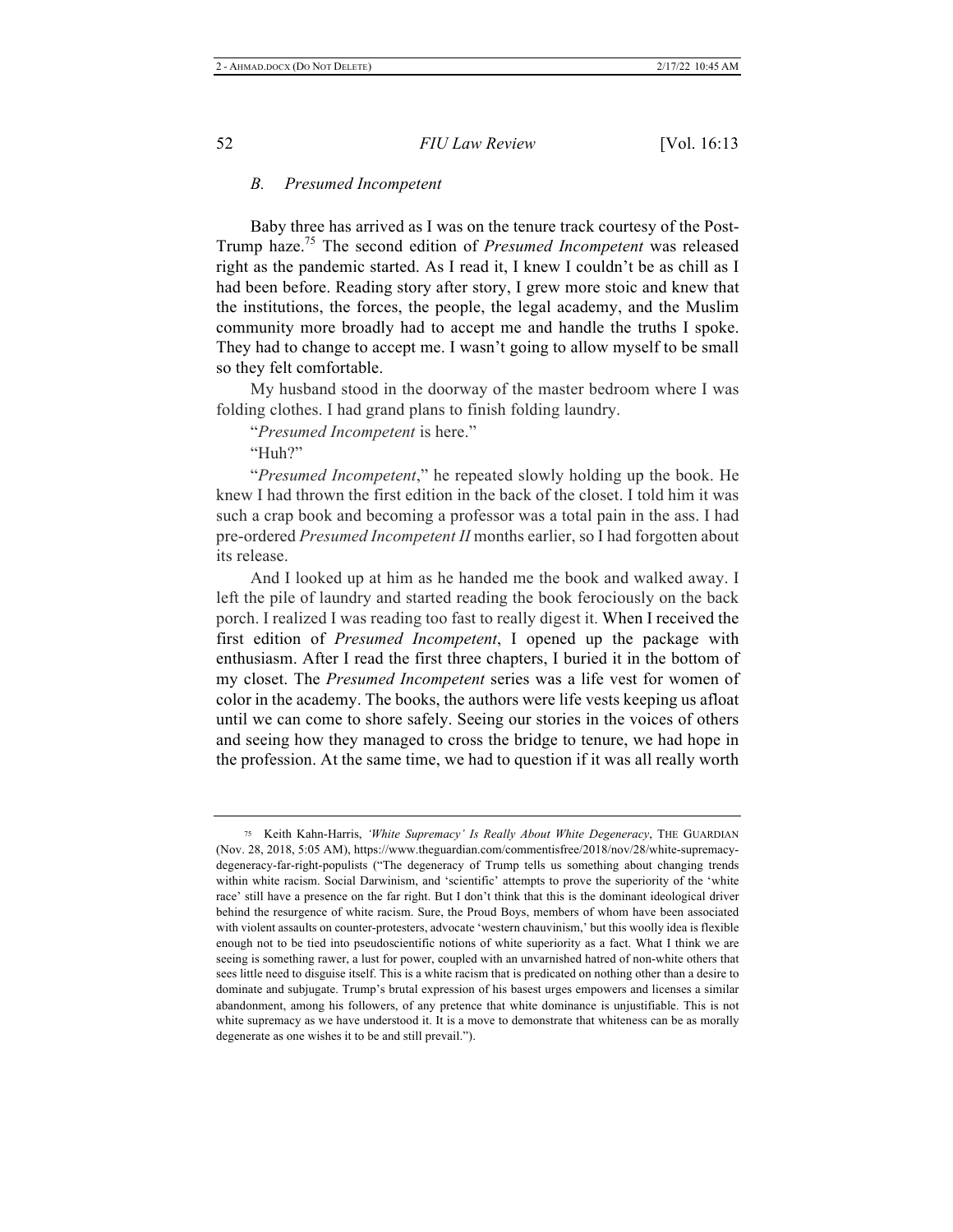### *B. Presumed Incompetent*

Baby three has arrived as I was on the tenure track courtesy of the Post-Trump haze.[75] The second edition of *Presumed Incompetent* was released right as the pandemic started. As I read it, I knew I couldn't be as chill as I had been before. Reading story after story, I grew more stoic and knew that the institutions, the forces, the people, the legal academy, and the Muslim community more broadly had to accept me and handle the truths I spoke. They had to change to accept me. I wasn't going to allow myself to be small so they felt comfortable.

My husband stood in the doorway of the master bedroom where I was folding clothes. I had grand plans to finish folding laundry.

"*Presumed Incompetent* is here."

"Huh?"

"*Presumed Incompetent*," he repeated slowly holding up the book. He knew I had thrown the first edition in the back of the closet. I told him it was such a crap book and becoming a professor was a total pain in the ass. I had pre-ordered *Presumed Incompetent II* months earlier, so I had forgotten about its release.

And I looked up at him as he handed me the book and walked away. I left the pile of laundry and started reading the book ferociously on the back porch. I realized I was reading too fast to really digest it. When I received the first edition of *Presumed Incompetent*, I opened up the package with enthusiasm. After I read the first three chapters, I buried it in the bottom of my closet. The *Presumed Incompetent* series was a life vest for women of color in the academy. The books, the authors were life vests keeping us afloat until we can come to shore safely. Seeing our stories in the voices of others and seeing how they managed to cross the bridge to tenure, we had hope in the profession. At the same time, we had to question if it was all really worth

---

[75] Keith Kahn-Harris, *'White Supremacy' Is Really About White Degeneracy*, THE GUARDIAN (Nov. 28, 2018, 5:05 AM), https://www.theguardian.com/commentisfree/2018/nov/28/white-supremacy-degeneracy-far-right-populists ("The degeneracy of Trump tells us something about changing trends within white racism. Social Darwinism, and 'scientific' attempts to prove the superiority of the 'white race' still have a presence on the far right. But I don't think that this is the dominant ideological driver behind the resurgence of white racism. Sure, the Proud Boys, members of whom have been associated with violent assaults on counter-protesters, advocate 'western chauvinism,' but this woolly idea is flexible enough not to be tied into pseudoscientific notions of white superiority as a fact. What I think we are seeing is something rawer, a lust for power, coupled with an unvarnished hatred of non-white others that sees little need to disguise itself. This is a white racism that is predicated on nothing other than a desire to dominate and subjugate. Trump's brutal expression of his basest urges empowers and licenses a similar abandonment, among his followers, of any pretence that white dominance is unjustifiable. This is not white supremacy as we have understood it. It is a move to demonstrate that whiteness can be as morally degenerate as one wishes it to be and still prevail.").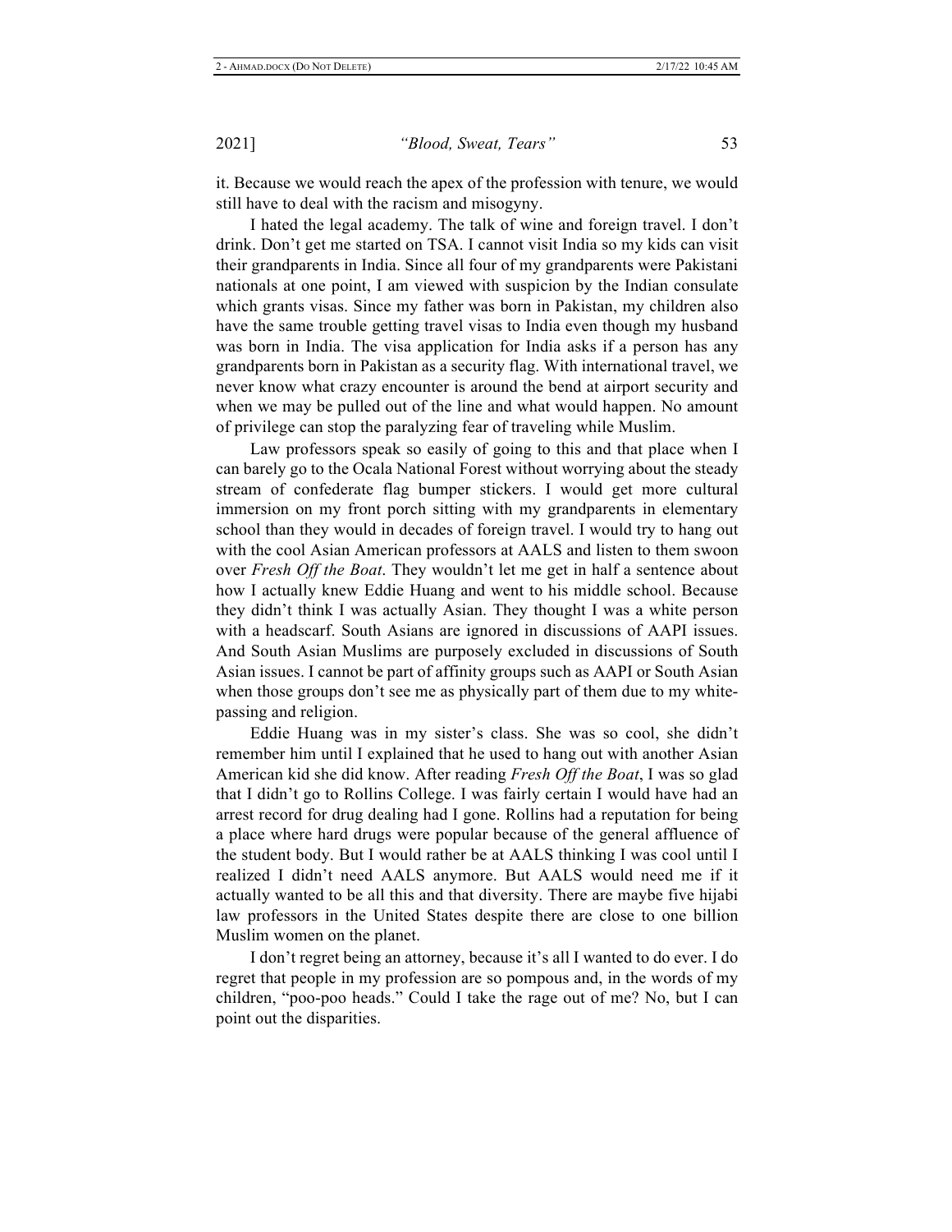it. Because we would reach the apex of the profession with tenure, we would still have to deal with the racism and misogyny.

I hated the legal academy. The talk of wine and foreign travel. I don't drink. Don't get me started on TSA. I cannot visit India so my kids can visit their grandparents in India. Since all four of my grandparents were Pakistani nationals at one point, I am viewed with suspicion by the Indian consulate which grants visas. Since my father was born in Pakistan, my children also have the same trouble getting travel visas to India even though my husband was born in India. The visa application for India asks if a person has any grandparents born in Pakistan as a security flag. With international travel, we never know what crazy encounter is around the bend at airport security and when we may be pulled out of the line and what would happen. No amount of privilege can stop the paralyzing fear of traveling while Muslim.

Law professors speak so easily of going to this and that place when I can barely go to the Ocala National Forest without worrying about the steady stream of confederate flag bumper stickers. I would get more cultural immersion on my front porch sitting with my grandparents in elementary school than they would in decades of foreign travel. I would try to hang out with the cool Asian American professors at AALS and listen to them swoon over *Fresh Off the Boat*. They wouldn't let me get in half a sentence about how I actually knew Eddie Huang and went to his middle school. Because they didn't think I was actually Asian. They thought I was a white person with a headscarf. South Asians are ignored in discussions of AAPI issues. And South Asian Muslims are purposely excluded in discussions of South Asian issues. I cannot be part of affinity groups such as AAPI or South Asian when those groups don't see me as physically part of them due to my white-passing and religion.

Eddie Huang was in my sister's class. She was so cool, she didn't remember him until I explained that he used to hang out with another Asian American kid she did know. After reading *Fresh Off the Boat*, I was so glad that I didn't go to Rollins College. I was fairly certain I would have had an arrest record for drug dealing had I gone. Rollins had a reputation for being a place where hard drugs were popular because of the general affluence of the student body. But I would rather be at AALS thinking I was cool until I realized I didn't need AALS anymore. But AALS would need me if it actually wanted to be all this and that diversity. There are maybe five hijabi law professors in the United States despite there are close to one billion Muslim women on the planet.

I don't regret being an attorney, because it's all I wanted to do ever. I do regret that people in my profession are so pompous and, in the words of my children, "poo-poo heads." Could I take the rage out of me? No, but I can point out the disparities.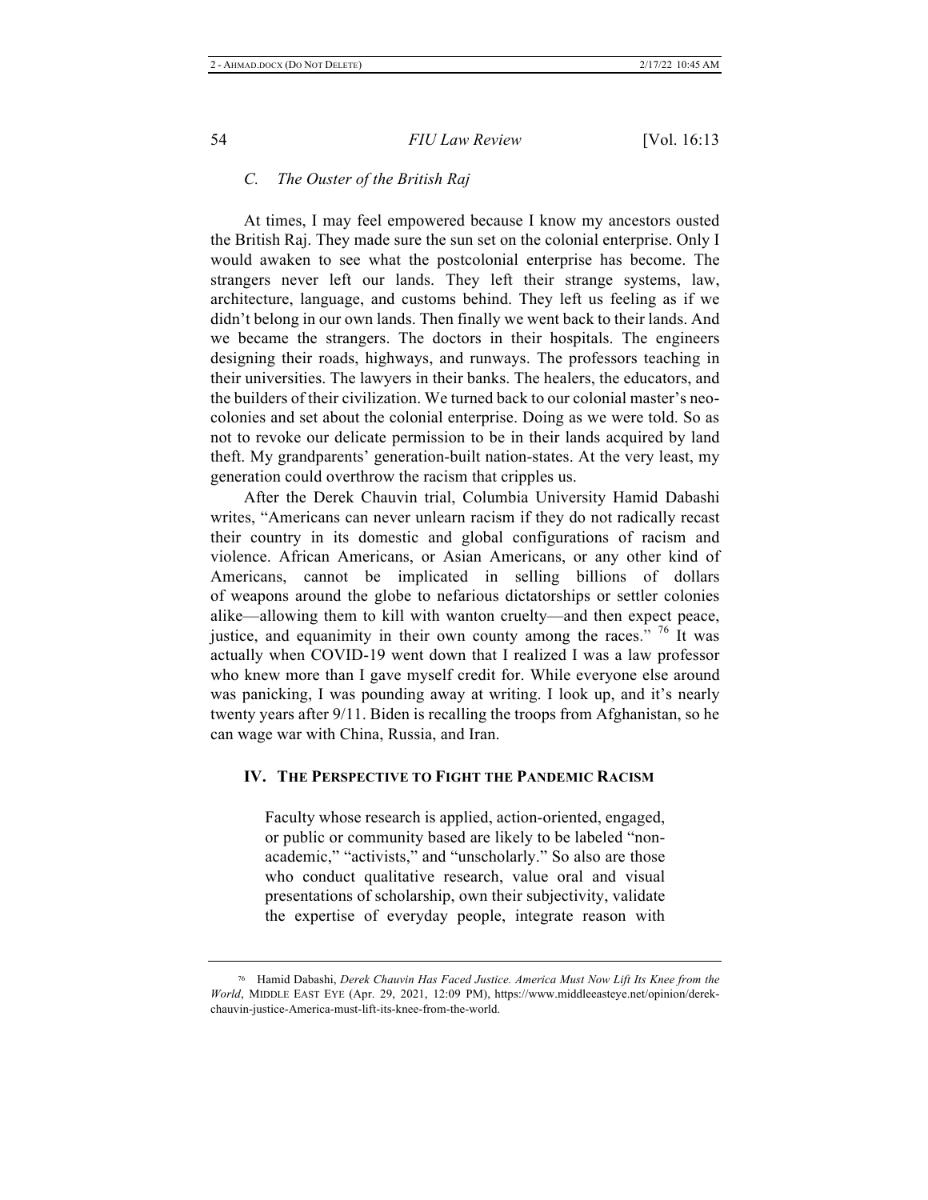### *C. The Ouster of the British Raj*

At times, I may feel empowered because I know my ancestors ousted the British Raj. They made sure the sun set on the colonial enterprise. Only I would awaken to see what the postcolonial enterprise has become. The strangers never left our lands. They left their strange systems, law, architecture, language, and customs behind. They left us feeling as if we didn't belong in our own lands. Then finally we went back to their lands. And we became the strangers. The doctors in their hospitals. The engineers designing their roads, highways, and runways. The professors teaching in their universities. The lawyers in their banks. The healers, the educators, and the builders of their civilization. We turned back to our colonial master's neo-colonies and set about the colonial enterprise. Doing as we were told. So as not to revoke our delicate permission to be in their lands acquired by land theft. My grandparents' generation-built nation-states. At the very least, my generation could overthrow the racism that cripples us.

After the Derek Chauvin trial, Columbia University Hamid Dabashi writes, "Americans can never unlearn racism if they do not radically recast their country in its domestic and global configurations of racism and violence. African Americans, or Asian Americans, or any other kind of Americans, cannot be implicated in selling billions of dollars of weapons around the globe to nefarious dictatorships or settler colonies alike—allowing them to kill with wanton cruelty—and then expect peace, justice, and equanimity in their own county among the races."[76] It was actually when COVID-19 went down that I realized I was a law professor who knew more than I gave myself credit for. While everyone else around was panicking, I was pounding away at writing. I look up, and it's nearly twenty years after 9/11. Biden is recalling the troops from Afghanistan, so he can wage war with China, Russia, and Iran.

## IV. THE PERSPECTIVE TO FIGHT THE PANDEMIC RACISM

> Faculty whose research is applied, action-oriented, engaged, or public or community based are likely to be labeled "non-academic," "activists," and "unscholarly." So also are those who conduct qualitative research, value oral and visual presentations of scholarship, own their subjectivity, validate the expertise of everyday people, integrate reason with

[76] Hamid Dabashi, *Derek Chauvin Has Faced Justice. America Must Now Lift Its Knee from the World*, MIDDLE EAST EYE (Apr. 29, 2021, 12:09 PM), https://www.middleeasteye.net/opinion/derek-chauvin-justice-America-must-lift-its-knee-from-the-world.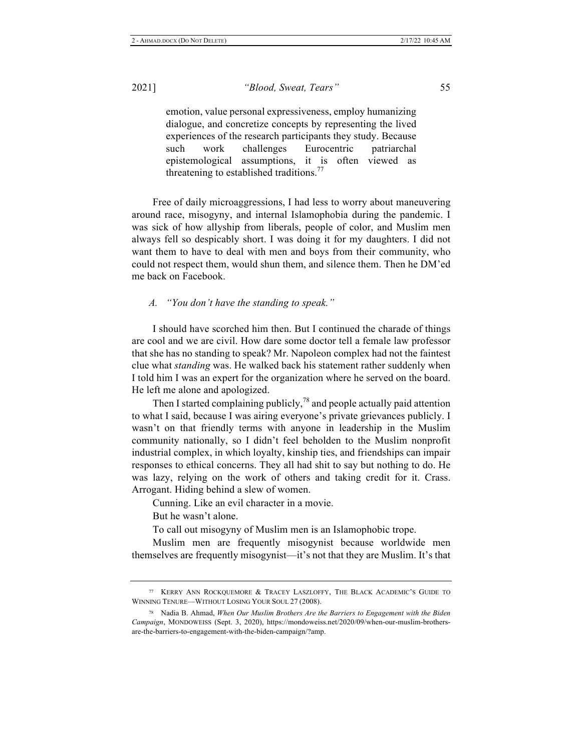> emotion, value personal expressiveness, employ humanizing dialogue, and concretize concepts by representing the lived experiences of the research participants they study. Because such work challenges Eurocentric patriarchal epistemological assumptions, it is often viewed as threatening to established traditions.[77]

Free of daily microaggressions, I had less to worry about maneuvering around race, misogyny, and internal Islamophobia during the pandemic. I was sick of how allyship from liberals, people of color, and Muslim men always fell so despicably short. I was doing it for my daughters. I did not want them to have to deal with men and boys from their community, who could not respect them, would shun them, and silence them. Then he DM'ed me back on Facebook.

### *A. "You don't have the standing to speak."*

I should have scorched him then. But I continued the charade of things are cool and we are civil. How dare some doctor tell a female law professor that she has no standing to speak? Mr. Napoleon complex had not the faintest clue what *standing* was. He walked back his statement rather suddenly when I told him I was an expert for the organization where he served on the board. He left me alone and apologized.

Then I started complaining publicly,[78] and people actually paid attention to what I said, because I was airing everyone's private grievances publicly. I wasn't on that friendly terms with anyone in leadership in the Muslim community nationally, so I didn't feel beholden to the Muslim nonprofit industrial complex, in which loyalty, kinship ties, and friendships can impair responses to ethical concerns. They all had shit to say but nothing to do. He was lazy, relying on the work of others and taking credit for it. Crass. Arrogant. Hiding behind a slew of women.

Cunning. Like an evil character in a movie.

But he wasn't alone.

To call out misogyny of Muslim men is an Islamophobic trope.

Muslim men are frequently misogynist because worldwide men themselves are frequently misogynist—it's not that they are Muslim. It's that

---

[77] Kerry Ann Rockquemore & Tracey Laszloffy, The Black Academic's Guide to Winning Tenure—Without Losing Your Soul 27 (2008).

[78] Nadia B. Ahmad, *When Our Muslim Brothers Are the Barriers to Engagement with the Biden Campaign*, Mondoweiss (Sept. 3, 2020), https://mondoweiss.net/2020/09/when-our-muslim-brothers-are-the-barriers-to-engagement-with-the-biden-campaign/?amp.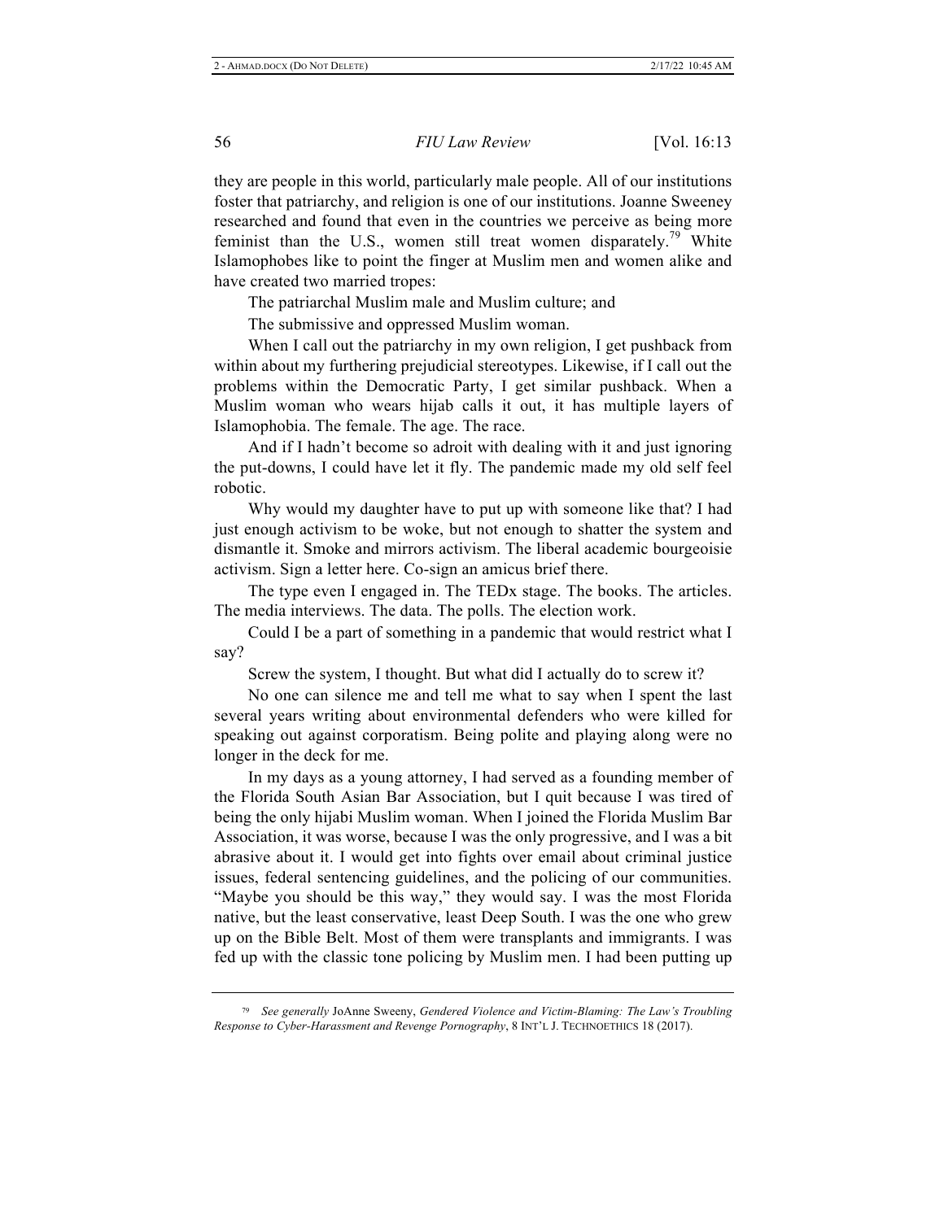they are people in this world, particularly male people. All of our institutions foster that patriarchy, and religion is one of our institutions. Joanne Sweeney researched and found that even in the countries we perceive as being more feminist than the U.S., women still treat women disparately.[79] White Islamophobes like to point the finger at Muslim men and women alike and have created two married tropes:

The patriarchal Muslim male and Muslim culture; and

The submissive and oppressed Muslim woman.

When I call out the patriarchy in my own religion, I get pushback from within about my furthering prejudicial stereotypes. Likewise, if I call out the problems within the Democratic Party, I get similar pushback. When a Muslim woman who wears hijab calls it out, it has multiple layers of Islamophobia. The female. The age. The race.

And if I hadn't become so adroit with dealing with it and just ignoring the put-downs, I could have let it fly. The pandemic made my old self feel robotic.

Why would my daughter have to put up with someone like that? I had just enough activism to be woke, but not enough to shatter the system and dismantle it. Smoke and mirrors activism. The liberal academic bourgeoisie activism. Sign a letter here. Co-sign an amicus brief there.

The type even I engaged in. The TEDx stage. The books. The articles. The media interviews. The data. The polls. The election work.

Could I be a part of something in a pandemic that would restrict what I say?

Screw the system, I thought. But what did I actually do to screw it?

No one can silence me and tell me what to say when I spent the last several years writing about environmental defenders who were killed for speaking out against corporatism. Being polite and playing along were no longer in the deck for me.

In my days as a young attorney, I had served as a founding member of the Florida South Asian Bar Association, but I quit because I was tired of being the only hijabi Muslim woman. When I joined the Florida Muslim Bar Association, it was worse, because I was the only progressive, and I was a bit abrasive about it. I would get into fights over email about criminal justice issues, federal sentencing guidelines, and the policing of our communities. "Maybe you should be this way," they would say. I was the most Florida native, but the least conservative, least Deep South. I was the one who grew up on the Bible Belt. Most of them were transplants and immigrants. I was fed up with the classic tone policing by Muslim men. I had been putting up

---

[79] *See generally* JoAnne Sweeny, *Gendered Violence and Victim-Blaming: The Law's Troubling Response to Cyber-Harassment and Revenge Pornography*, 8 INT'L J. TECHNOETHICS 18 (2017).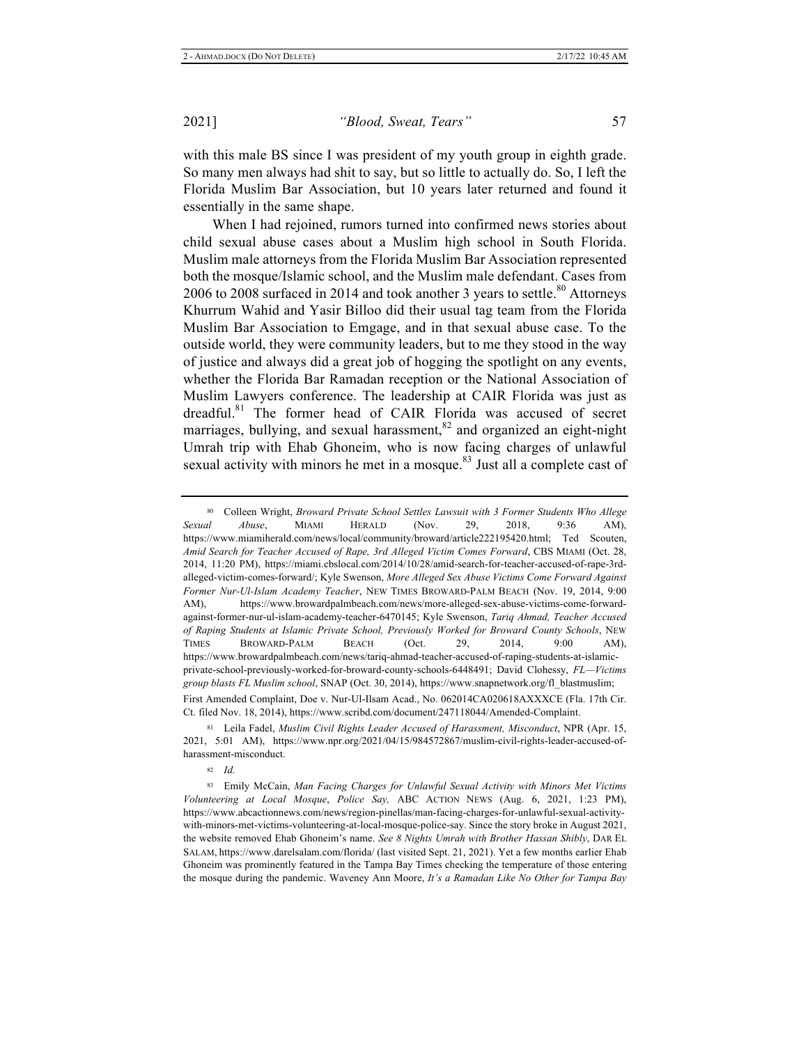with this male BS since I was president of my youth group in eighth grade. So many men always had shit to say, but so little to actually do. So, I left the Florida Muslim Bar Association, but 10 years later returned and found it essentially in the same shape.

When I had rejoined, rumors turned into confirmed news stories about child sexual abuse cases about a Muslim high school in South Florida. Muslim male attorneys from the Florida Muslim Bar Association represented both the mosque/Islamic school, and the Muslim male defendant. Cases from 2006 to 2008 surfaced in 2014 and took another 3 years to settle.[80] Attorneys Khurrum Wahid and Yasir Billoo did their usual tag team from the Florida Muslim Bar Association to Emgage, and in that sexual abuse case. To the outside world, they were community leaders, but to me they stood in the way of justice and always did a great job of hogging the spotlight on any events, whether the Florida Bar Ramadan reception or the National Association of Muslim Lawyers conference. The leadership at CAIR Florida was just as dreadful.[81] The former head of CAIR Florida was accused of secret marriages, bullying, and sexual harassment,[82] and organized an eight-night Umrah trip with Ehab Ghoneim, who is now facing charges of unlawful sexual activity with minors he met in a mosque.[83] Just all a complete cast of

---

[80] Colleen Wright, *Broward Private School Settles Lawsuit with 3 Former Students Who Allege Sexual Abuse*, MIAMI HERALD (Nov. 29, 2018, 9:36 AM), https://www.miamiherald.com/news/local/community/broward/article222195420.html; Ted Scouten, *Amid Search for Teacher Accused of Rape, 3rd Alleged Victim Comes Forward*, CBS MIAMI (Oct. 28, 2014, 11:20 PM), https://miami.cbslocal.com/2014/10/28/amid-search-for-teacher-accused-of-rape-3rd-alleged-victim-comes-forward/; Kyle Swenson, *More Alleged Sex Abuse Victims Come Forward Against Former Nur-Ul-Islam Academy Teacher*, NEW TIMES BROWARD-PALM BEACH (Nov. 19, 2014, 9:00 AM), https://www.browardpalmbeach.com/news/more-alleged-sex-abuse-victims-come-forward-against-former-nur-ul-islam-academy-teacher-6470145; Kyle Swenson, *Tariq Ahmad, Teacher Accused of Raping Students at Islamic Private School, Previously Worked for Broward County Schools*, NEW TIMES BROWARD-PALM BEACH (Oct. 29, 2014, 9:00 AM), https://www.browardpalmbeach.com/news/tariq-ahmad-teacher-accused-of-raping-students-at-islamic-private-school-previously-worked-for-broward-county-schools-6448491; David Clohessy, *FL—Victims group blasts FL Muslim school*, SNAP (Oct. 30, 2014), https://www.snapnetwork.org/fl_blastmuslim; First Amended Complaint, Doe v. Nur-Ul-Ilsam Acad., No. 062014CA020618AXXXCE (Fla. 17th Cir. Ct. filed Nov. 18, 2014), https://www.scribd.com/document/247118044/Amended-Complaint.

[81] Leila Fadel, *Muslim Civil Rights Leader Accused of Harassment, Misconduct*, NPR (Apr. 15, 2021, 5:01 AM), https://www.npr.org/2021/04/15/984572867/muslim-civil-rights-leader-accused-of-harassment-misconduct.

[82] *Id.*

[83] Emily McCain, *Man Facing Charges for Unlawful Sexual Activity with Minors Met Victims Volunteering at Local Mosque*, *Police Say,* ABC ACTION NEWS (Aug. 6, 2021, 1:23 PM), https://www.abcactionnews.com/news/region-pinellas/man-facing-charges-for-unlawful-sexual-activity-with-minors-met-victims-volunteering-at-local-mosque-police-say. Since the story broke in August 2021, the website removed Ehab Ghoneim's name. *See 8 Nights Umrah with Brother Hassan Shibly*, DAR EL SALAM, https://www.darelsalam.com/florida/ (last visited Sept. 21, 2021). Yet a few months earlier Ehab Ghoneim was prominently featured in the Tampa Bay Times checking the temperature of those entering the mosque during the pandemic. Waveney Ann Moore, *It's a Ramadan Like No Other for Tampa Bay*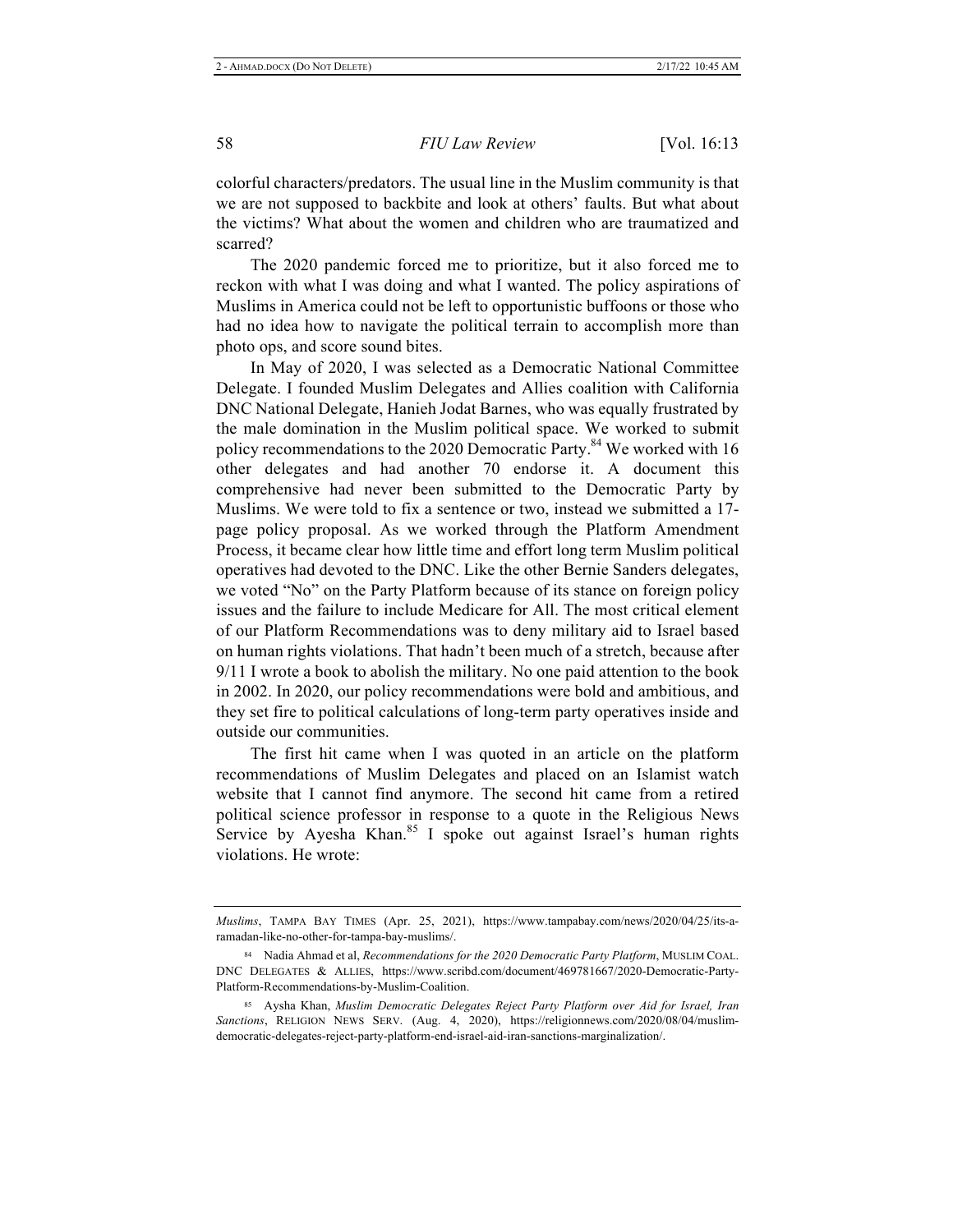colorful characters/predators. The usual line in the Muslim community is that we are not supposed to backbite and look at others' faults. But what about the victims? What about the women and children who are traumatized and scarred?

The 2020 pandemic forced me to prioritize, but it also forced me to reckon with what I was doing and what I wanted. The policy aspirations of Muslims in America could not be left to opportunistic buffoons or those who had no idea how to navigate the political terrain to accomplish more than photo ops, and score sound bites.

In May of 2020, I was selected as a Democratic National Committee Delegate. I founded Muslim Delegates and Allies coalition with California DNC National Delegate, Hanieh Jodat Barnes, who was equally frustrated by the male domination in the Muslim political space. We worked to submit policy recommendations to the 2020 Democratic Party.[84] We worked with 16 other delegates and had another 70 endorse it. A document this comprehensive had never been submitted to the Democratic Party by Muslims. We were told to fix a sentence or two, instead we submitted a 17-page policy proposal. As we worked through the Platform Amendment Process, it became clear how little time and effort long term Muslim political operatives had devoted to the DNC. Like the other Bernie Sanders delegates, we voted "No" on the Party Platform because of its stance on foreign policy issues and the failure to include Medicare for All. The most critical element of our Platform Recommendations was to deny military aid to Israel based on human rights violations. That hadn't been much of a stretch, because after 9/11 I wrote a book to abolish the military. No one paid attention to the book in 2002. In 2020, our policy recommendations were bold and ambitious, and they set fire to political calculations of long-term party operatives inside and outside our communities.

The first hit came when I was quoted in an article on the platform recommendations of Muslim Delegates and placed on an Islamist watch website that I cannot find anymore. The second hit came from a retired political science professor in response to a quote in the Religious News Service by Ayesha Khan.[85] I spoke out against Israel's human rights violations. He wrote:

---

*Muslims*, TAMPA BAY TIMES (Apr. 25, 2021), https://www.tampabay.com/news/2020/04/25/its-a-ramadan-like-no-other-for-tampa-bay-muslims/.

[84] Nadia Ahmad et al, *Recommendations for the 2020 Democratic Party Platform*, MUSLIM COAL. DNC DELEGATES & ALLIES, https://www.scribd.com/document/469781667/2020-Democratic-Party-Platform-Recommendations-by-Muslim-Coalition.

[85] Aysha Khan, *Muslim Democratic Delegates Reject Party Platform over Aid for Israel, Iran Sanctions*, RELIGION NEWS SERV. (Aug. 4, 2020), https://religionnews.com/2020/08/04/muslim-democratic-delegates-reject-party-platform-end-israel-aid-iran-sanctions-marginalization/.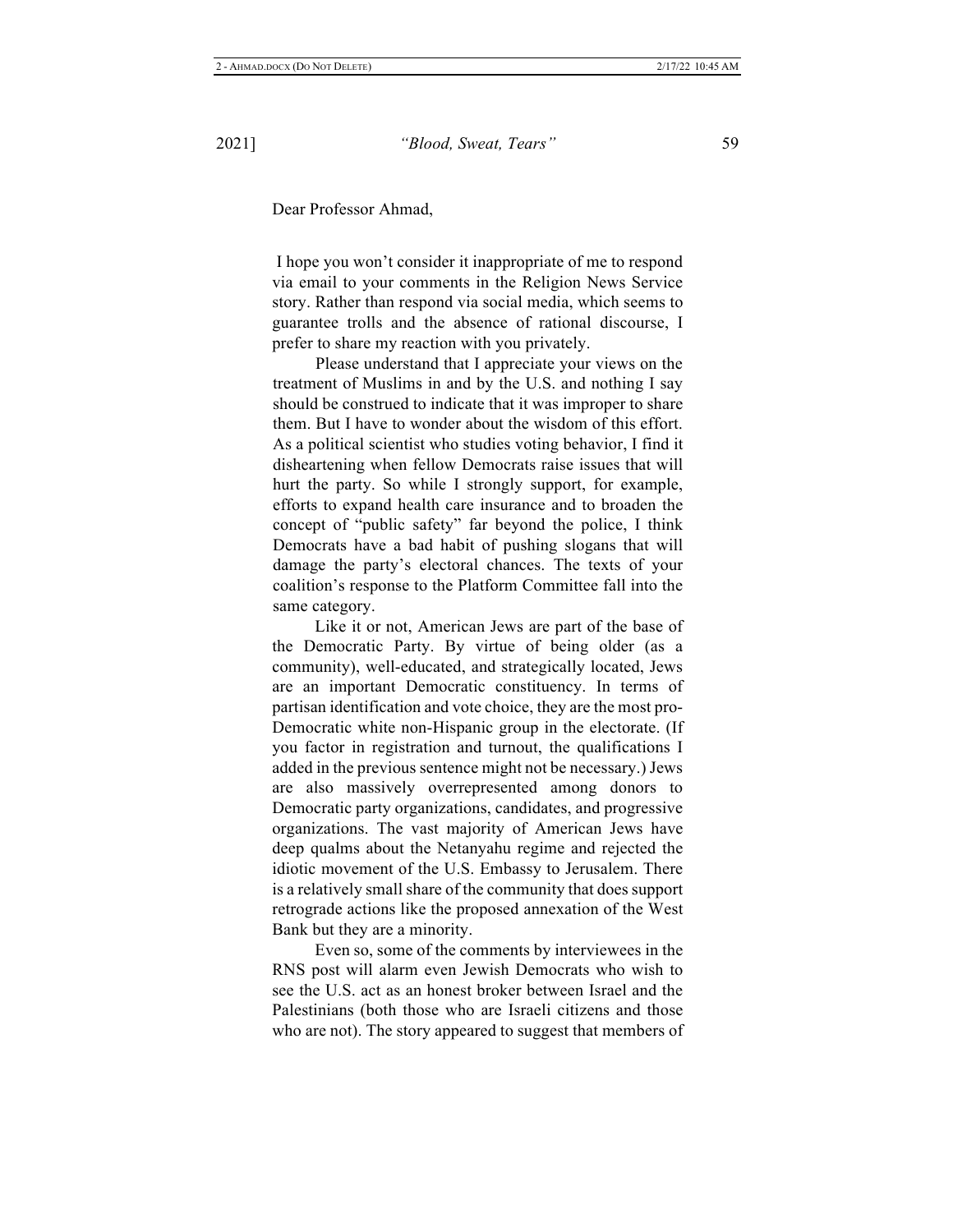Dear Professor Ahmad,

I hope you won't consider it inappropriate of me to respond via email to your comments in the Religion News Service story. Rather than respond via social media, which seems to guarantee trolls and the absence of rational discourse, I prefer to share my reaction with you privately.

Please understand that I appreciate your views on the treatment of Muslims in and by the U.S. and nothing I say should be construed to indicate that it was improper to share them. But I have to wonder about the wisdom of this effort. As a political scientist who studies voting behavior, I find it disheartening when fellow Democrats raise issues that will hurt the party. So while I strongly support, for example, efforts to expand health care insurance and to broaden the concept of "public safety" far beyond the police, I think Democrats have a bad habit of pushing slogans that will damage the party's electoral chances. The texts of your coalition's response to the Platform Committee fall into the same category.

Like it or not, American Jews are part of the base of the Democratic Party. By virtue of being older (as a community), well-educated, and strategically located, Jews are an important Democratic constituency. In terms of partisan identification and vote choice, they are the most pro-Democratic white non-Hispanic group in the electorate. (If you factor in registration and turnout, the qualifications I added in the previous sentence might not be necessary.) Jews are also massively overrepresented among donors to Democratic party organizations, candidates, and progressive organizations. The vast majority of American Jews have deep qualms about the Netanyahu regime and rejected the idiotic movement of the U.S. Embassy to Jerusalem. There is a relatively small share of the community that does support retrograde actions like the proposed annexation of the West Bank but they are a minority.

Even so, some of the comments by interviewees in the RNS post will alarm even Jewish Democrats who wish to see the U.S. act as an honest broker between Israel and the Palestinians (both those who are Israeli citizens and those who are not). The story appeared to suggest that members of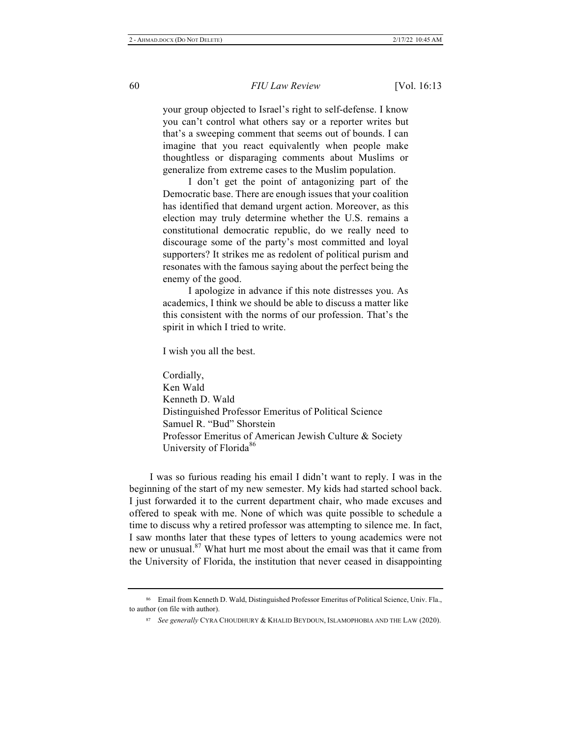> your group objected to Israel's right to self-defense. I know you can't control what others say or a reporter writes but that's a sweeping comment that seems out of bounds. I can imagine that you react equivalently when people make thoughtless or disparaging comments about Muslims or generalize from extreme cases to the Muslim population.
>
> I don't get the point of antagonizing part of the Democratic base. There are enough issues that your coalition has identified that demand urgent action. Moreover, as this election may truly determine whether the U.S. remains a constitutional democratic republic, do we really need to discourage some of the party's most committed and loyal supporters? It strikes me as redolent of political purism and resonates with the famous saying about the perfect being the enemy of the good.
>
> I apologize in advance if this note distresses you. As academics, I think we should be able to discuss a matter like this consistent with the norms of our profession. That's the spirit in which I tried to write.
>
> I wish you all the best.
>
> Cordially,
> Ken Wald
> Kenneth D. Wald
> Distinguished Professor Emeritus of Political Science
> Samuel R. "Bud" Shorstein
> Professor Emeritus of American Jewish Culture & Society
> University of Florida[86]

I was so furious reading his email I didn't want to reply. I was in the beginning of the start of my new semester. My kids had started school back. I just forwarded it to the current department chair, who made excuses and offered to speak with me. None of which was quite possible to schedule a time to discuss why a retired professor was attempting to silence me. In fact, I saw months later that these types of letters to young academics were not new or unusual.[87] What hurt me most about the email was that it came from the University of Florida, the institution that never ceased in disappointing

---

[86] Email from Kenneth D. Wald, Distinguished Professor Emeritus of Political Science, Univ. Fla., to author (on file with author).

[87] *See generally* CYRA CHOUDHURY & KHALID BEYDOUN, ISLAMOPHOBIA AND THE LAW (2020).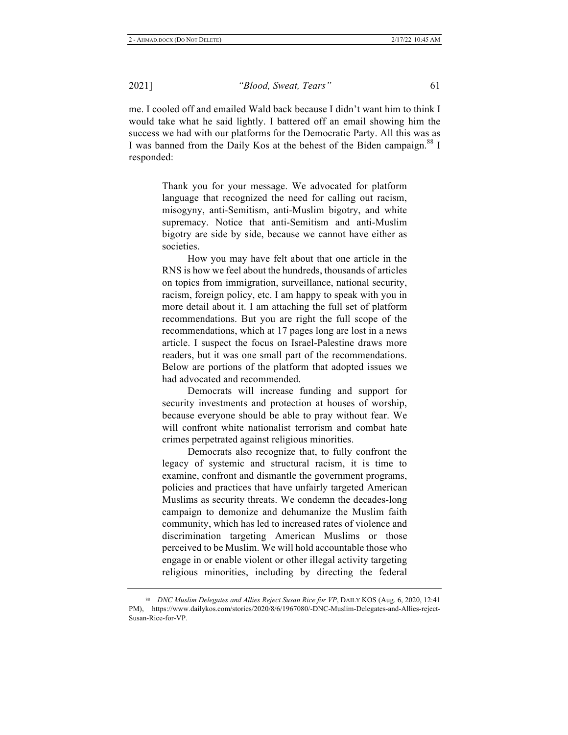me. I cooled off and emailed Wald back because I didn't want him to think I would take what he said lightly. I battered off an email showing him the success we had with our platforms for the Democratic Party. All this was as I was banned from the Daily Kos at the behest of the Biden campaign.[88] I responded:

> Thank you for your message. We advocated for platform language that recognized the need for calling out racism, misogyny, anti-Semitism, anti-Muslim bigotry, and white supremacy. Notice that anti-Semitism and anti-Muslim bigotry are side by side, because we cannot have either as societies.
>
> How you may have felt about that one article in the RNS is how we feel about the hundreds, thousands of articles on topics from immigration, surveillance, national security, racism, foreign policy, etc. I am happy to speak with you in more detail about it. I am attaching the full set of platform recommendations. But you are right the full scope of the recommendations, which at 17 pages long are lost in a news article. I suspect the focus on Israel-Palestine draws more readers, but it was one small part of the recommendations. Below are portions of the platform that adopted issues we had advocated and recommended.
>
> Democrats will increase funding and support for security investments and protection at houses of worship, because everyone should be able to pray without fear. We will confront white nationalist terrorism and combat hate crimes perpetrated against religious minorities.
>
> Democrats also recognize that, to fully confront the legacy of systemic and structural racism, it is time to examine, confront and dismantle the government programs, policies and practices that have unfairly targeted American Muslims as security threats. We condemn the decades-long campaign to demonize and dehumanize the Muslim faith community, which has led to increased rates of violence and discrimination targeting American Muslims or those perceived to be Muslim. We will hold accountable those who engage in or enable violent or other illegal activity targeting religious minorities, including by directing the federal

---

[88] *DNC Muslim Delegates and Allies Reject Susan Rice for VP*, DAILY KOS (Aug. 6, 2020, 12:41 PM), https://www.dailykos.com/stories/2020/8/6/1967080/-DNC-Muslim-Delegates-and-Allies-reject-Susan-Rice-for-VP.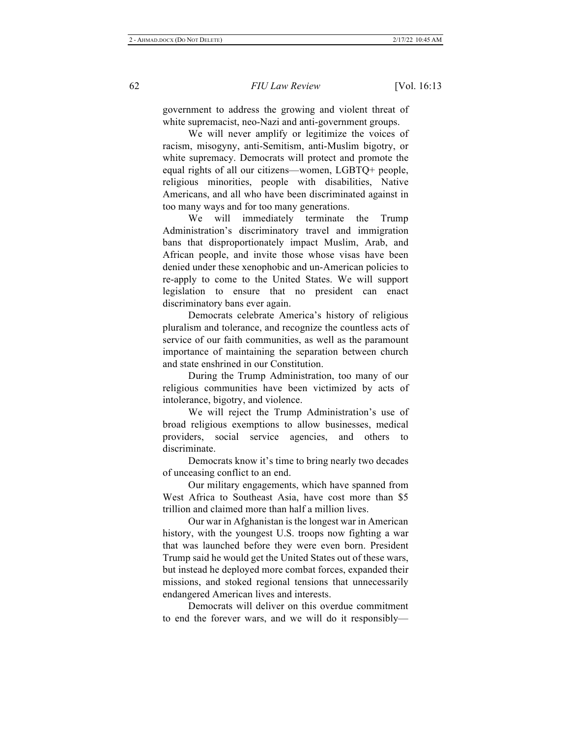government to address the growing and violent threat of white supremacist, neo-Nazi and anti-government groups.

We will never amplify or legitimize the voices of racism, misogyny, anti-Semitism, anti-Muslim bigotry, or white supremacy. Democrats will protect and promote the equal rights of all our citizens—women, LGBTQ+ people, religious minorities, people with disabilities, Native Americans, and all who have been discriminated against in too many ways and for too many generations.

We will immediately terminate the Trump Administration's discriminatory travel and immigration bans that disproportionately impact Muslim, Arab, and African people, and invite those whose visas have been denied under these xenophobic and un-American policies to re-apply to come to the United States. We will support legislation to ensure that no president can enact discriminatory bans ever again.

Democrats celebrate America's history of religious pluralism and tolerance, and recognize the countless acts of service of our faith communities, as well as the paramount importance of maintaining the separation between church and state enshrined in our Constitution.

During the Trump Administration, too many of our religious communities have been victimized by acts of intolerance, bigotry, and violence.

We will reject the Trump Administration's use of broad religious exemptions to allow businesses, medical providers, social service agencies, and others to discriminate.

Democrats know it's time to bring nearly two decades of unceasing conflict to an end.

Our military engagements, which have spanned from West Africa to Southeast Asia, have cost more than $5 trillion and claimed more than half a million lives.

Our war in Afghanistan is the longest war in American history, with the youngest U.S. troops now fighting a war that was launched before they were even born. President Trump said he would get the United States out of these wars, but instead he deployed more combat forces, expanded their missions, and stoked regional tensions that unnecessarily endangered American lives and interests.

Democrats will deliver on this overdue commitment to end the forever wars, and we will do it responsibly—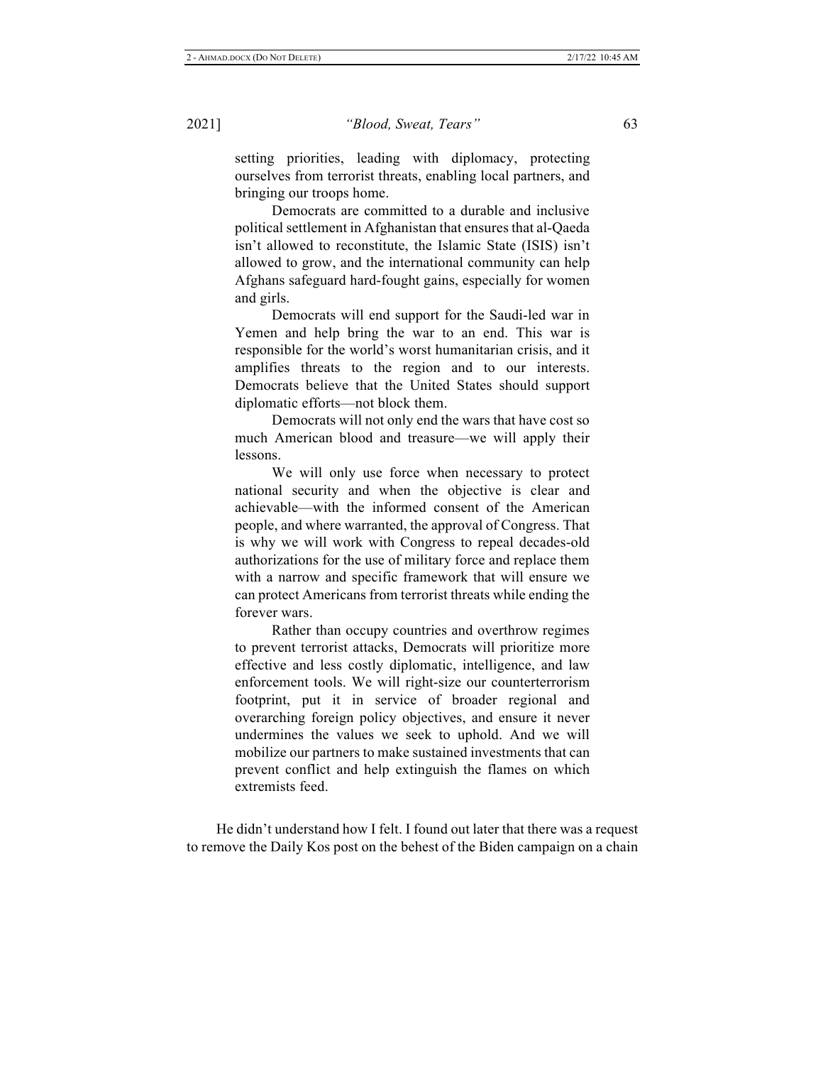> setting priorities, leading with diplomacy, protecting ourselves from terrorist threats, enabling local partners, and bringing our troops home.
>
> Democrats are committed to a durable and inclusive political settlement in Afghanistan that ensures that al-Qaeda isn't allowed to reconstitute, the Islamic State (ISIS) isn't allowed to grow, and the international community can help Afghans safeguard hard-fought gains, especially for women and girls.
>
> Democrats will end support for the Saudi-led war in Yemen and help bring the war to an end. This war is responsible for the world's worst humanitarian crisis, and it amplifies threats to the region and to our interests. Democrats believe that the United States should support diplomatic efforts—not block them.
>
> Democrats will not only end the wars that have cost so much American blood and treasure—we will apply their lessons.
>
> We will only use force when necessary to protect national security and when the objective is clear and achievable—with the informed consent of the American people, and where warranted, the approval of Congress. That is why we will work with Congress to repeal decades-old authorizations for the use of military force and replace them with a narrow and specific framework that will ensure we can protect Americans from terrorist threats while ending the forever wars.
>
> Rather than occupy countries and overthrow regimes to prevent terrorist attacks, Democrats will prioritize more effective and less costly diplomatic, intelligence, and law enforcement tools. We will right-size our counterterrorism footprint, put it in service of broader regional and overarching foreign policy objectives, and ensure it never undermines the values we seek to uphold. And we will mobilize our partners to make sustained investments that can prevent conflict and help extinguish the flames on which extremists feed.

He didn't understand how I felt. I found out later that there was a request to remove the Daily Kos post on the behest of the Biden campaign on a chain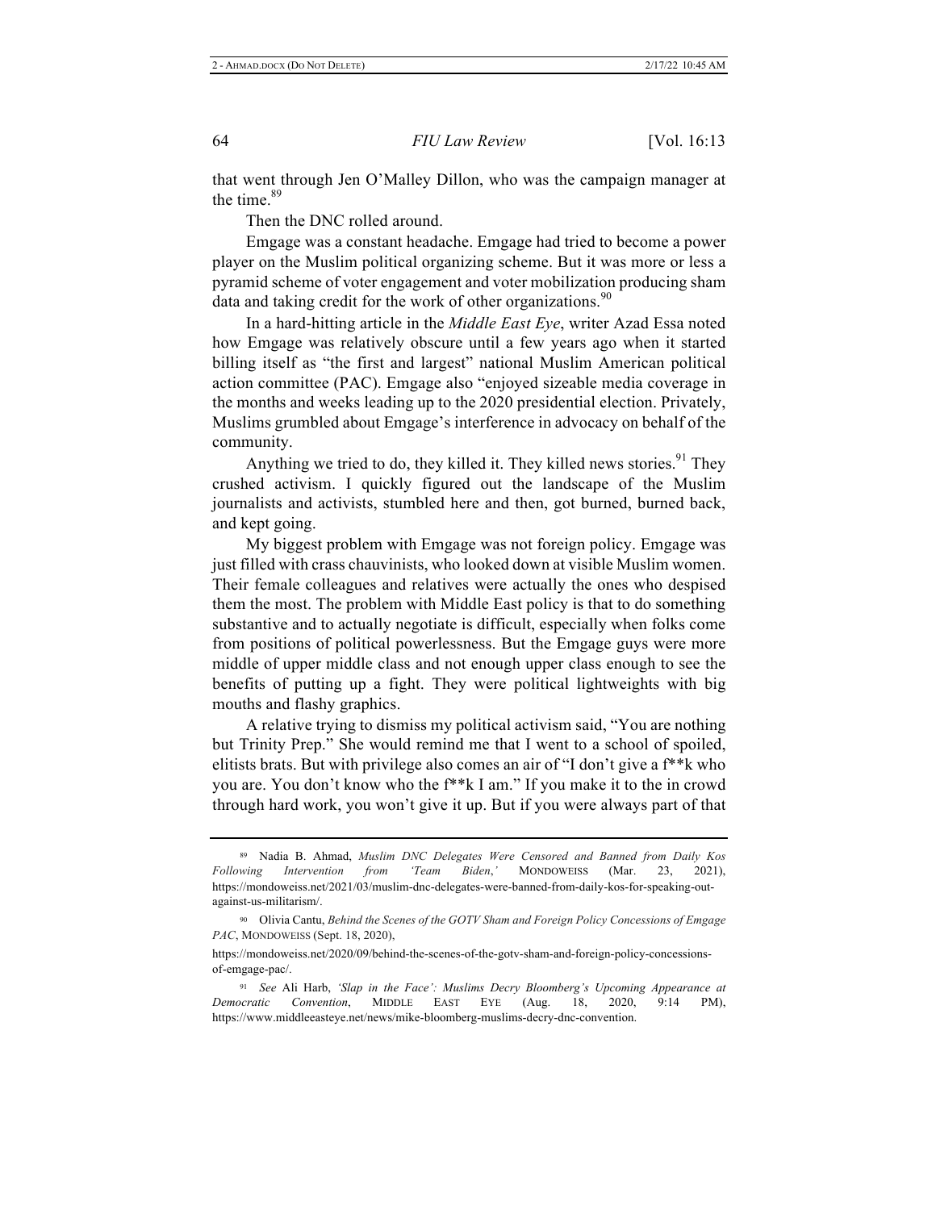that went through Jen O'Malley Dillon, who was the campaign manager at the time.[89]

Then the DNC rolled around.

Emgage was a constant headache. Emgage had tried to become a power player on the Muslim political organizing scheme. But it was more or less a pyramid scheme of voter engagement and voter mobilization producing sham data and taking credit for the work of other organizations.[90]

In a hard-hitting article in the *Middle East Eye*, writer Azad Essa noted how Emgage was relatively obscure until a few years ago when it started billing itself as "the first and largest" national Muslim American political action committee (PAC). Emgage also "enjoyed sizeable media coverage in the months and weeks leading up to the 2020 presidential election. Privately, Muslims grumbled about Emgage's interference in advocacy on behalf of the community.

Anything we tried to do, they killed it. They killed news stories.[91] They crushed activism. I quickly figured out the landscape of the Muslim journalists and activists, stumbled here and then, got burned, burned back, and kept going.

My biggest problem with Emgage was not foreign policy. Emgage was just filled with crass chauvinists, who looked down at visible Muslim women. Their female colleagues and relatives were actually the ones who despised them the most. The problem with Middle East policy is that to do something substantive and to actually negotiate is difficult, especially when folks come from positions of political powerlessness. But the Emgage guys were more middle of upper middle class and not enough upper class enough to see the benefits of putting up a fight. They were political lightweights with big mouths and flashy graphics.

A relative trying to dismiss my political activism said, "You are nothing but Trinity Prep." She would remind me that I went to a school of spoiled, elitists brats. But with privilege also comes an air of "I don't give a f**k who you are. You don't know who the f**k I am." If you make it to the in crowd through hard work, you won't give it up. But if you were always part of that

---

[89] Nadia B. Ahmad, *Muslim DNC Delegates Were Censored and Banned from Daily Kos Following Intervention from 'Team Biden,'* MONDOWEISS (Mar. 23, 2021), https://mondoweiss.net/2021/03/muslim-dnc-delegates-were-banned-from-daily-kos-for-speaking-out-against-us-militarism/.

[90] Olivia Cantu, *Behind the Scenes of the GOTV Sham and Foreign Policy Concessions of Emgage PAC*, MONDOWEISS (Sept. 18, 2020), https://mondoweiss.net/2020/09/behind-the-scenes-of-the-gotv-sham-and-foreign-policy-concessions-of-emgage-pac/.

[91] *See* Ali Harb, *'Slap in the Face': Muslims Decry Bloomberg's Upcoming Appearance at Democratic Convention*, MIDDLE EAST EYE (Aug. 18, 2020, 9:14 PM), https://www.middleeasteye.net/news/mike-bloomberg-muslims-decry-dnc-convention.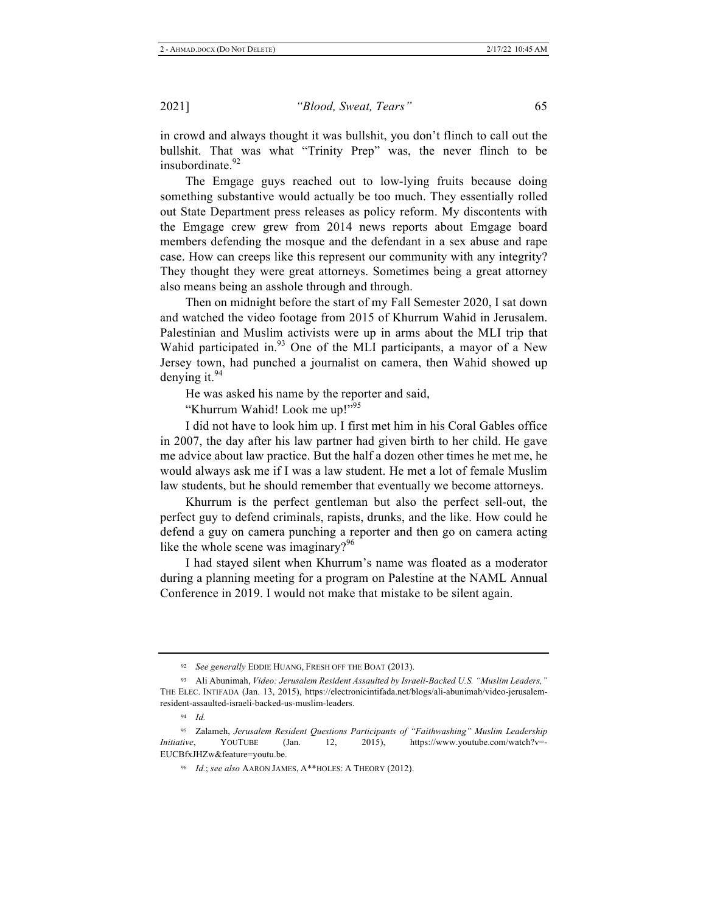in crowd and always thought it was bullshit, you don't flinch to call out the bullshit. That was what "Trinity Prep" was, the never flinch to be insubordinate.[92]

The Emgage guys reached out to low-lying fruits because doing something substantive would actually be too much. They essentially rolled out State Department press releases as policy reform. My discontents with the Emgage crew grew from 2014 news reports about Emgage board members defending the mosque and the defendant in a sex abuse and rape case. How can creeps like this represent our community with any integrity? They thought they were great attorneys. Sometimes being a great attorney also means being an asshole through and through.

Then on midnight before the start of my Fall Semester 2020, I sat down and watched the video footage from 2015 of Khurrum Wahid in Jerusalem. Palestinian and Muslim activists were up in arms about the MLI trip that Wahid participated in.[93] One of the MLI participants, a mayor of a New Jersey town, had punched a journalist on camera, then Wahid showed up denying it.[94]

He was asked his name by the reporter and said,

"Khurrum Wahid! Look me up!"[95]

I did not have to look him up. I first met him in his Coral Gables office in 2007, the day after his law partner had given birth to her child. He gave me advice about law practice. But the half a dozen other times he met me, he would always ask me if I was a law student. He met a lot of female Muslim law students, but he should remember that eventually we become attorneys.

Khurrum is the perfect gentleman but also the perfect sell-out, the perfect guy to defend criminals, rapists, drunks, and the like. How could he defend a guy on camera punching a reporter and then go on camera acting like the whole scene was imaginary?[96]

I had stayed silent when Khurrum's name was floated as a moderator during a planning meeting for a program on Palestine at the NAML Annual Conference in 2019. I would not make that mistake to be silent again.

---

[92] *See generally* EDDIE HUANG, FRESH OFF THE BOAT (2013).

[93] Ali Abunimah, *Video: Jerusalem Resident Assaulted by Israeli-Backed U.S. "Muslim Leaders,"* THE ELEC. INTIFADA (Jan. 13, 2015), https://electronicintifada.net/blogs/ali-abunimah/video-jerusalem-resident-assaulted-israeli-backed-us-muslim-leaders.

[94] *Id.*

[95] Zalameh, *Jerusalem Resident Questions Participants of "Faithwashing" Muslim Leadership Initiative*, YOUTUBE (Jan. 12, 2015), https://www.youtube.com/watch?v=-EUCBfxJHZw&feature=youtu.be.

[96] *Id.*; *see also* AARON JAMES, A**HOLES: A THEORY (2012).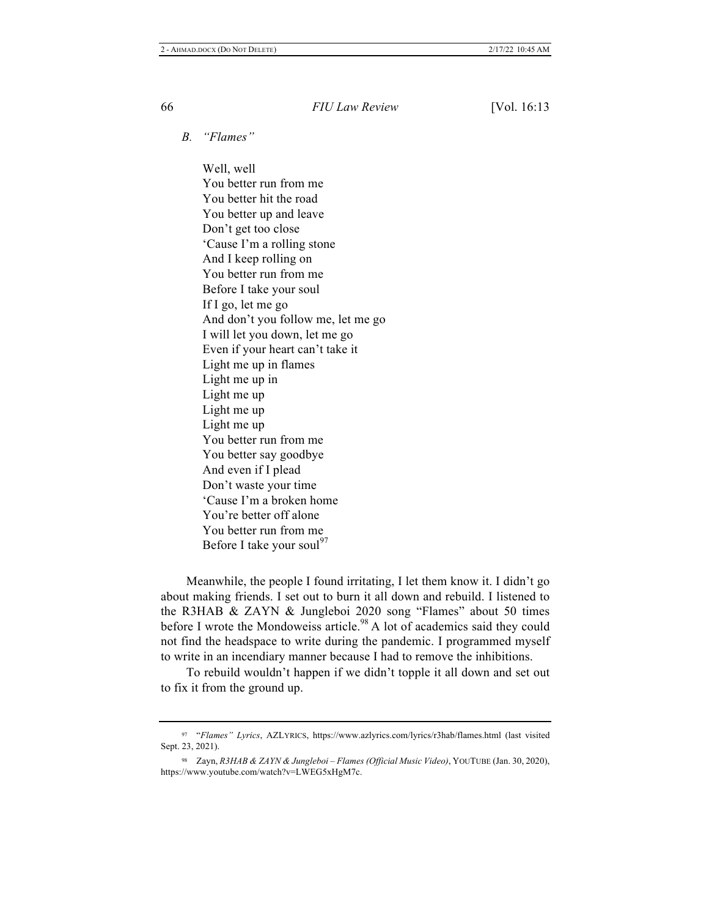### B. *"Flames"*

Well, well
You better run from me
You better hit the road
You better up and leave
Don't get too close
'Cause I'm a rolling stone
And I keep rolling on
You better run from me
Before I take your soul
If I go, let me go
And don't you follow me, let me go
I will let you down, let me go
Even if your heart can't take it
Light me up in flames
Light me up in
Light me up
Light me up
Light me up
You better run from me
You better say goodbye
And even if I plead
Don't waste your time
'Cause I'm a broken home
You're better off alone
You better run from me
Before I take your soul[97]

Meanwhile, the people I found irritating, I let them know it. I didn't go about making friends. I set out to burn it all down and rebuild. I listened to the R3HAB & ZAYN & Jungleboi 2020 song "Flames" about 50 times before I wrote the Mondoweiss article.[98] A lot of academics said they could not find the headspace to write during the pandemic. I programmed myself to write in an incendiary manner because I had to remove the inhibitions.

To rebuild wouldn't happen if we didn't topple it all down and set out to fix it from the ground up.

---

[97] "*Flames" Lyrics*, AZLYRICS, https://www.azlyrics.com/lyrics/r3hab/flames.html (last visited Sept. 23, 2021).

[98] Zayn, *R3HAB & ZAYN & Jungleboi – Flames (Official Music Video)*, YOUTUBE (Jan. 30, 2020), https://www.youtube.com/watch?v=LWEG5xHgM7c.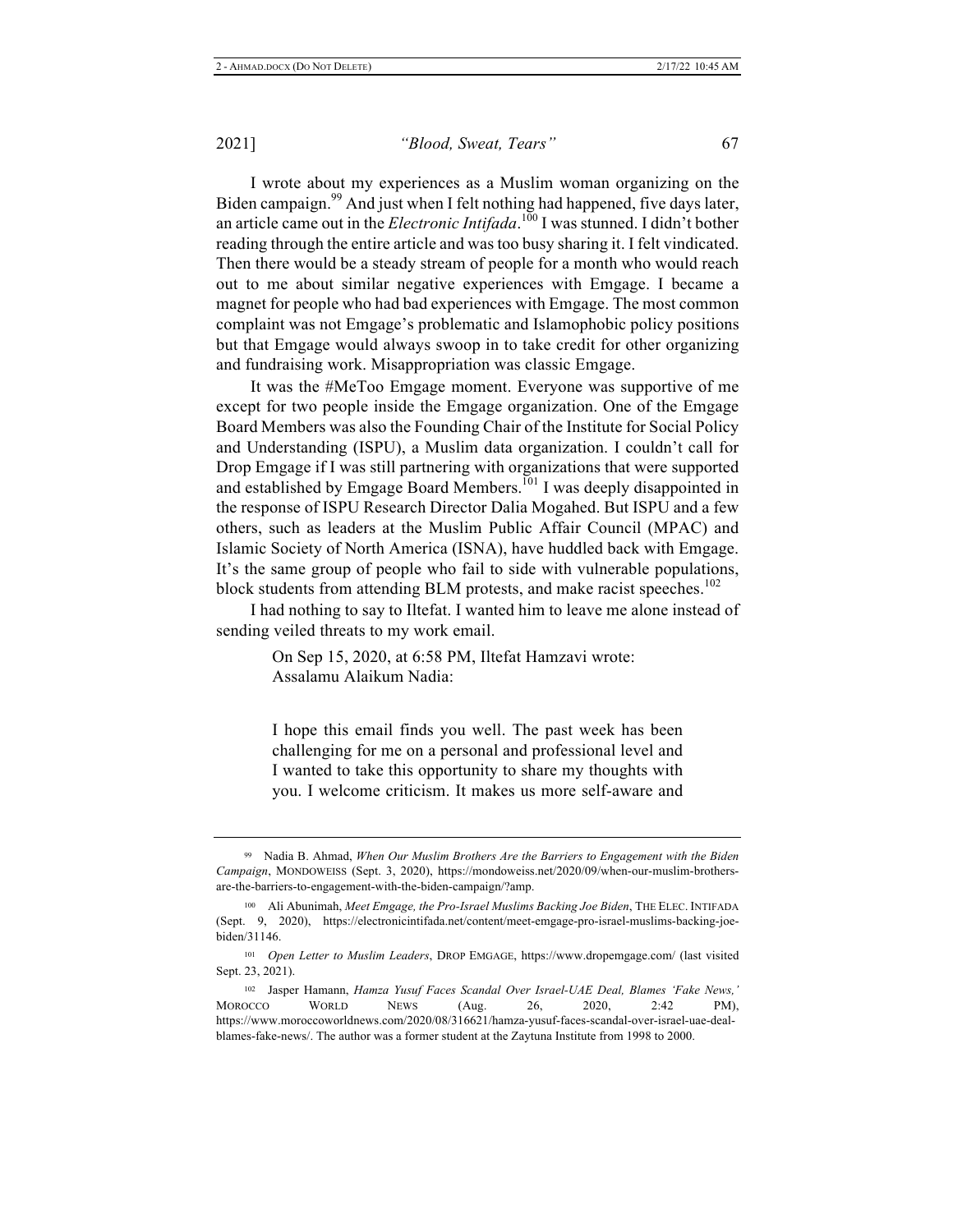I wrote about my experiences as a Muslim woman organizing on the Biden campaign.[99] And just when I felt nothing had happened, five days later, an article came out in the *Electronic Intifada*.[100] I was stunned. I didn't bother reading through the entire article and was too busy sharing it. I felt vindicated. Then there would be a steady stream of people for a month who would reach out to me about similar negative experiences with Emgage. I became a magnet for people who had bad experiences with Emgage. The most common complaint was not Emgage's problematic and Islamophobic policy positions but that Emgage would always swoop in to take credit for other organizing and fundraising work. Misappropriation was classic Emgage.

It was the #MeToo Emgage moment. Everyone was supportive of me except for two people inside the Emgage organization. One of the Emgage Board Members was also the Founding Chair of the Institute for Social Policy and Understanding (ISPU), a Muslim data organization. I couldn't call for Drop Emgage if I was still partnering with organizations that were supported and established by Emgage Board Members.[101] I was deeply disappointed in the response of ISPU Research Director Dalia Mogahed. But ISPU and a few others, such as leaders at the Muslim Public Affair Council (MPAC) and Islamic Society of North America (ISNA), have huddled back with Emgage. It's the same group of people who fail to side with vulnerable populations, block students from attending BLM protests, and make racist speeches.[102]

I had nothing to say to Iltefat. I wanted him to leave me alone instead of sending veiled threats to my work email.

> On Sep 15, 2020, at 6:58 PM, Iltefat Hamzavi wrote:
> Assalamu Alaikum Nadia:
>
> I hope this email finds you well. The past week has been challenging for me on a personal and professional level and I wanted to take this opportunity to share my thoughts with you. I welcome criticism. It makes us more self-aware and

---

[99] Nadia B. Ahmad, *When Our Muslim Brothers Are the Barriers to Engagement with the Biden Campaign*, MONDOWEISS (Sept. 3, 2020), https://mondoweiss.net/2020/09/when-our-muslim-brothers-are-the-barriers-to-engagement-with-the-biden-campaign/?amp.

[100] Ali Abunimah, *Meet Emgage, the Pro-Israel Muslims Backing Joe Biden*, THE ELEC. INTIFADA (Sept. 9, 2020), https://electronicintifada.net/content/meet-emgage-pro-israel-muslims-backing-joe-biden/31146.

[101] *Open Letter to Muslim Leaders*, DROP EMGAGE, https://www.dropemgage.com/ (last visited Sept. 23, 2021).

[102] Jasper Hamann, *Hamza Yusuf Faces Scandal Over Israel-UAE Deal, Blames 'Fake News,'* MOROCCO WORLD NEWS (Aug. 26, 2020, 2:42 PM), https://www.moroccoworldnews.com/2020/08/316621/hamza-yusuf-faces-scandal-over-israel-uae-deal-blames-fake-news/. The author was a former student at the Zaytuna Institute from 1998 to 2000.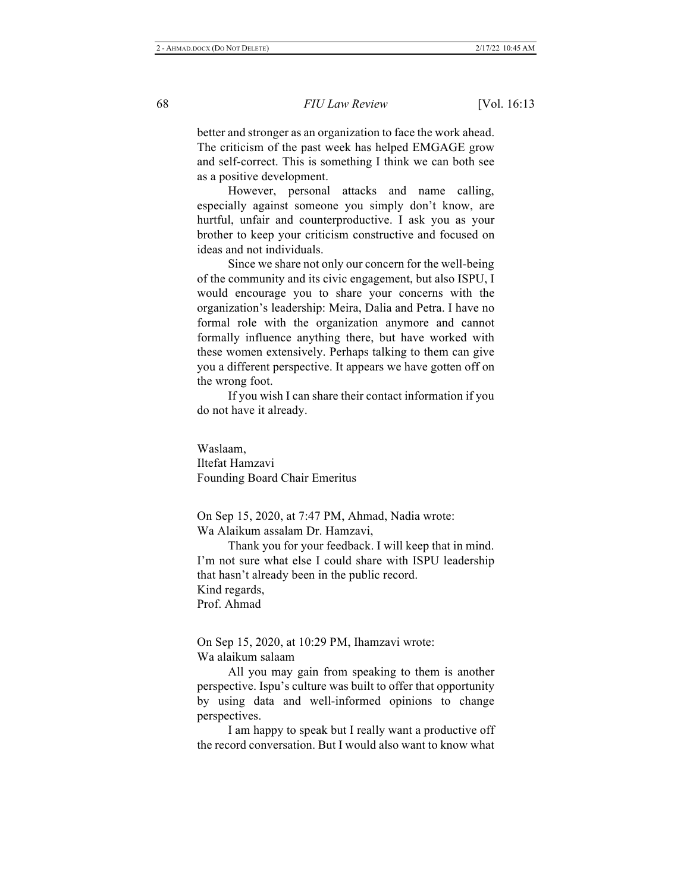better and stronger as an organization to face the work ahead. The criticism of the past week has helped EMGAGE grow and self-correct. This is something I think we can both see as a positive development.

However, personal attacks and name calling, especially against someone you simply don't know, are hurtful, unfair and counterproductive. I ask you as your brother to keep your criticism constructive and focused on ideas and not individuals.

Since we share not only our concern for the well-being of the community and its civic engagement, but also ISPU, I would encourage you to share your concerns with the organization's leadership: Meira, Dalia and Petra. I have no formal role with the organization anymore and cannot formally influence anything there, but have worked with these women extensively. Perhaps talking to them can give you a different perspective. It appears we have gotten off on the wrong foot.

If you wish I can share their contact information if you do not have it already.

Waslaam,
Iltefat Hamzavi
Founding Board Chair Emeritus

On Sep 15, 2020, at 7:47 PM, Ahmad, Nadia wrote:
Wa Alaikum assalam Dr. Hamzavi,

Thank you for your feedback. I will keep that in mind. I'm not sure what else I could share with ISPU leadership that hasn't already been in the public record.
Kind regards,
Prof. Ahmad

On Sep 15, 2020, at 10:29 PM, Ihamzavi wrote:
Wa alaikum salaam

All you may gain from speaking to them is another perspective. Ispu's culture was built to offer that opportunity by using data and well-informed opinions to change perspectives.

I am happy to speak but I really want a productive off the record conversation. But I would also want to know what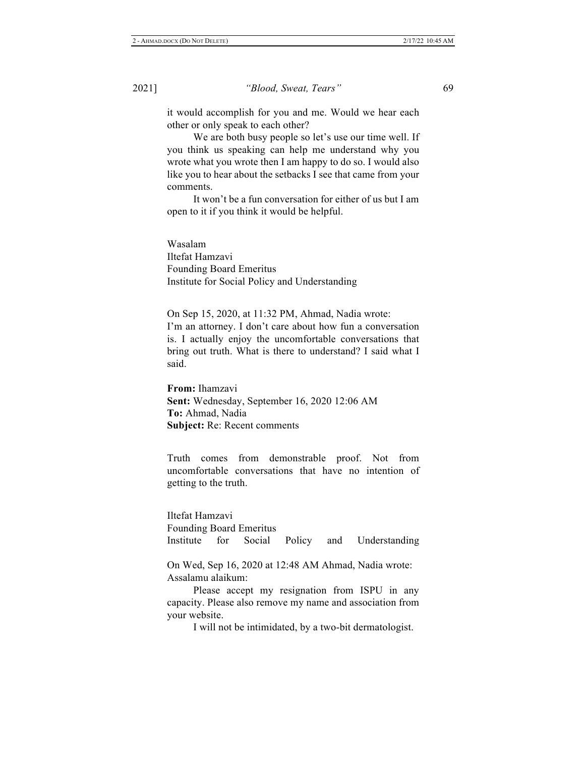it would accomplish for you and me. Would we hear each other or only speak to each other?

We are both busy people so let's use our time well. If you think us speaking can help me understand why you wrote what you wrote then I am happy to do so. I would also like you to hear about the setbacks I see that came from your comments.

It won't be a fun conversation for either of us but I am open to it if you think it would be helpful.

Wasalam
Iltefat Hamzavi
Founding Board Emeritus
Institute for Social Policy and Understanding

On Sep 15, 2020, at 11:32 PM, Ahmad, Nadia wrote:
I'm an attorney. I don't care about how fun a conversation is. I actually enjoy the uncomfortable conversations that bring out truth. What is there to understand? I said what I said.

**From:** Ihamzavi
**Sent:** Wednesday, September 16, 2020 12:06 AM
**To:** Ahmad, Nadia
**Subject:** Re: Recent comments

Truth comes from demonstrable proof. Not from uncomfortable conversations that have no intention of getting to the truth.

Iltefat Hamzavi
Founding Board Emeritus
Institute for Social Policy and Understanding

On Wed, Sep 16, 2020 at 12:48 AM Ahmad, Nadia wrote:
Assalamu alaikum:

Please accept my resignation from ISPU in any capacity. Please also remove my name and association from your website.

I will not be intimidated, by a two-bit dermatologist.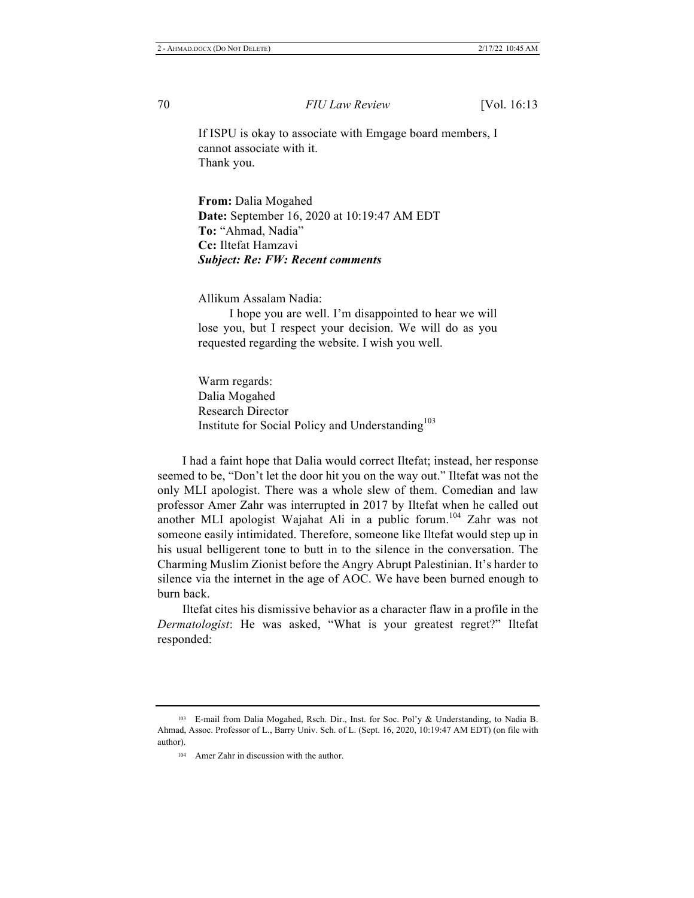If ISPU is okay to associate with Emgage board members, I cannot associate with it.
Thank you.

**From:** Dalia Mogahed
**Date:** September 16, 2020 at 10:19:47 AM EDT
**To:** "Ahmad, Nadia"
**Cc:** Iltefat Hamzavi
***Subject: Re: FW: Recent comments***

Allikum Assalam Nadia:

I hope you are well. I'm disappointed to hear we will lose you, but I respect your decision. We will do as you requested regarding the website. I wish you well.

Warm regards:
Dalia Mogahed
Research Director
Institute for Social Policy and Understanding[103]

I had a faint hope that Dalia would correct Iltefat; instead, her response seemed to be, "Don't let the door hit you on the way out." Iltefat was not the only MLI apologist. There was a whole slew of them. Comedian and law professor Amer Zahr was interrupted in 2017 by Iltefat when he called out another MLI apologist Wajahat Ali in a public forum.[104] Zahr was not someone easily intimidated. Therefore, someone like Iltefat would step up in his usual belligerent tone to butt in to the silence in the conversation. The Charming Muslim Zionist before the Angry Abrupt Palestinian. It's harder to silence via the internet in the age of AOC. We have been burned enough to burn back.

Iltefat cites his dismissive behavior as a character flaw in a profile in the *Dermatologist*: He was asked, "What is your greatest regret?" Iltefat responded:

---

[103] E-mail from Dalia Mogahed, Rsch. Dir., Inst. for Soc. Pol'y & Understanding, to Nadia B. Ahmad, Assoc. Professor of L., Barry Univ. Sch. of L. (Sept. 16, 2020, 10:19:47 AM EDT) (on file with author).

[104] Amer Zahr in discussion with the author.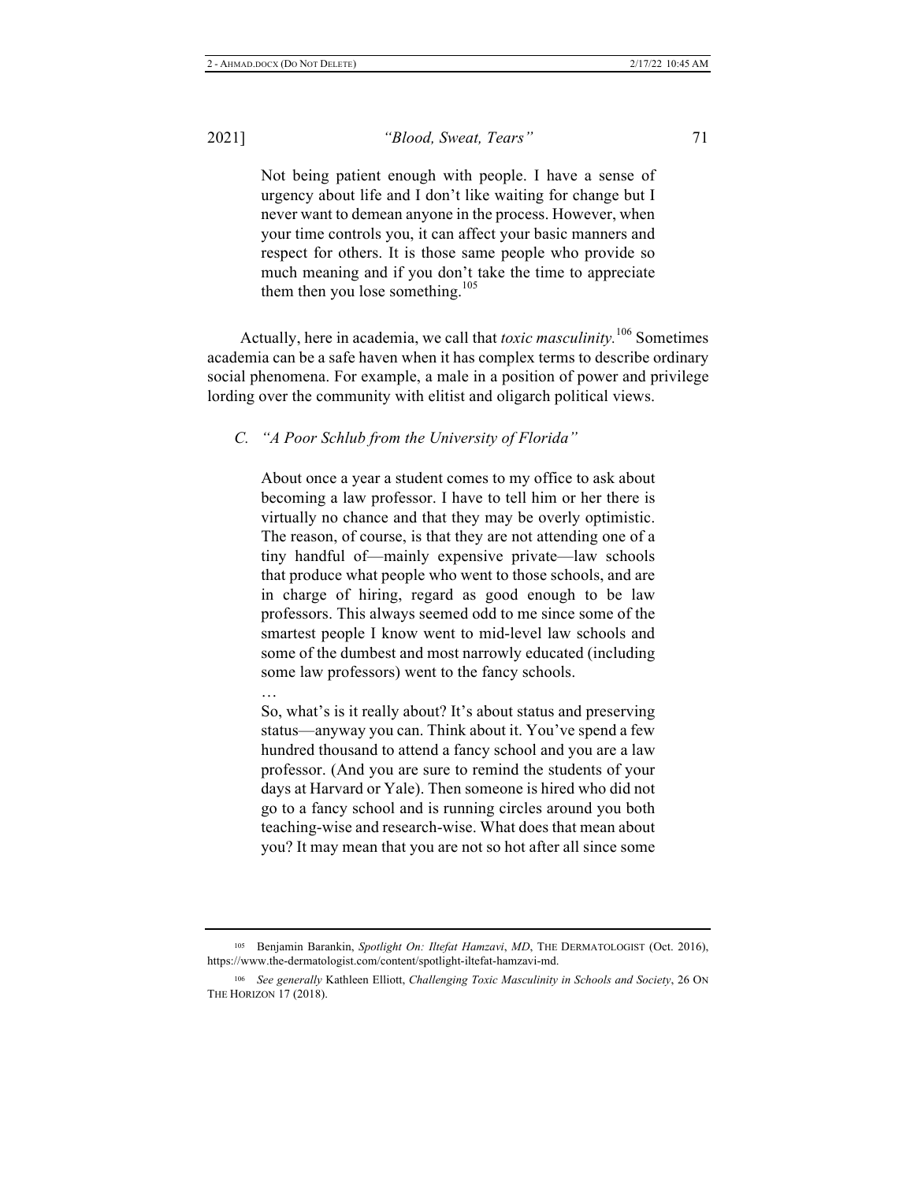> Not being patient enough with people. I have a sense of urgency about life and I don't like waiting for change but I never want to demean anyone in the process. However, when your time controls you, it can affect your basic manners and respect for others. It is those same people who provide so much meaning and if you don't take the time to appreciate them then you lose something.[105]

Actually, here in academia, we call that *toxic masculinity.*[106] Sometimes academia can be a safe haven when it has complex terms to describe ordinary social phenomena. For example, a male in a position of power and privilege lording over the community with elitist and oligarch political views.

### *C. "A Poor Schlub from the University of Florida"*

> About once a year a student comes to my office to ask about becoming a law professor. I have to tell him or her there is virtually no chance and that they may be overly optimistic. The reason, of course, is that they are not attending one of a tiny handful of—mainly expensive private—law schools that produce what people who went to those schools, and are in charge of hiring, regard as good enough to be law professors. This always seemed odd to me since some of the smartest people I know went to mid-level law schools and some of the dumbest and most narrowly educated (including some law professors) went to the fancy schools.
>
> …
>
> So, what's is it really about? It's about status and preserving status—anyway you can. Think about it. You've spend a few hundred thousand to attend a fancy school and you are a law professor. (And you are sure to remind the students of your days at Harvard or Yale). Then someone is hired who did not go to a fancy school and is running circles around you both teaching-wise and research-wise. What does that mean about you? It may mean that you are not so hot after all since some

---

[105] Benjamin Barankin, *Spotlight On: Iltefat Hamzavi*, *MD*, THE DERMATOLOGIST (Oct. 2016), https://www.the-dermatologist.com/content/spotlight-iltefat-hamzavi-md.

[106] *See generally* Kathleen Elliott, *Challenging Toxic Masculinity in Schools and Society*, 26 ON THE HORIZON 17 (2018).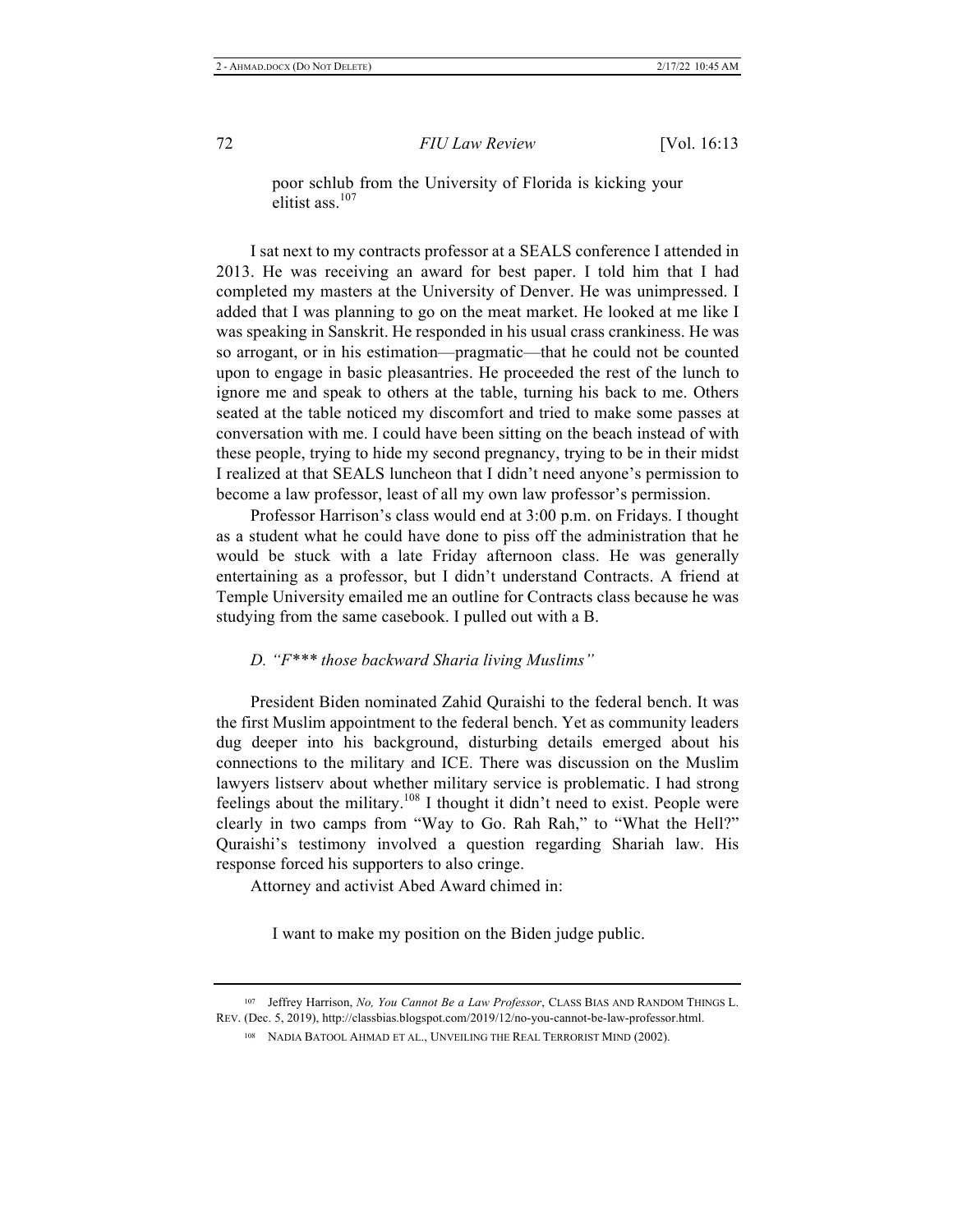> poor schlub from the University of Florida is kicking your elitist ass.[107]

I sat next to my contracts professor at a SEALS conference I attended in 2013. He was receiving an award for best paper. I told him that I had completed my masters at the University of Denver. He was unimpressed. I added that I was planning to go on the meat market. He looked at me like I was speaking in Sanskrit. He responded in his usual crass crankiness. He was so arrogant, or in his estimation—pragmatic—that he could not be counted upon to engage in basic pleasantries. He proceeded the rest of the lunch to ignore me and speak to others at the table, turning his back to me. Others seated at the table noticed my discomfort and tried to make some passes at conversation with me. I could have been sitting on the beach instead of with these people, trying to hide my second pregnancy, trying to be in their midst I realized at that SEALS luncheon that I didn't need anyone's permission to become a law professor, least of all my own law professor's permission.

Professor Harrison's class would end at 3:00 p.m. on Fridays. I thought as a student what he could have done to piss off the administration that he would be stuck with a late Friday afternoon class. He was generally entertaining as a professor, but I didn't understand Contracts. A friend at Temple University emailed me an outline for Contracts class because he was studying from the same casebook. I pulled out with a B.

### *D. "F*** those backward Sharia living Muslims"*

President Biden nominated Zahid Quraishi to the federal bench. It was the first Muslim appointment to the federal bench. Yet as community leaders dug deeper into his background, disturbing details emerged about his connections to the military and ICE. There was discussion on the Muslim lawyers listserv about whether military service is problematic. I had strong feelings about the military.[108] I thought it didn't need to exist. People were clearly in two camps from "Way to Go. Rah Rah," to "What the Hell?" Quraishi's testimony involved a question regarding Shariah law. His response forced his supporters to also cringe.

Attorney and activist Abed Award chimed in:

> I want to make my position on the Biden judge public.

---

[107] Jeffrey Harrison, *No, You Cannot Be a Law Professor*, CLASS BIAS AND RANDOM THINGS L. REV. (Dec. 5, 2019), http://classbias.blogspot.com/2019/12/no-you-cannot-be-law-professor.html.

[108] NADIA BATOOL AHMAD ET AL., UNVEILING THE REAL TERRORIST MIND (2002).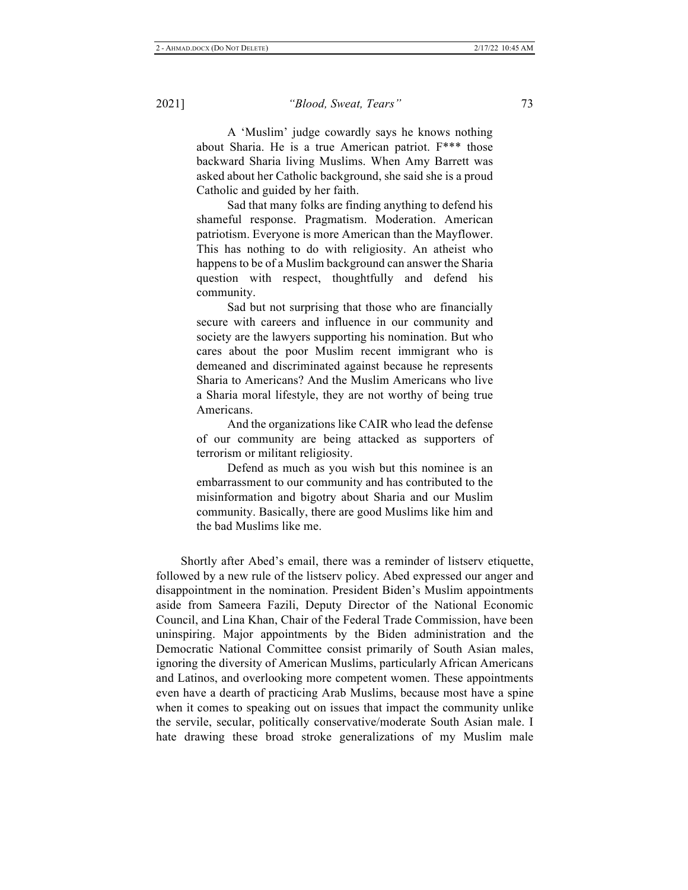> A 'Muslim' judge cowardly says he knows nothing about Sharia. He is a true American patriot. F*** those backward Sharia living Muslims. When Amy Barrett was asked about her Catholic background, she said she is a proud Catholic and guided by her faith.
>
> Sad that many folks are finding anything to defend his shameful response. Pragmatism. Moderation. American patriotism. Everyone is more American than the Mayflower. This has nothing to do with religiosity. An atheist who happens to be of a Muslim background can answer the Sharia question with respect, thoughtfully and defend his community.
>
> Sad but not surprising that those who are financially secure with careers and influence in our community and society are the lawyers supporting his nomination. But who cares about the poor Muslim recent immigrant who is demeaned and discriminated against because he represents Sharia to Americans? And the Muslim Americans who live a Sharia moral lifestyle, they are not worthy of being true Americans.
>
> And the organizations like CAIR who lead the defense of our community are being attacked as supporters of terrorism or militant religiosity.
>
> Defend as much as you wish but this nominee is an embarrassment to our community and has contributed to the misinformation and bigotry about Sharia and our Muslim community. Basically, there are good Muslims like him and the bad Muslims like me.

Shortly after Abed's email, there was a reminder of listserv etiquette, followed by a new rule of the listserv policy. Abed expressed our anger and disappointment in the nomination. President Biden's Muslim appointments aside from Sameera Fazili, Deputy Director of the National Economic Council, and Lina Khan, Chair of the Federal Trade Commission, have been uninspiring. Major appointments by the Biden administration and the Democratic National Committee consist primarily of South Asian males, ignoring the diversity of American Muslims, particularly African Americans and Latinos, and overlooking more competent women. These appointments even have a dearth of practicing Arab Muslims, because most have a spine when it comes to speaking out on issues that impact the community unlike the servile, secular, politically conservative/moderate South Asian male. I hate drawing these broad stroke generalizations of my Muslim male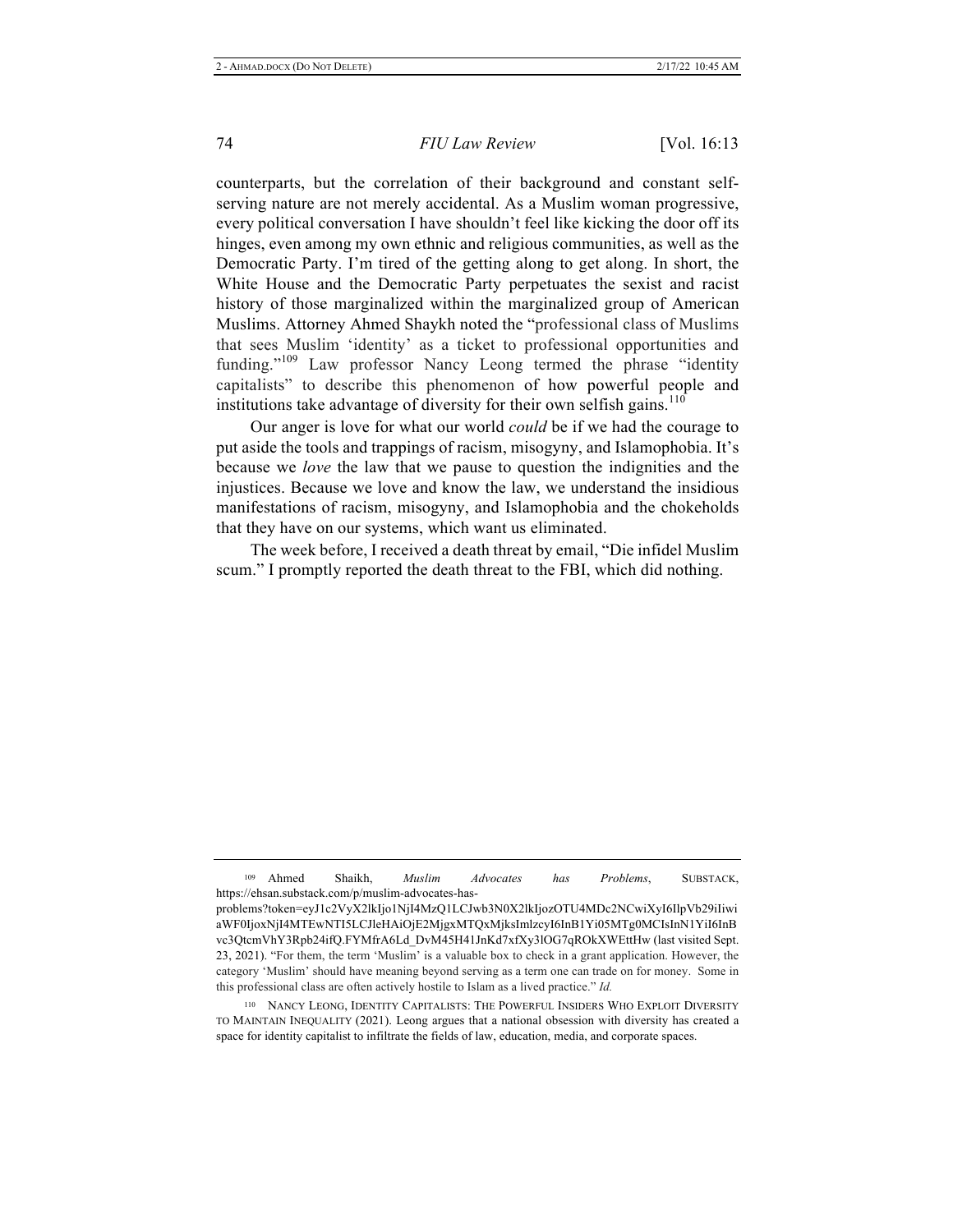counterparts, but the correlation of their background and constant self-serving nature are not merely accidental. As a Muslim woman progressive, every political conversation I have shouldn't feel like kicking the door off its hinges, even among my own ethnic and religious communities, as well as the Democratic Party. I'm tired of the getting along to get along. In short, the White House and the Democratic Party perpetuates the sexist and racist history of those marginalized within the marginalized group of American Muslims. Attorney Ahmed Shaykh noted the "professional class of Muslims that sees Muslim 'identity' as a ticket to professional opportunities and funding."[109] Law professor Nancy Leong termed the phrase "identity capitalists" to describe this phenomenon of how powerful people and institutions take advantage of diversity for their own selfish gains.[110]

Our anger is love for what our world *could* be if we had the courage to put aside the tools and trappings of racism, misogyny, and Islamophobia. It's because we *love* the law that we pause to question the indignities and the injustices. Because we love and know the law, we understand the insidious manifestations of racism, misogyny, and Islamophobia and the chokeholds that they have on our systems, which want us eliminated.

The week before, I received a death threat by email, "Die infidel Muslim scum." I promptly reported the death threat to the FBI, which did nothing.

---

[109] Ahmed Shaikh, *Muslim Advocates has Problems*, SUBSTACK, https://ehsan.substack.com/p/muslim-advocates-has-problems?token=eyJ1c2VyX2lkIjo1NjI4MzQ1LCJwb3N0X2lkIjozOTU4MDc2NCwiXyI6IlpVb29iIiwiaWF0IjoxNjI4MTEwNTI5LCJleHAiOjE2MjgxMTQxMjksImlzcyI6InB1Yi05MTg0MCIsInN1YiI6InBvc3QtcmVhY3Rpb24ifQ.FYMfrA6Ld_DvM45H41JnKd7xfXy3lOG7qROkXWEttHw (last visited Sept. 23, 2021). "For them, the term 'Muslim' is a valuable box to check in a grant application. However, the category 'Muslim' should have meaning beyond serving as a term one can trade on for money. Some in this professional class are often actively hostile to Islam as a lived practice." *Id.*

[110] NANCY LEONG, IDENTITY CAPITALISTS: THE POWERFUL INSIDERS WHO EXPLOIT DIVERSITY TO MAINTAIN INEQUALITY (2021). Leong argues that a national obsession with diversity has created a space for identity capitalist to infiltrate the fields of law, education, media, and corporate spaces.